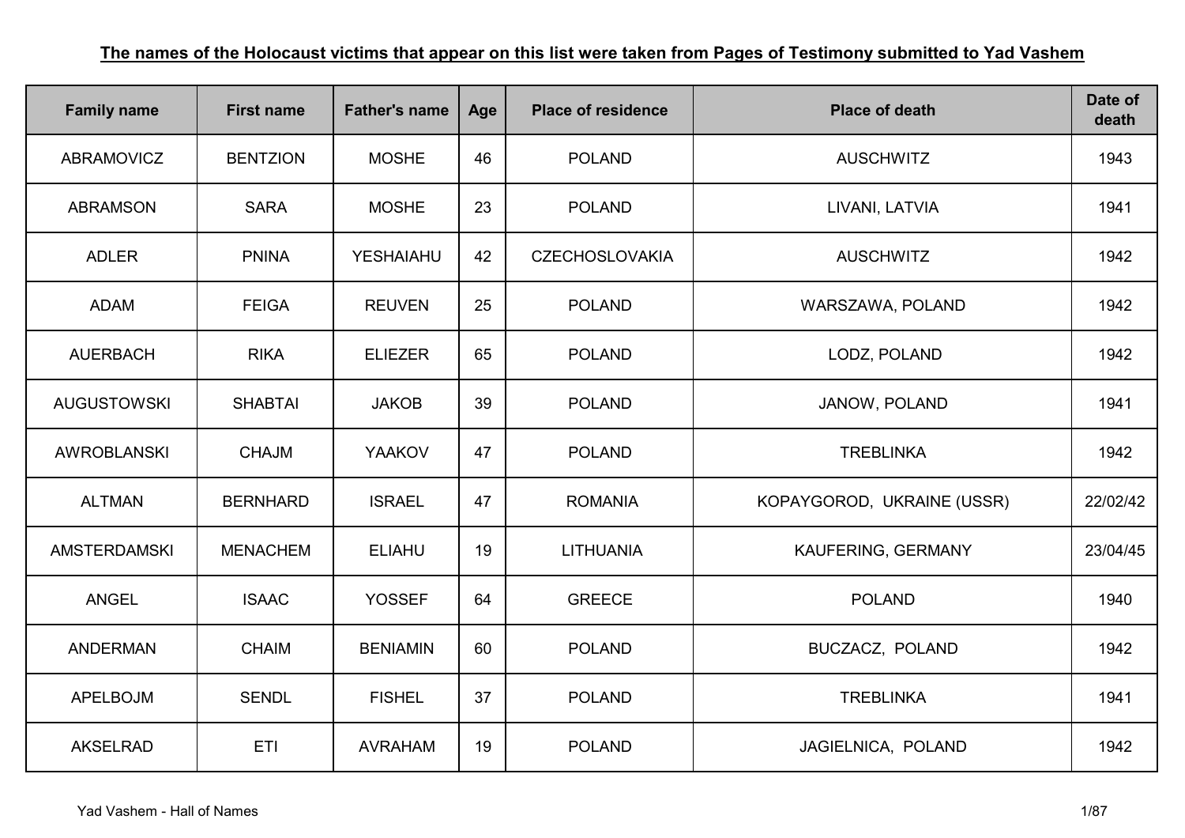**The names of the Holocaust victims that appear on this list were taken from Pages of Testimony submitted to Yad Vashem**

| Family name | First name | Father's name | Age | Place of residence | Place of death | Date of death |
|---|---|---|---|---|---|---|
| ABRAMOVICZ | BENTZION | MOSHE | 46 | POLAND | AUSCHWITZ | 1943 |
| ABRAMSON | SARA | MOSHE | 23 | POLAND | LIVANI, LATVIA | 1941 |
| ADLER | PNINA | YESHAIAHU | 42 | CZECHOSLOVAKIA | AUSCHWITZ | 1942 |
| ADAM | FEIGA | REUVEN | 25 | POLAND | WARSZAWA, POLAND | 1942 |
| AUERBACH | RIKA | ELIEZER | 65 | POLAND | LODZ, POLAND | 1942 |
| AUGUSTOWSKI | SHABTAI | JAKOB | 39 | POLAND | JANOW, POLAND | 1941 |
| AWROBLANSKI | CHAJM | YAAKOV | 47 | POLAND | TREBLINKA | 1942 |
| ALTMAN | BERNHARD | ISRAEL | 47 | ROMANIA | KOPAYGOROD, UKRAINE (USSR) | 22/02/42 |
| AMSTERDAMSKI | MENACHEM | ELIAHU | 19 | LITHUANIA | KAUFERING, GERMANY | 23/04/45 |
| ANGEL | ISAAC | YOSSEF | 64 | GREECE | POLAND | 1940 |
| ANDERMAN | CHAIM | BENIAMIN | 60 | POLAND | BUCZACZ, POLAND | 1942 |
| APELBOJM | SENDL | FISHEL | 37 | POLAND | TREBLINKA | 1941 |
| AKSELRAD | ETI | AVRAHAM | 19 | POLAND | JAGIELNICA, POLAND | 1942 |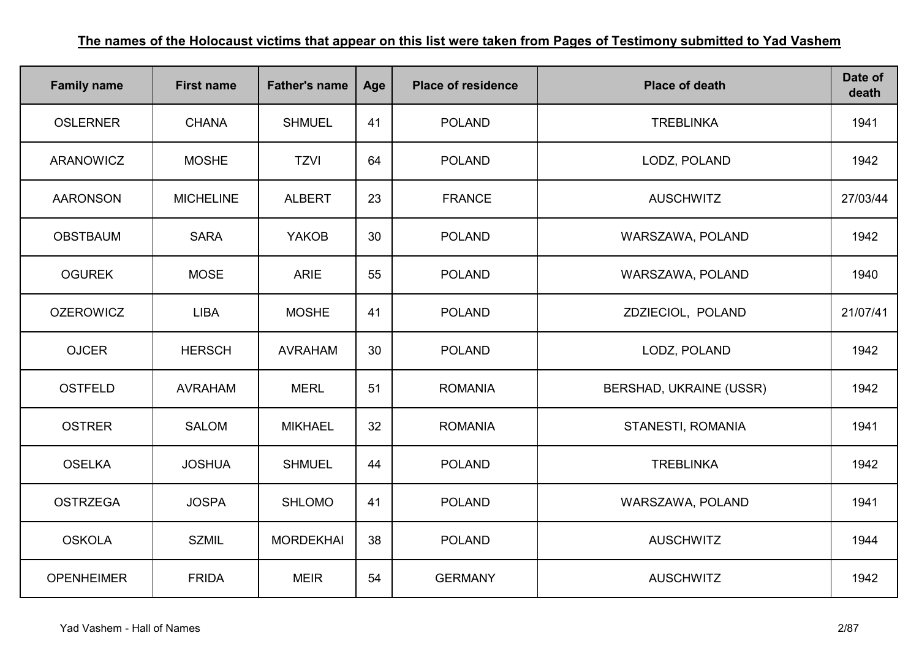**The names of the Holocaust victims that appear on this list were taken from Pages of Testimony submitted to Yad Vashem**

| Family name | First name | Father's name | Age | Place of residence | Place of death | Date of death |
|---|---|---|---|---|---|---|
| OSLERNER | CHANA | SHMUEL | 41 | POLAND | TREBLINKA | 1941 |
| ARANOWICZ | MOSHE | TZVI | 64 | POLAND | LODZ, POLAND | 1942 |
| AARONSON | MICHELINE | ALBERT | 23 | FRANCE | AUSCHWITZ | 27/03/44 |
| OBSTBAUM | SARA | YAKOB | 30 | POLAND | WARSZAWA, POLAND | 1942 |
| OGUREK | MOSE | ARIE | 55 | POLAND | WARSZAWA, POLAND | 1940 |
| OZEROWICZ | LIBA | MOSHE | 41 | POLAND | ZDZIECIOL, POLAND | 21/07/41 |
| OJCER | HERSCH | AVRAHAM | 30 | POLAND | LODZ, POLAND | 1942 |
| OSTFELD | AVRAHAM | MERL | 51 | ROMANIA | BERSHAD, UKRAINE (USSR) | 1942 |
| OSTRER | SALOM | MIKHAEL | 32 | ROMANIA | STANESTI, ROMANIA | 1941 |
| OSELKA | JOSHUA | SHMUEL | 44 | POLAND | TREBLINKA | 1942 |
| OSTRZEGA | JOSPA | SHLOMO | 41 | POLAND | WARSZAWA, POLAND | 1941 |
| OSKOLA | SZMIL | MORDEKHAI | 38 | POLAND | AUSCHWITZ | 1944 |
| OPENHEIMER | FRIDA | MEIR | 54 | GERMANY | AUSCHWITZ | 1942 |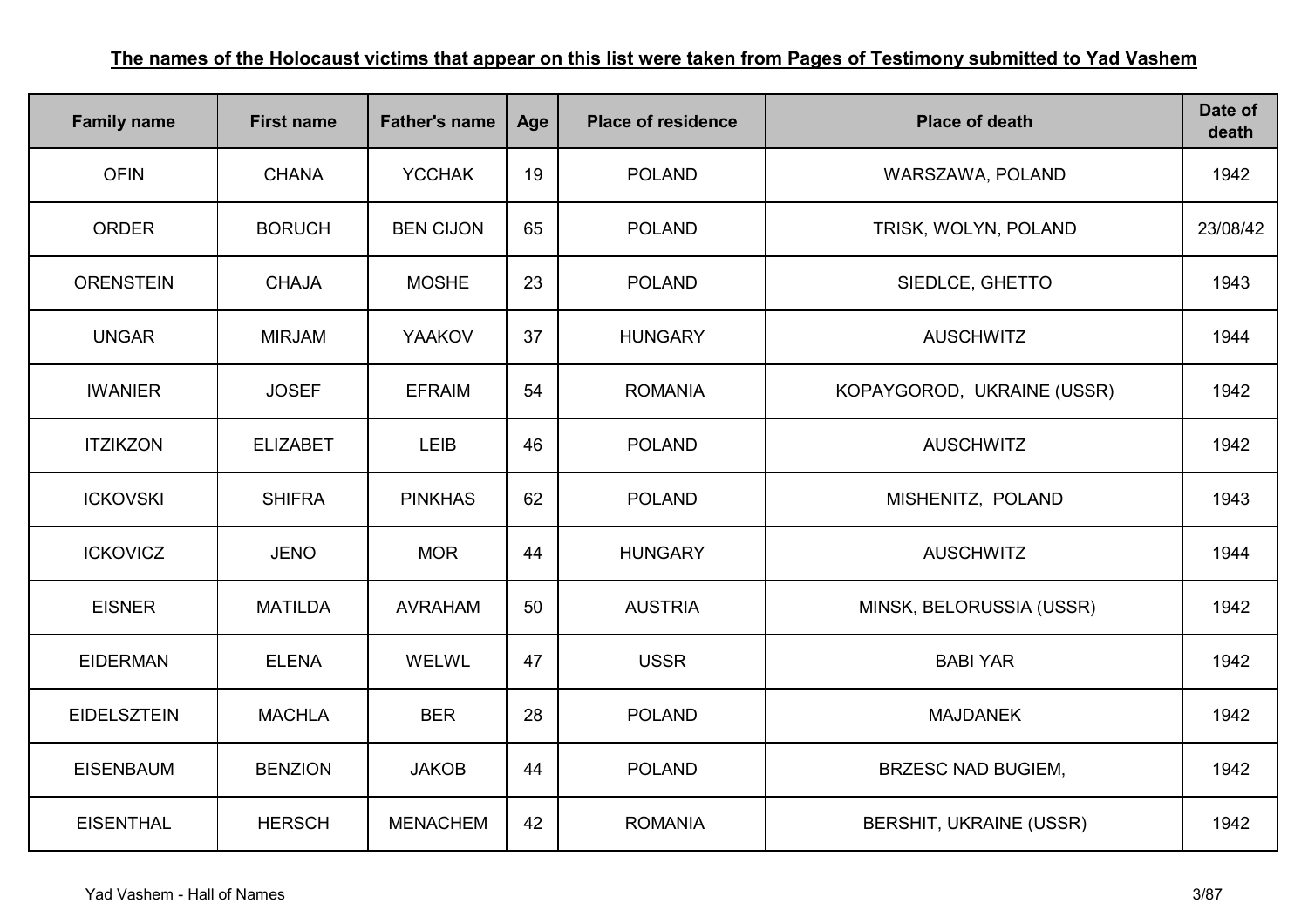**The names of the Holocaust victims that appear on this list were taken from Pages of Testimony submitted to Yad Vashem**

| Family name | First name | Father's name | Age | Place of residence | Place of death | Date of death |
|---|---|---|---|---|---|---|
| OFIN | CHANA | YCCHAK | 19 | POLAND | WARSZAWA, POLAND | 1942 |
| ORDER | BORUCH | BEN CIJON | 65 | POLAND | TRISK, WOLYN, POLAND | 23/08/42 |
| ORENSTEIN | CHAJA | MOSHE | 23 | POLAND | SIEDLCE, GHETTO | 1943 |
| UNGAR | MIRJAM | YAAKOV | 37 | HUNGARY | AUSCHWITZ | 1944 |
| IWANIER | JOSEF | EFRAIM | 54 | ROMANIA | KOPAYGOROD,  UKRAINE (USSR) | 1942 |
| ITZIKZON | ELIZABET | LEIB | 46 | POLAND | AUSCHWITZ | 1942 |
| ICKOVSKI | SHIFRA | PINKHAS | 62 | POLAND | MISHENITZ,  POLAND | 1943 |
| ICKOVICZ | JENO | MOR | 44 | HUNGARY | AUSCHWITZ | 1944 |
| EISNER | MATILDA | AVRAHAM | 50 | AUSTRIA | MINSK, BELORUSSIA (USSR) | 1942 |
| EIDERMAN | ELENA | WELWL | 47 | USSR | BABI YAR | 1942 |
| EIDELSZTEIN | MACHLA | BER | 28 | POLAND | MAJDANEK | 1942 |
| EISENBAUM | BENZION | JAKOB | 44 | POLAND | BRZESC NAD BUGIEM, | 1942 |
| EISENTHAL | HERSCH | MENACHEM | 42 | ROMANIA | BERSHIT, UKRAINE (USSR) | 1942 |

Yad Vashem - Hall of Names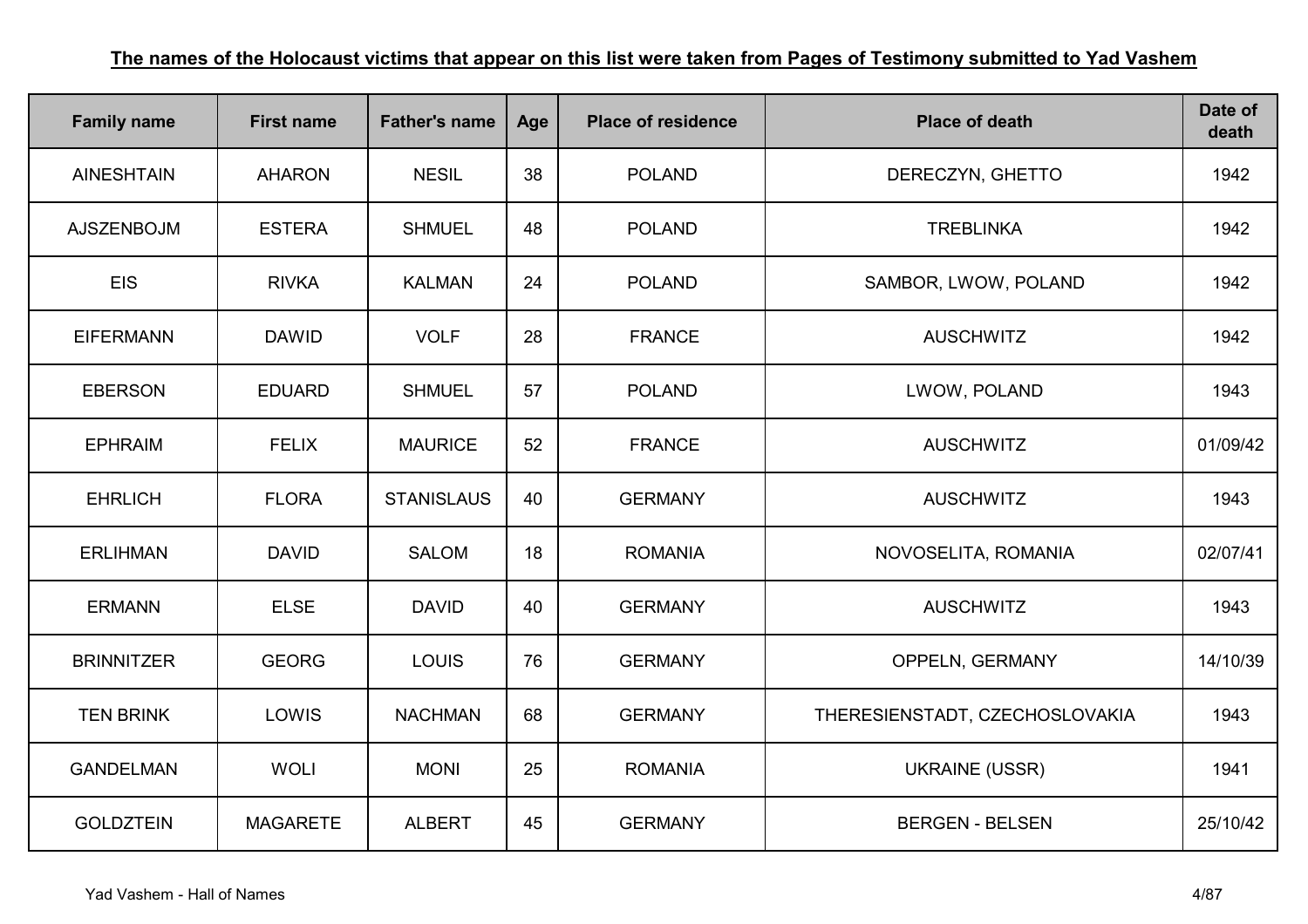**The names of the Holocaust victims that appear on this list were taken from Pages of Testimony submitted to Yad Vashem**

| Family name | First name | Father's name | Age | Place of residence | Place of death | Date of death |
|---|---|---|---|---|---|---|
| AINESHTAIN | AHARON | NESIL | 38 | POLAND | DERECZYN, GHETTO | 1942 |
| AJSZENBOJM | ESTERA | SHMUEL | 48 | POLAND | TREBLINKA | 1942 |
| EIS | RIVKA | KALMAN | 24 | POLAND | SAMBOR, LWOW, POLAND | 1942 |
| EIFERMANN | DAWID | VOLF | 28 | FRANCE | AUSCHWITZ | 1942 |
| EBERSON | EDUARD | SHMUEL | 57 | POLAND | LWOW, POLAND | 1943 |
| EPHRAIM | FELIX | MAURICE | 52 | FRANCE | AUSCHWITZ | 01/09/42 |
| EHRLICH | FLORA | STANISLAUS | 40 | GERMANY | AUSCHWITZ | 1943 |
| ERLIHMAN | DAVID | SALOM | 18 | ROMANIA | NOVOSELITA, ROMANIA | 02/07/41 |
| ERMANN | ELSE | DAVID | 40 | GERMANY | AUSCHWITZ | 1943 |
| BRINNITZER | GEORG | LOUIS | 76 | GERMANY | OPPELN, GERMANY | 14/10/39 |
| TEN BRINK | LOWIS | NACHMAN | 68 | GERMANY | THERESIENSTADT, CZECHOSLOVAKIA | 1943 |
| GANDELMAN | WOLI | MONI | 25 | ROMANIA | UKRAINE (USSR) | 1941 |
| GOLDZTEIN | MAGARETE | ALBERT | 45 | GERMANY | BERGEN - BELSEN | 25/10/42 |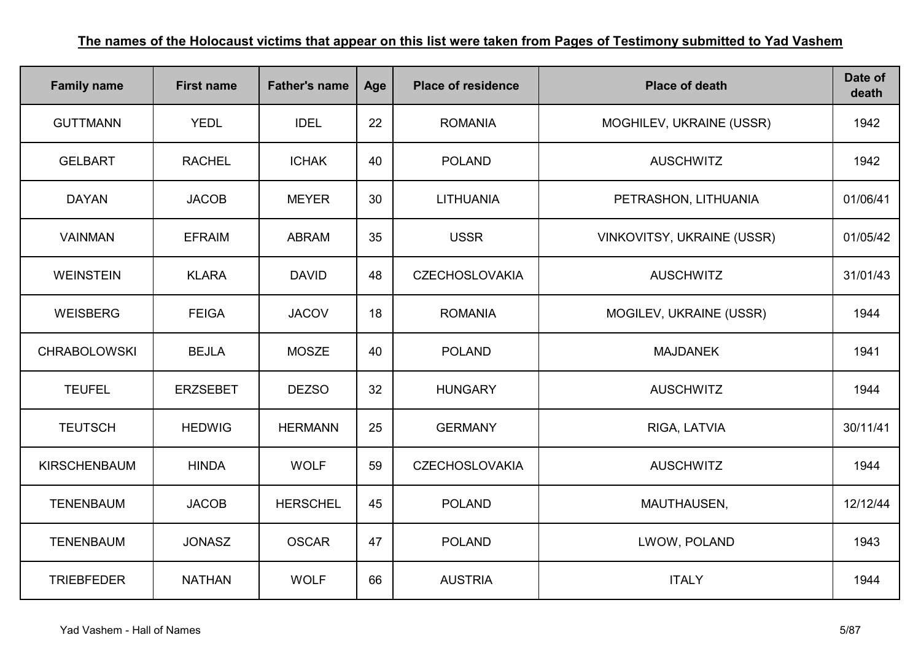**The names of the Holocaust victims that appear on this list were taken from Pages of Testimony submitted to Yad Vashem**

| Family name | First name | Father's name | Age | Place of residence | Place of death | Date of death |
|---|---|---|---|---|---|---|
| GUTTMANN | YEDL | IDEL | 22 | ROMANIA | MOGHILEV, UKRAINE (USSR) | 1942 |
| GELBART | RACHEL | ICHAK | 40 | POLAND | AUSCHWITZ | 1942 |
| DAYAN | JACOB | MEYER | 30 | LITHUANIA | PETRASHON, LITHUANIA | 01/06/41 |
| VAINMAN | EFRAIM | ABRAM | 35 | USSR | VINKOVITSY, UKRAINE (USSR) | 01/05/42 |
| WEINSTEIN | KLARA | DAVID | 48 | CZECHOSLOVAKIA | AUSCHWITZ | 31/01/43 |
| WEISBERG | FEIGA | JACOV | 18 | ROMANIA | MOGILEV, UKRAINE (USSR) | 1944 |
| CHRABOLOWSKI | BEJLA | MOSZE | 40 | POLAND | MAJDANEK | 1941 |
| TEUFEL | ERZSEBET | DEZSO | 32 | HUNGARY | AUSCHWITZ | 1944 |
| TEUTSCH | HEDWIG | HERMANN | 25 | GERMANY | RIGA, LATVIA | 30/11/41 |
| KIRSCHENBAUM | HINDA | WOLF | 59 | CZECHOSLOVAKIA | AUSCHWITZ | 1944 |
| TENENBAUM | JACOB | HERSCHEL | 45 | POLAND | MAUTHAUSEN, | 12/12/44 |
| TENENBAUM | JONASZ | OSCAR | 47 | POLAND | LWOW, POLAND | 1943 |
| TRIEBFEDER | NATHAN | WOLF | 66 | AUSTRIA | ITALY | 1944 |

Yad Vashem - Hall of Names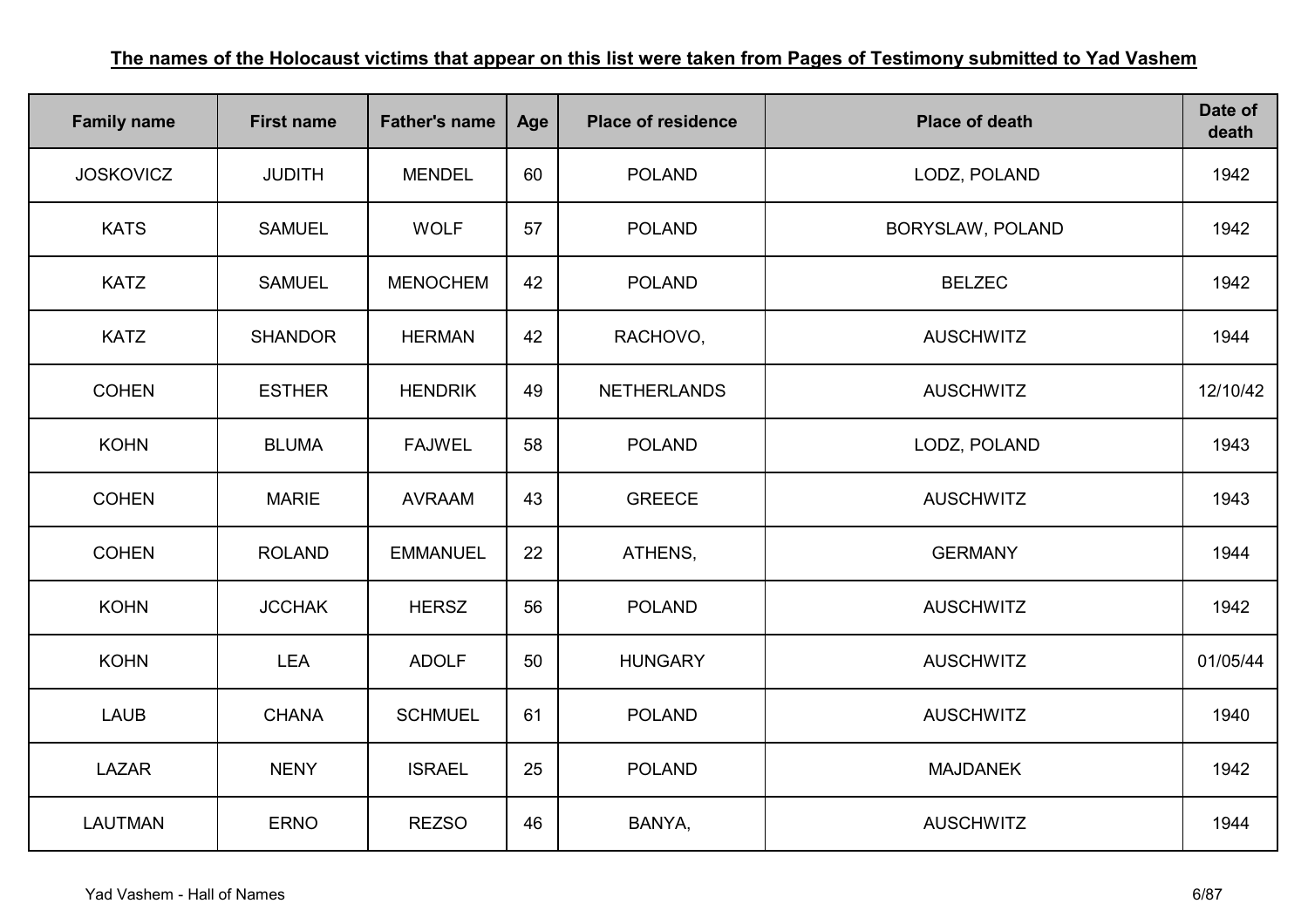**The names of the Holocaust victims that appear on this list were taken from Pages of Testimony submitted to Yad Vashem**

| Family name | First name | Father's name | Age | Place of residence | Place of death | Date of death |
|---|---|---|---|---|---|---|
| JOSKOVICZ | JUDITH | MENDEL | 60 | POLAND | LODZ, POLAND | 1942 |
| KATS | SAMUEL | WOLF | 57 | POLAND | BORYSLAW, POLAND | 1942 |
| KATZ | SAMUEL | MENOCHEM | 42 | POLAND | BELZEC | 1942 |
| KATZ | SHANDOR | HERMAN | 42 | RACHOVO, | AUSCHWITZ | 1944 |
| COHEN | ESTHER | HENDRIK | 49 | NETHERLANDS | AUSCHWITZ | 12/10/42 |
| KOHN | BLUMA | FAJWEL | 58 | POLAND | LODZ, POLAND | 1943 |
| COHEN | MARIE | AVRAAM | 43 | GREECE | AUSCHWITZ | 1943 |
| COHEN | ROLAND | EMMANUEL | 22 | ATHENS, | GERMANY | 1944 |
| KOHN | JCCHAK | HERSZ | 56 | POLAND | AUSCHWITZ | 1942 |
| KOHN | LEA | ADOLF | 50 | HUNGARY | AUSCHWITZ | 01/05/44 |
| LAUB | CHANA | SCHMUEL | 61 | POLAND | AUSCHWITZ | 1940 |
| LAZAR | NENY | ISRAEL | 25 | POLAND | MAJDANEK | 1942 |
| LAUTMAN | ERNO | REZSO | 46 | BANYA, | AUSCHWITZ | 1944 |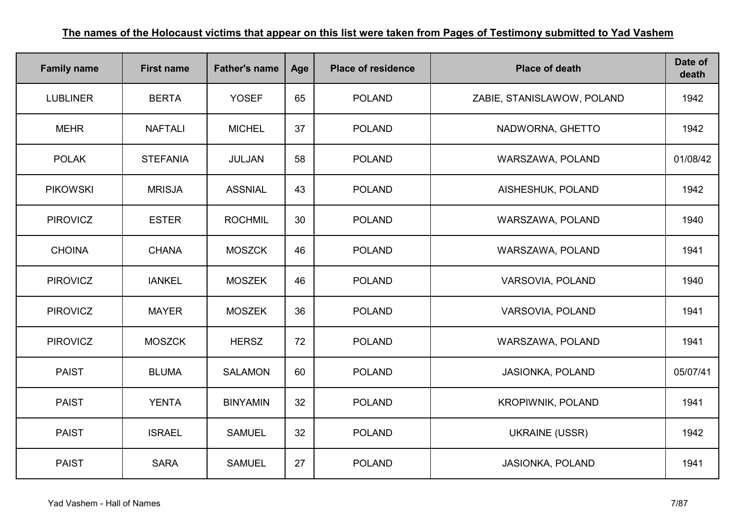**The names of the Holocaust victims that appear on this list were taken from Pages of Testimony submitted to Yad Vashem**

| Family name | First name | Father's name | Age | Place of residence | Place of death | Date of death |
|---|---|---|---|---|---|---|
| LUBLINER | BERTA | YOSEF | 65 | POLAND | ZABIE, STANISLAWOW, POLAND | 1942 |
| MEHR | NAFTALI | MICHEL | 37 | POLAND | NADWORNA, GHETTO | 1942 |
| POLAK | STEFANIA | JULJAN | 58 | POLAND | WARSZAWA, POLAND | 01/08/42 |
| PIKOWSKI | MRISJA | ASSNIAL | 43 | POLAND | AISHESHUK, POLAND | 1942 |
| PIROVICZ | ESTER | ROCHMIL | 30 | POLAND | WARSZAWA, POLAND | 1940 |
| CHOINA | CHANA | MOSZCK | 46 | POLAND | WARSZAWA, POLAND | 1941 |
| PIROVICZ | IANKEL | MOSZEK | 46 | POLAND | VARSOVIA, POLAND | 1940 |
| PIROVICZ | MAYER | MOSZEK | 36 | POLAND | VARSOVIA, POLAND | 1941 |
| PIROVICZ | MOSZCK | HERSZ | 72 | POLAND | WARSZAWA, POLAND | 1941 |
| PAIST | BLUMA | SALAMON | 60 | POLAND | JASIONKA, POLAND | 05/07/41 |
| PAIST | YENTA | BINYAMIN | 32 | POLAND | KROPIWNIK, POLAND | 1941 |
| PAIST | ISRAEL | SAMUEL | 32 | POLAND | UKRAINE (USSR) | 1942 |
| PAIST | SARA | SAMUEL | 27 | POLAND | JASIONKA, POLAND | 1941 |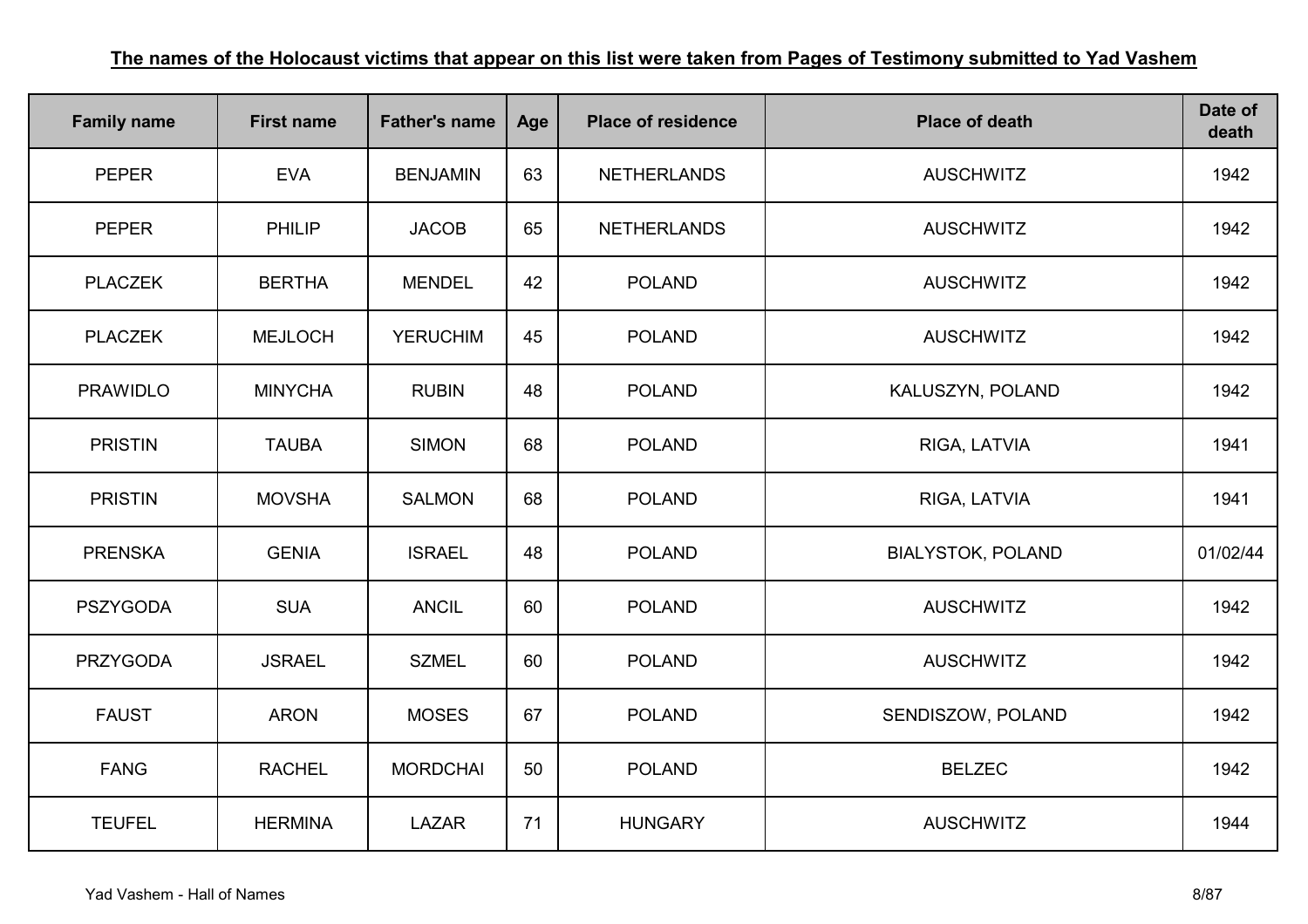**The names of the Holocaust victims that appear on this list were taken from Pages of Testimony submitted to Yad Vashem**

| Family name | First name | Father's name | Age | Place of residence | Place of death | Date of death |
|---|---|---|---|---|---|---|
| PEPER | EVA | BENJAMIN | 63 | NETHERLANDS | AUSCHWITZ | 1942 |
| PEPER | PHILIP | JACOB | 65 | NETHERLANDS | AUSCHWITZ | 1942 |
| PLACZEK | BERTHA | MENDEL | 42 | POLAND | AUSCHWITZ | 1942 |
| PLACZEK | MEJLOCH | YERUCHIM | 45 | POLAND | AUSCHWITZ | 1942 |
| PRAWIDLO | MINYCHA | RUBIN | 48 | POLAND | KALUSZYN, POLAND | 1942 |
| PRISTIN | TAUBA | SIMON | 68 | POLAND | RIGA, LATVIA | 1941 |
| PRISTIN | MOVSHA | SALMON | 68 | POLAND | RIGA, LATVIA | 1941 |
| PRENSKA | GENIA | ISRAEL | 48 | POLAND | BIALYSTOK, POLAND | 01/02/44 |
| PSZYGODA | SUA | ANCIL | 60 | POLAND | AUSCHWITZ | 1942 |
| PRZYGODA | JSRAEL | SZMEL | 60 | POLAND | AUSCHWITZ | 1942 |
| FAUST | ARON | MOSES | 67 | POLAND | SENDISZOW, POLAND | 1942 |
| FANG | RACHEL | MORDCHAI | 50 | POLAND | BELZEC | 1942 |
| TEUFEL | HERMINA | LAZAR | 71 | HUNGARY | AUSCHWITZ | 1944 |

Yad Vashem - Hall of Names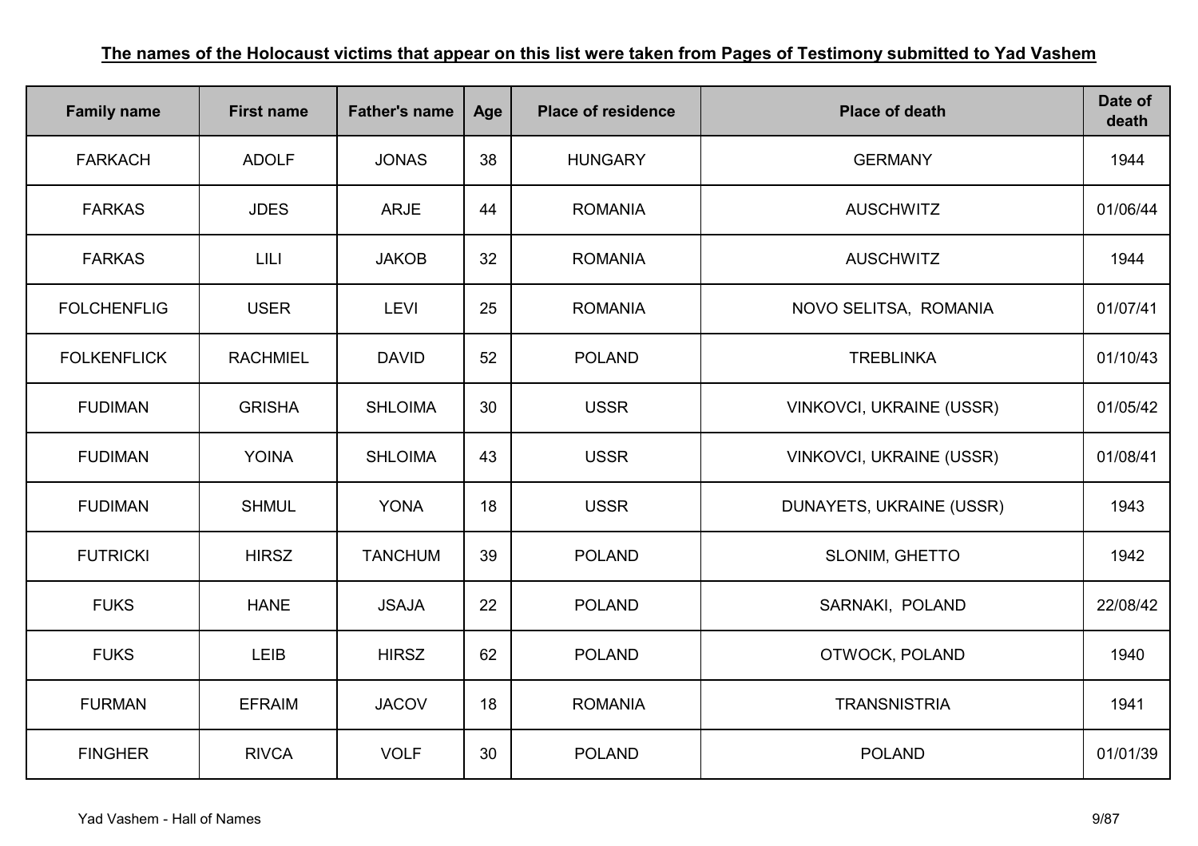**The names of the Holocaust victims that appear on this list were taken from Pages of Testimony submitted to Yad Vashem**

| Family name | First name | Father's name | Age | Place of residence | Place of death | Date of death |
|---|---|---|---|---|---|---|
| FARKACH | ADOLF | JONAS | 38 | HUNGARY | GERMANY | 1944 |
| FARKAS | JDES | ARJE | 44 | ROMANIA | AUSCHWITZ | 01/06/44 |
| FARKAS | LILI | JAKOB | 32 | ROMANIA | AUSCHWITZ | 1944 |
| FOLCHENFLIG | USER | LEVI | 25 | ROMANIA | NOVO SELITSA, ROMANIA | 01/07/41 |
| FOLKENFLICK | RACHMIEL | DAVID | 52 | POLAND | TREBLINKA | 01/10/43 |
| FUDIMAN | GRISHA | SHLOIMA | 30 | USSR | VINKOVCI, UKRAINE (USSR) | 01/05/42 |
| FUDIMAN | YOINA | SHLOIMA | 43 | USSR | VINKOVCI, UKRAINE (USSR) | 01/08/41 |
| FUDIMAN | SHMUL | YONA | 18 | USSR | DUNAYETS, UKRAINE (USSR) | 1943 |
| FUTRICKI | HIRSZ | TANCHUM | 39 | POLAND | SLONIM, GHETTO | 1942 |
| FUKS | HANE | JSAJA | 22 | POLAND | SARNAKI, POLAND | 22/08/42 |
| FUKS | LEIB | HIRSZ | 62 | POLAND | OTWOCK, POLAND | 1940 |
| FURMAN | EFRAIM | JACOV | 18 | ROMANIA | TRANSNISTRIA | 1941 |
| FINGHER | RIVCA | VOLF | 30 | POLAND | POLAND | 01/01/39 |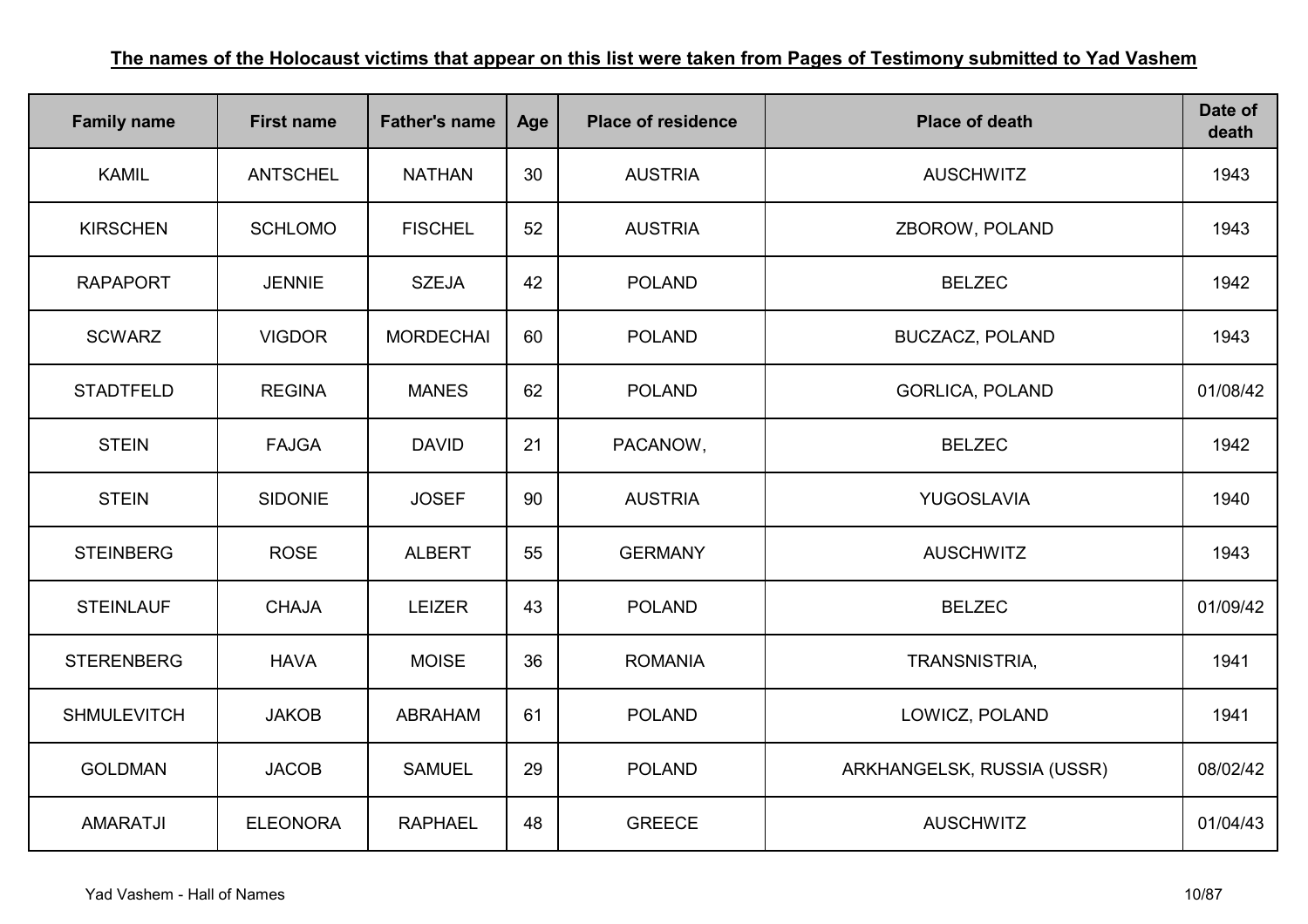**The names of the Holocaust victims that appear on this list were taken from Pages of Testimony submitted to Yad Vashem**

| Family name | First name | Father's name | Age | Place of residence | Place of death | Date of death |
|---|---|---|---|---|---|---|
| KAMIL | ANTSCHEL | NATHAN | 30 | AUSTRIA | AUSCHWITZ | 1943 |
| KIRSCHEN | SCHLOMO | FISCHEL | 52 | AUSTRIA | ZBOROW, POLAND | 1943 |
| RAPAPORT | JENNIE | SZEJA | 42 | POLAND | BELZEC | 1942 |
| SCWARZ | VIGDOR | MORDECHAI | 60 | POLAND | BUCZACZ, POLAND | 1943 |
| STADTFELD | REGINA | MANES | 62 | POLAND | GORLICA, POLAND | 01/08/42 |
| STEIN | FAJGA | DAVID | 21 | PACANOW, | BELZEC | 1942 |
| STEIN | SIDONIE | JOSEF | 90 | AUSTRIA | YUGOSLAVIA | 1940 |
| STEINBERG | ROSE | ALBERT | 55 | GERMANY | AUSCHWITZ | 1943 |
| STEINLAUF | CHAJA | LEIZER | 43 | POLAND | BELZEC | 01/09/42 |
| STERENBERG | HAVA | MOISE | 36 | ROMANIA | TRANSNISTRIA, | 1941 |
| SHMULEVITCH | JAKOB | ABRAHAM | 61 | POLAND | LOWICZ, POLAND | 1941 |
| GOLDMAN | JACOB | SAMUEL | 29 | POLAND | ARKHANGELSK, RUSSIA (USSR) | 08/02/42 |
| AMARATJI | ELEONORA | RAPHAEL | 48 | GREECE | AUSCHWITZ | 01/04/43 |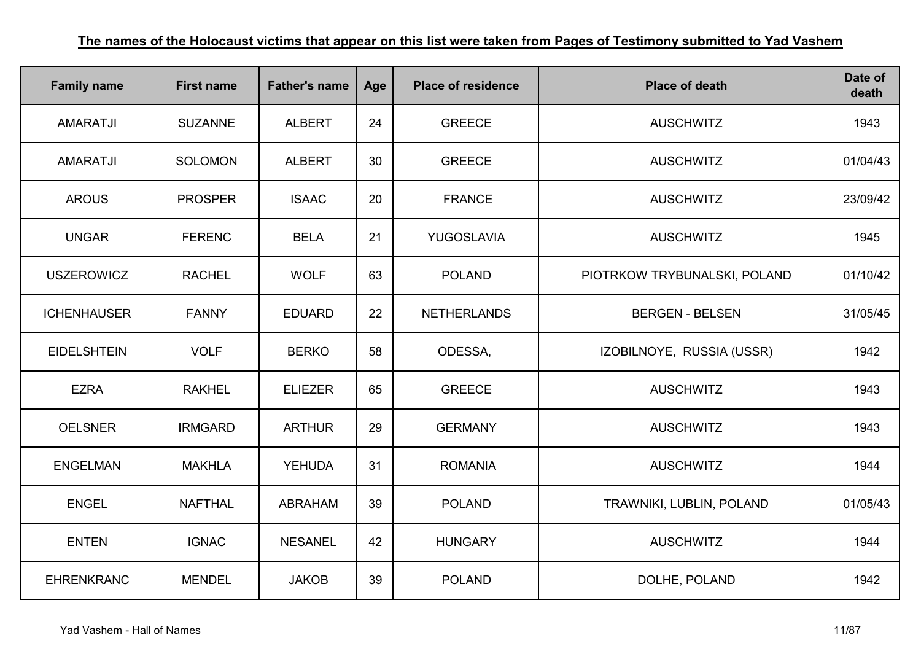**The names of the Holocaust victims that appear on this list were taken from Pages of Testimony submitted to Yad Vashem**

| Family name | First name | Father's name | Age | Place of residence | Place of death | Date of death |
|---|---|---|---|---|---|---|
| AMARATJI | SUZANNE | ALBERT | 24 | GREECE | AUSCHWITZ | 1943 |
| AMARATJI | SOLOMON | ALBERT | 30 | GREECE | AUSCHWITZ | 01/04/43 |
| AROUS | PROSPER | ISAAC | 20 | FRANCE | AUSCHWITZ | 23/09/42 |
| UNGAR | FERENC | BELA | 21 | YUGOSLAVIA | AUSCHWITZ | 1945 |
| USZEROWICZ | RACHEL | WOLF | 63 | POLAND | PIOTRKOW TRYBUNALSKI, POLAND | 01/10/42 |
| ICHENHAUSER | FANNY | EDUARD | 22 | NETHERLANDS | BERGEN - BELSEN | 31/05/45 |
| EIDELSHTEIN | VOLF | BERKO | 58 | ODESSA, | IZOBILNOYE, RUSSIA (USSR) | 1942 |
| EZRA | RAKHEL | ELIEZER | 65 | GREECE | AUSCHWITZ | 1943 |
| OELSNER | IRMGARD | ARTHUR | 29 | GERMANY | AUSCHWITZ | 1943 |
| ENGELMAN | MAKHLA | YEHUDA | 31 | ROMANIA | AUSCHWITZ | 1944 |
| ENGEL | NAFTHAL | ABRAHAM | 39 | POLAND | TRAWNIKI, LUBLIN, POLAND | 01/05/43 |
| ENTEN | IGNAC | NESANEL | 42 | HUNGARY | AUSCHWITZ | 1944 |
| EHRENKRANC | MENDEL | JAKOB | 39 | POLAND | DOLHE, POLAND | 1942 |

Yad Vashem - Hall of Names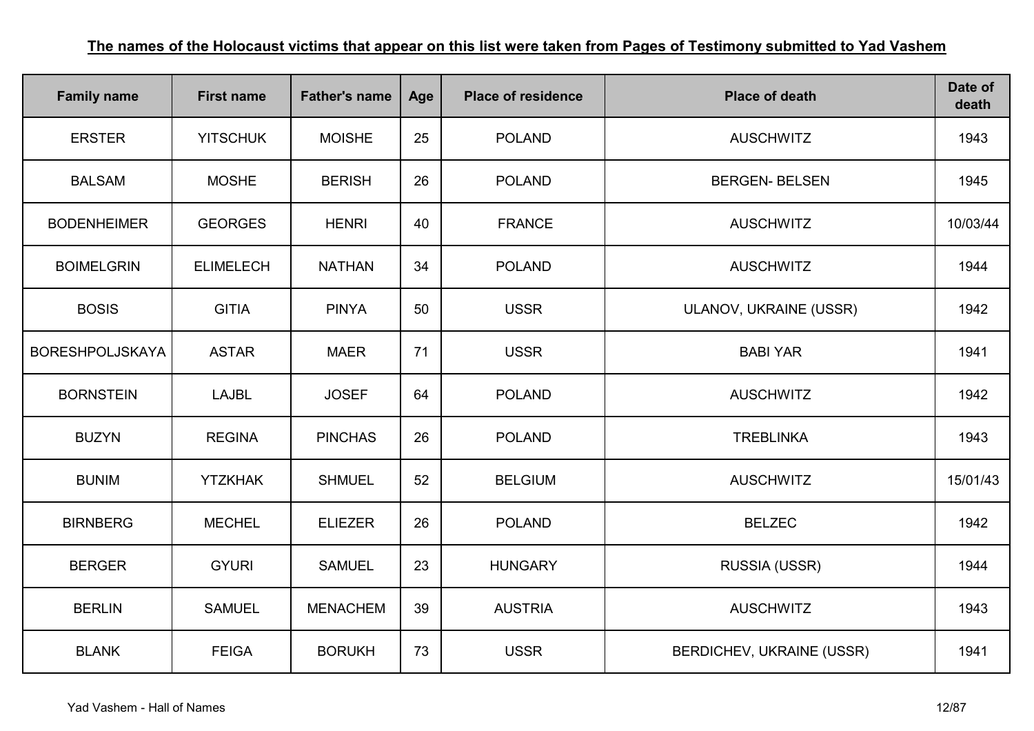**The names of the Holocaust victims that appear on this list were taken from Pages of Testimony submitted to Yad Vashem**

| Family name | First name | Father's name | Age | Place of residence | Place of death | Date of death |
|---|---|---|---|---|---|---|
| ERSTER | YITSCHUK | MOISHE | 25 | POLAND | AUSCHWITZ | 1943 |
| BALSAM | MOSHE | BERISH | 26 | POLAND | BERGEN- BELSEN | 1945 |
| BODENHEIMER | GEORGES | HENRI | 40 | FRANCE | AUSCHWITZ | 10/03/44 |
| BOIMELGRIN | ELIMELECH | NATHAN | 34 | POLAND | AUSCHWITZ | 1944 |
| BOSIS | GITIA | PINYA | 50 | USSR | ULANOV, UKRAINE (USSR) | 1942 |
| BORESHPOLJSKAYA | ASTAR | MAER | 71 | USSR | BABI YAR | 1941 |
| BORNSTEIN | LAJBL | JOSEF | 64 | POLAND | AUSCHWITZ | 1942 |
| BUZYN | REGINA | PINCHAS | 26 | POLAND | TREBLINKA | 1943 |
| BUNIM | YTZKHAK | SHMUEL | 52 | BELGIUM | AUSCHWITZ | 15/01/43 |
| BIRNBERG | MECHEL | ELIEZER | 26 | POLAND | BELZEC | 1942 |
| BERGER | GYURI | SAMUEL | 23 | HUNGARY | RUSSIA (USSR) | 1944 |
| BERLIN | SAMUEL | MENACHEM | 39 | AUSTRIA | AUSCHWITZ | 1943 |
| BLANK | FEIGA | BORUKH | 73 | USSR | BERDICHEV, UKRAINE (USSR) | 1941 |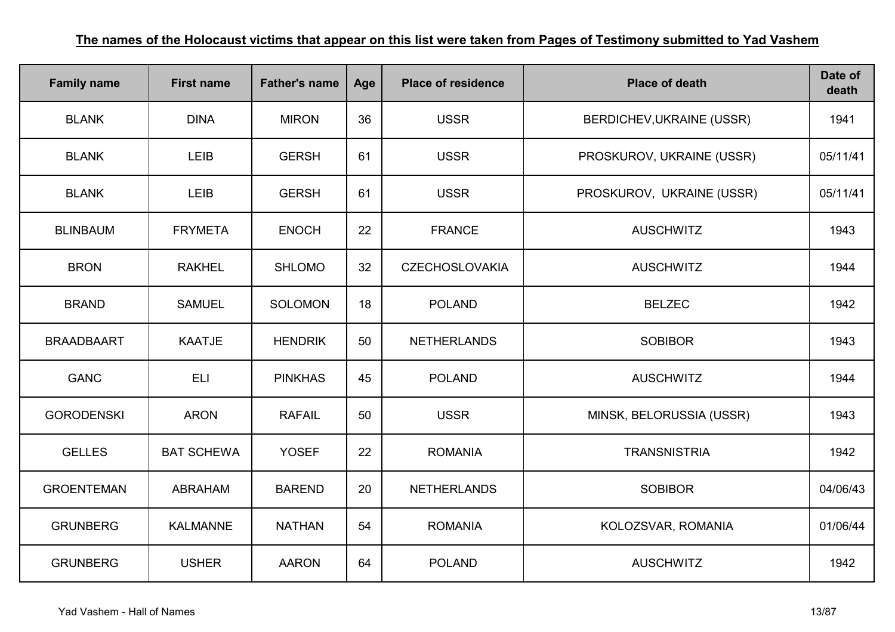**The names of the Holocaust victims that appear on this list were taken from Pages of Testimony submitted to Yad Vashem**

| Family name | First name | Father's name | Age | Place of residence | Place of death | Date of death |
|---|---|---|---|---|---|---|
| BLANK | DINA | MIRON | 36 | USSR | BERDICHEV,UKRAINE (USSR) | 1941 |
| BLANK | LEIB | GERSH | 61 | USSR | PROSKUROV, UKRAINE (USSR) | 05/11/41 |
| BLANK | LEIB | GERSH | 61 | USSR | PROSKUROV, UKRAINE (USSR) | 05/11/41 |
| BLINBAUM | FRYMETA | ENOCH | 22 | FRANCE | AUSCHWITZ | 1943 |
| BRON | RAKHEL | SHLOMO | 32 | CZECHOSLOVAKIA | AUSCHWITZ | 1944 |
| BRAND | SAMUEL | SOLOMON | 18 | POLAND | BELZEC | 1942 |
| BRAADBAART | KAATJE | HENDRIK | 50 | NETHERLANDS | SOBIBOR | 1943 |
| GANC | ELI | PINKHAS | 45 | POLAND | AUSCHWITZ | 1944 |
| GORODENSKI | ARON | RAFAIL | 50 | USSR | MINSK, BELORUSSIA (USSR) | 1943 |
| GELLES | BAT SCHEWA | YOSEF | 22 | ROMANIA | TRANSNISTRIA | 1942 |
| GROENTEMAN | ABRAHAM | BAREND | 20 | NETHERLANDS | SOBIBOR | 04/06/43 |
| GRUNBERG | KALMANNE | NATHAN | 54 | ROMANIA | KOLOZSVAR, ROMANIA | 01/06/44 |
| GRUNBERG | USHER | AARON | 64 | POLAND | AUSCHWITZ | 1942 |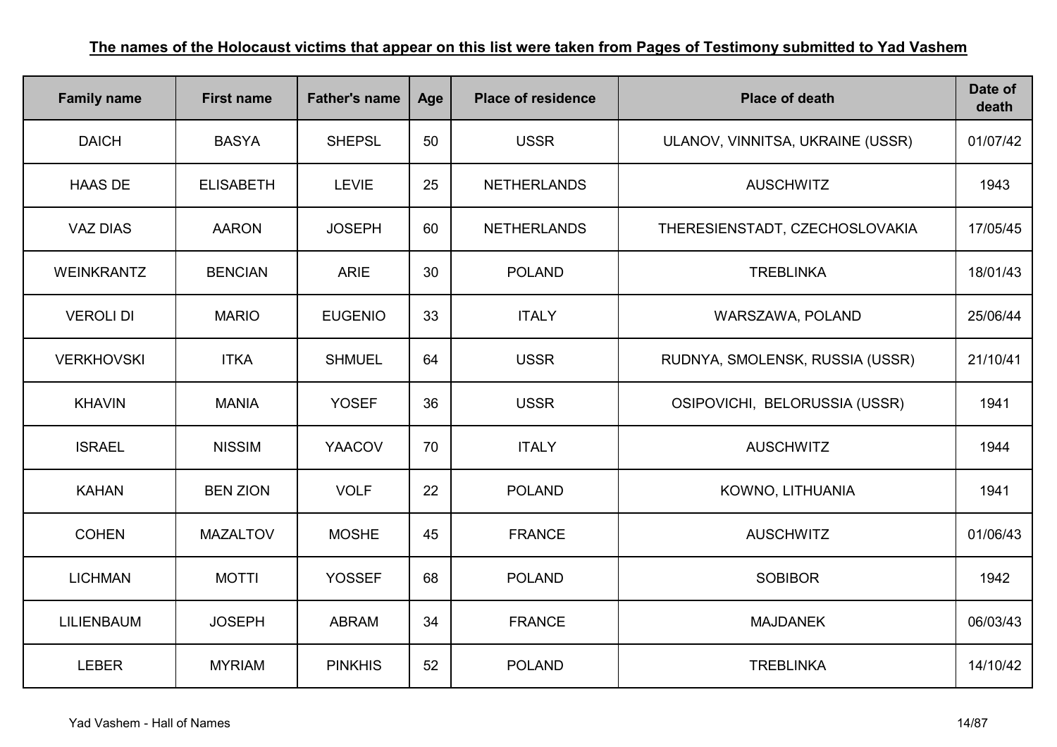**The names of the Holocaust victims that appear on this list were taken from Pages of Testimony submitted to Yad Vashem**

| Family name | First name | Father's name | Age | Place of residence | Place of death | Date of death |
|---|---|---|---|---|---|---|
| DAICH | BASYA | SHEPSL | 50 | USSR | ULANOV, VINNITSA, UKRAINE (USSR) | 01/07/42 |
| HAAS DE | ELISABETH | LEVIE | 25 | NETHERLANDS | AUSCHWITZ | 1943 |
| VAZ DIAS | AARON | JOSEPH | 60 | NETHERLANDS | THERESIENSTADT, CZECHOSLOVAKIA | 17/05/45 |
| WEINKRANTZ | BENCIAN | ARIE | 30 | POLAND | TREBLINKA | 18/01/43 |
| VEROLI DI | MARIO | EUGENIO | 33 | ITALY | WARSZAWA, POLAND | 25/06/44 |
| VERKHOVSKI | ITKA | SHMUEL | 64 | USSR | RUDNYA, SMOLENSK, RUSSIA (USSR) | 21/10/41 |
| KHAVIN | MANIA | YOSEF | 36 | USSR | OSIPOVICHI, BELORUSSIA (USSR) | 1941 |
| ISRAEL | NISSIM | YAACOV | 70 | ITALY | AUSCHWITZ | 1944 |
| KAHAN | BEN ZION | VOLF | 22 | POLAND | KOWNO, LITHUANIA | 1941 |
| COHEN | MAZALTOV | MOSHE | 45 | FRANCE | AUSCHWITZ | 01/06/43 |
| LICHMAN | MOTTI | YOSSEF | 68 | POLAND | SOBIBOR | 1942 |
| LILIENBAUM | JOSEPH | ABRAM | 34 | FRANCE | MAJDANEK | 06/03/43 |
| LEBER | MYRIAM | PINKHIS | 52 | POLAND | TREBLINKA | 14/10/42 |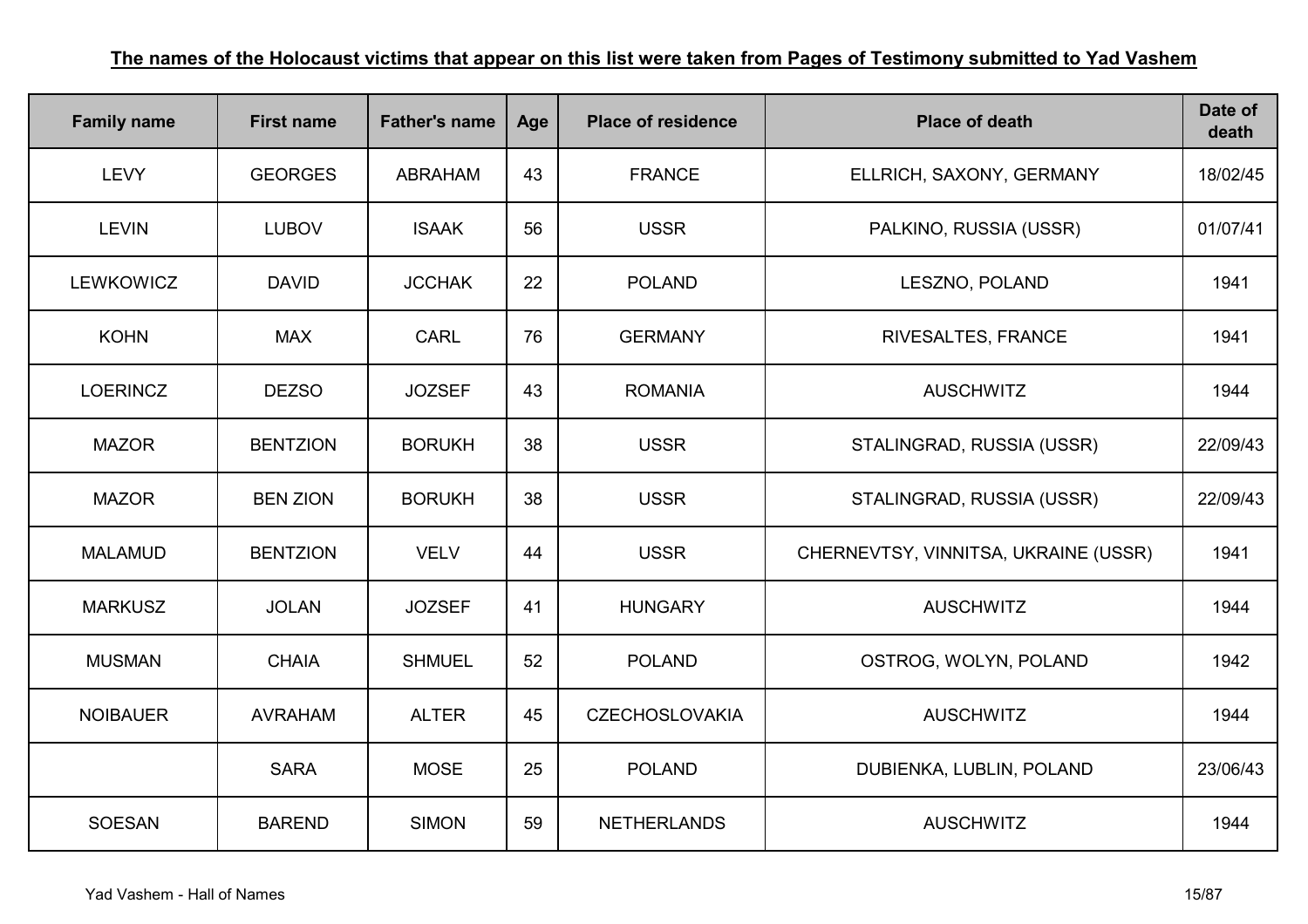**The names of the Holocaust victims that appear on this list were taken from Pages of Testimony submitted to Yad Vashem**

| Family name | First name | Father's name | Age | Place of residence | Place of death | Date of death |
|---|---|---|---|---|---|---|
| LEVY | GEORGES | ABRAHAM | 43 | FRANCE | ELLRICH, SAXONY, GERMANY | 18/02/45 |
| LEVIN | LUBOV | ISAAK | 56 | USSR | PALKINO, RUSSIA (USSR) | 01/07/41 |
| LEWKOWICZ | DAVID | JCCHAK | 22 | POLAND | LESZNO, POLAND | 1941 |
| KOHN | MAX | CARL | 76 | GERMANY | RIVESALTES, FRANCE | 1941 |
| LOERINCZ | DEZSO | JOZSEF | 43 | ROMANIA | AUSCHWITZ | 1944 |
| MAZOR | BENTZION | BORUKH | 38 | USSR | STALINGRAD, RUSSIA (USSR) | 22/09/43 |
| MAZOR | BEN ZION | BORUKH | 38 | USSR | STALINGRAD, RUSSIA (USSR) | 22/09/43 |
| MALAMUD | BENTZION | VELV | 44 | USSR | CHERNEVTSY, VINNITSA, UKRAINE (USSR) | 1941 |
| MARKUSZ | JOLAN | JOZSEF | 41 | HUNGARY | AUSCHWITZ | 1944 |
| MUSMAN | CHAIA | SHMUEL | 52 | POLAND | OSTROG, WOLYN, POLAND | 1942 |
| NOIBAUER | AVRAHAM | ALTER | 45 | CZECHOSLOVAKIA | AUSCHWITZ | 1944 |
| | SARA | MOSE | 25 | POLAND | DUBIENKA, LUBLIN, POLAND | 23/06/43 |
| SOESAN | BAREND | SIMON | 59 | NETHERLANDS | AUSCHWITZ | 1944 |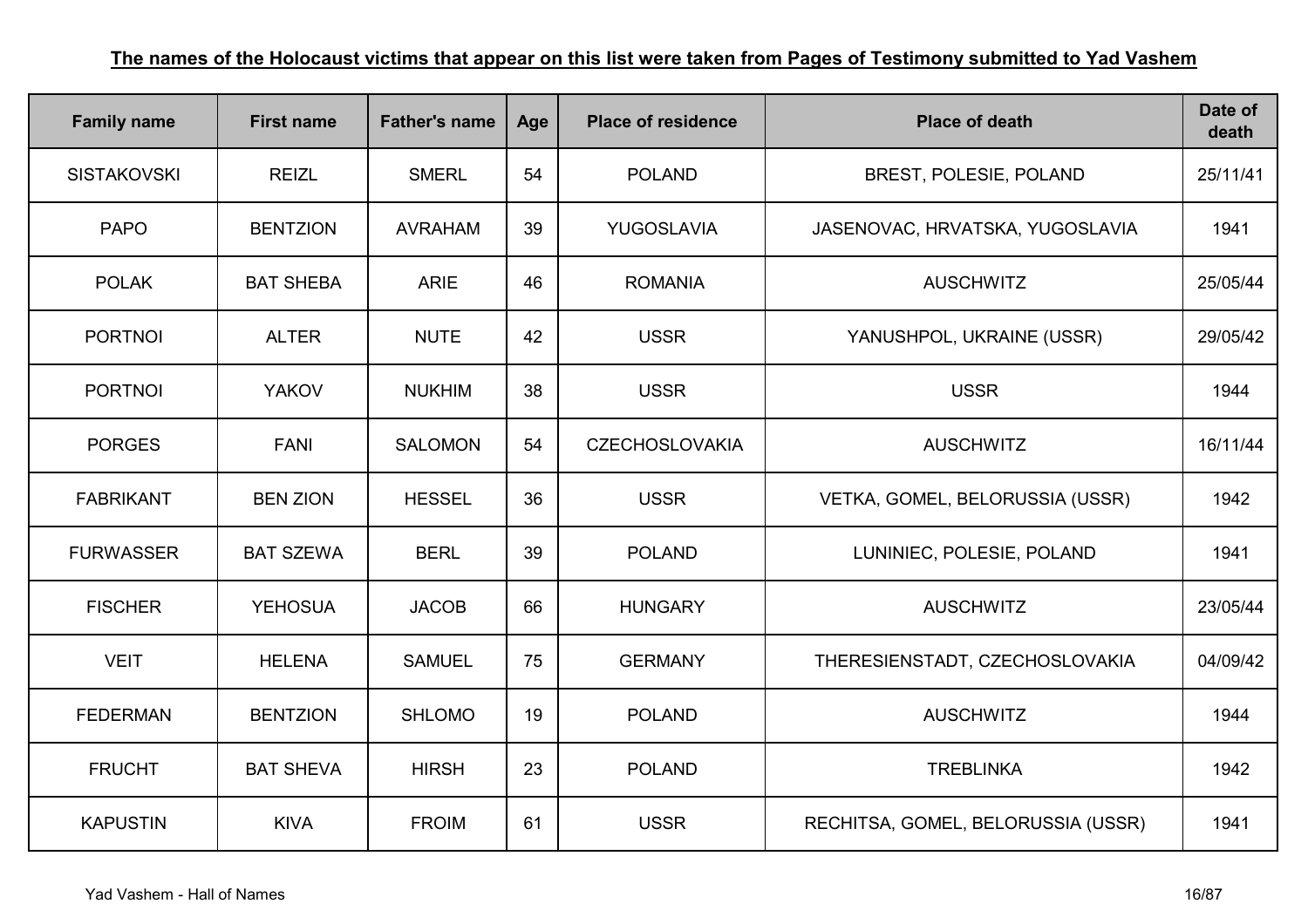**The names of the Holocaust victims that appear on this list were taken from Pages of Testimony submitted to Yad Vashem**

| Family name | First name | Father's name | Age | Place of residence | Place of death | Date of death |
|---|---|---|---|---|---|---|
| SISTAKOVSKI | REIZL | SMERL | 54 | POLAND | BREST, POLESIE, POLAND | 25/11/41 |
| PAPO | BENTZION | AVRAHAM | 39 | YUGOSLAVIA | JASENOVAC, HRVATSKA, YUGOSLAVIA | 1941 |
| POLAK | BAT SHEBA | ARIE | 46 | ROMANIA | AUSCHWITZ | 25/05/44 |
| PORTNOI | ALTER | NUTE | 42 | USSR | YANUSHPOL, UKRAINE (USSR) | 29/05/42 |
| PORTNOI | YAKOV | NUKHIM | 38 | USSR | USSR | 1944 |
| PORGES | FANI | SALOMON | 54 | CZECHOSLOVAKIA | AUSCHWITZ | 16/11/44 |
| FABRIKANT | BEN ZION | HESSEL | 36 | USSR | VETKA, GOMEL, BELORUSSIA (USSR) | 1942 |
| FURWASSER | BAT SZEWA | BERL | 39 | POLAND | LUNINIEC, POLESIE, POLAND | 1941 |
| FISCHER | YEHOSUA | JACOB | 66 | HUNGARY | AUSCHWITZ | 23/05/44 |
| VEIT | HELENA | SAMUEL | 75 | GERMANY | THERESIENSTADT, CZECHOSLOVAKIA | 04/09/42 |
| FEDERMAN | BENTZION | SHLOMO | 19 | POLAND | AUSCHWITZ | 1944 |
| FRUCHT | BAT SHEVA | HIRSH | 23 | POLAND | TREBLINKA | 1942 |
| KAPUSTIN | KIVA | FROIM | 61 | USSR | RECHITSA, GOMEL, BELORUSSIA (USSR) | 1941 |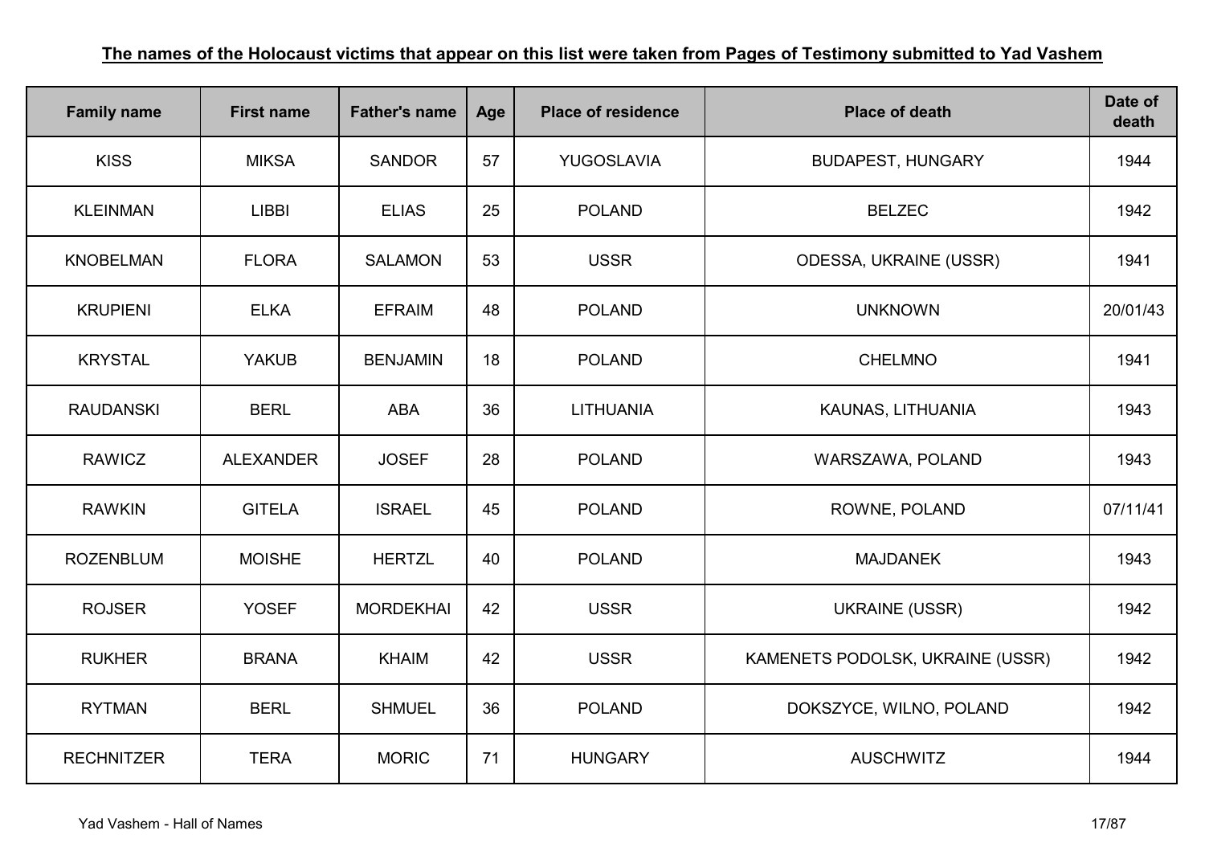**The names of the Holocaust victims that appear on this list were taken from Pages of Testimony submitted to Yad Vashem**

| Family name | First name | Father's name | Age | Place of residence | Place of death | Date of death |
|---|---|---|---|---|---|---|
| KISS | MIKSA | SANDOR | 57 | YUGOSLAVIA | BUDAPEST, HUNGARY | 1944 |
| KLEINMAN | LIBBI | ELIAS | 25 | POLAND | BELZEC | 1942 |
| KNOBELMAN | FLORA | SALAMON | 53 | USSR | ODESSA, UKRAINE (USSR) | 1941 |
| KRUPIENI | ELKA | EFRAIM | 48 | POLAND | UNKNOWN | 20/01/43 |
| KRYSTAL | YAKUB | BENJAMIN | 18 | POLAND | CHELMNO | 1941 |
| RAUDANSKI | BERL | ABA | 36 | LITHUANIA | KAUNAS, LITHUANIA | 1943 |
| RAWICZ | ALEXANDER | JOSEF | 28 | POLAND | WARSZAWA, POLAND | 1943 |
| RAWKIN | GITELA | ISRAEL | 45 | POLAND | ROWNE, POLAND | 07/11/41 |
| ROZENBLUM | MOISHE | HERTZL | 40 | POLAND | MAJDANEK | 1943 |
| ROJSER | YOSEF | MORDEKHAI | 42 | USSR | UKRAINE (USSR) | 1942 |
| RUKHER | BRANA | KHAIM | 42 | USSR | KAMENETS PODOLSK, UKRAINE (USSR) | 1942 |
| RYTMAN | BERL | SHMUEL | 36 | POLAND | DOKSZYCE, WILNO, POLAND | 1942 |
| RECHNITZER | TERA | MORIC | 71 | HUNGARY | AUSCHWITZ | 1944 |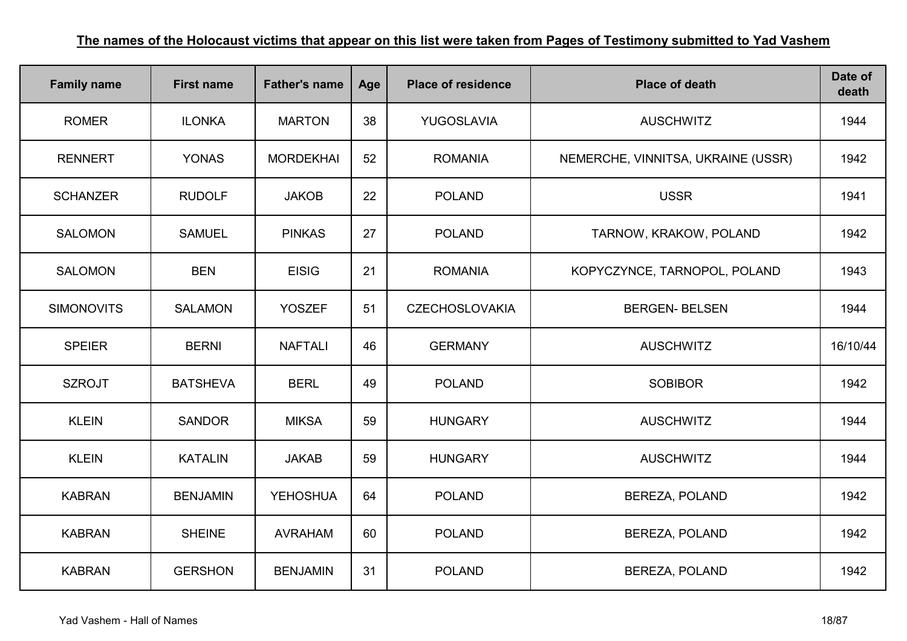**The names of the Holocaust victims that appear on this list were taken from Pages of Testimony submitted to Yad Vashem**

| Family name | First name | Father's name | Age | Place of residence | Place of death | Date of death |
|---|---|---|---|---|---|---|
| ROMER | ILONKA | MARTON | 38 | YUGOSLAVIA | AUSCHWITZ | 1944 |
| RENNERT | YONAS | MORDEKHAI | 52 | ROMANIA | NEMERCHE, VINNITSA, UKRAINE (USSR) | 1942 |
| SCHANZER | RUDOLF | JAKOB | 22 | POLAND | USSR | 1941 |
| SALOMON | SAMUEL | PINKAS | 27 | POLAND | TARNOW, KRAKOW, POLAND | 1942 |
| SALOMON | BEN | EISIG | 21 | ROMANIA | KOPYCZYNCE, TARNOPOL, POLAND | 1943 |
| SIMONOVITS | SALAMON | YOSZEF | 51 | CZECHOSLOVAKIA | BERGEN- BELSEN | 1944 |
| SPEIER | BERNI | NAFTALI | 46 | GERMANY | AUSCHWITZ | 16/10/44 |
| SZROJT | BATSHEVA | BERL | 49 | POLAND | SOBIBOR | 1942 |
| KLEIN | SANDOR | MIKSA | 59 | HUNGARY | AUSCHWITZ | 1944 |
| KLEIN | KATALIN | JAKAB | 59 | HUNGARY | AUSCHWITZ | 1944 |
| KABRAN | BENJAMIN | YEHOSHUA | 64 | POLAND | BEREZA, POLAND | 1942 |
| KABRAN | SHEINE | AVRAHAM | 60 | POLAND | BEREZA, POLAND | 1942 |
| KABRAN | GERSHON | BENJAMIN | 31 | POLAND | BEREZA, POLAND | 1942 |

Yad Vashem - Hall of Names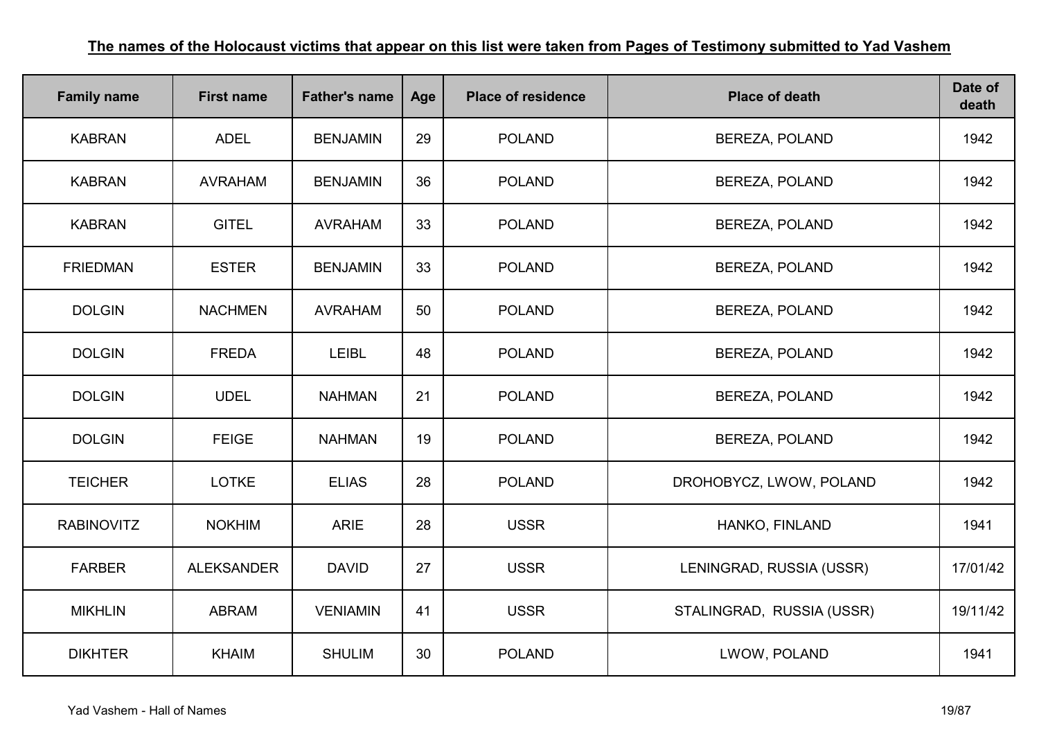**The names of the Holocaust victims that appear on this list were taken from Pages of Testimony submitted to Yad Vashem**

| Family name | First name | Father's name | Age | Place of residence | Place of death | Date of death |
|---|---|---|---|---|---|---|
| KABRAN | ADEL | BENJAMIN | 29 | POLAND | BEREZA, POLAND | 1942 |
| KABRAN | AVRAHAM | BENJAMIN | 36 | POLAND | BEREZA, POLAND | 1942 |
| KABRAN | GITEL | AVRAHAM | 33 | POLAND | BEREZA, POLAND | 1942 |
| FRIEDMAN | ESTER | BENJAMIN | 33 | POLAND | BEREZA, POLAND | 1942 |
| DOLGIN | NACHMEN | AVRAHAM | 50 | POLAND | BEREZA, POLAND | 1942 |
| DOLGIN | FREDA | LEIBL | 48 | POLAND | BEREZA, POLAND | 1942 |
| DOLGIN | UDEL | NAHMAN | 21 | POLAND | BEREZA, POLAND | 1942 |
| DOLGIN | FEIGE | NAHMAN | 19 | POLAND | BEREZA, POLAND | 1942 |
| TEICHER | LOTKE | ELIAS | 28 | POLAND | DROHOBYCZ, LWOW, POLAND | 1942 |
| RABINOVITZ | NOKHIM | ARIE | 28 | USSR | HANKO, FINLAND | 1941 |
| FARBER | ALEKSANDER | DAVID | 27 | USSR | LENINGRAD, RUSSIA (USSR) | 17/01/42 |
| MIKHLIN | ABRAM | VENIAMIN | 41 | USSR | STALINGRAD, RUSSIA (USSR) | 19/11/42 |
| DIKHTER | KHAIM | SHULIM | 30 | POLAND | LWOW, POLAND | 1941 |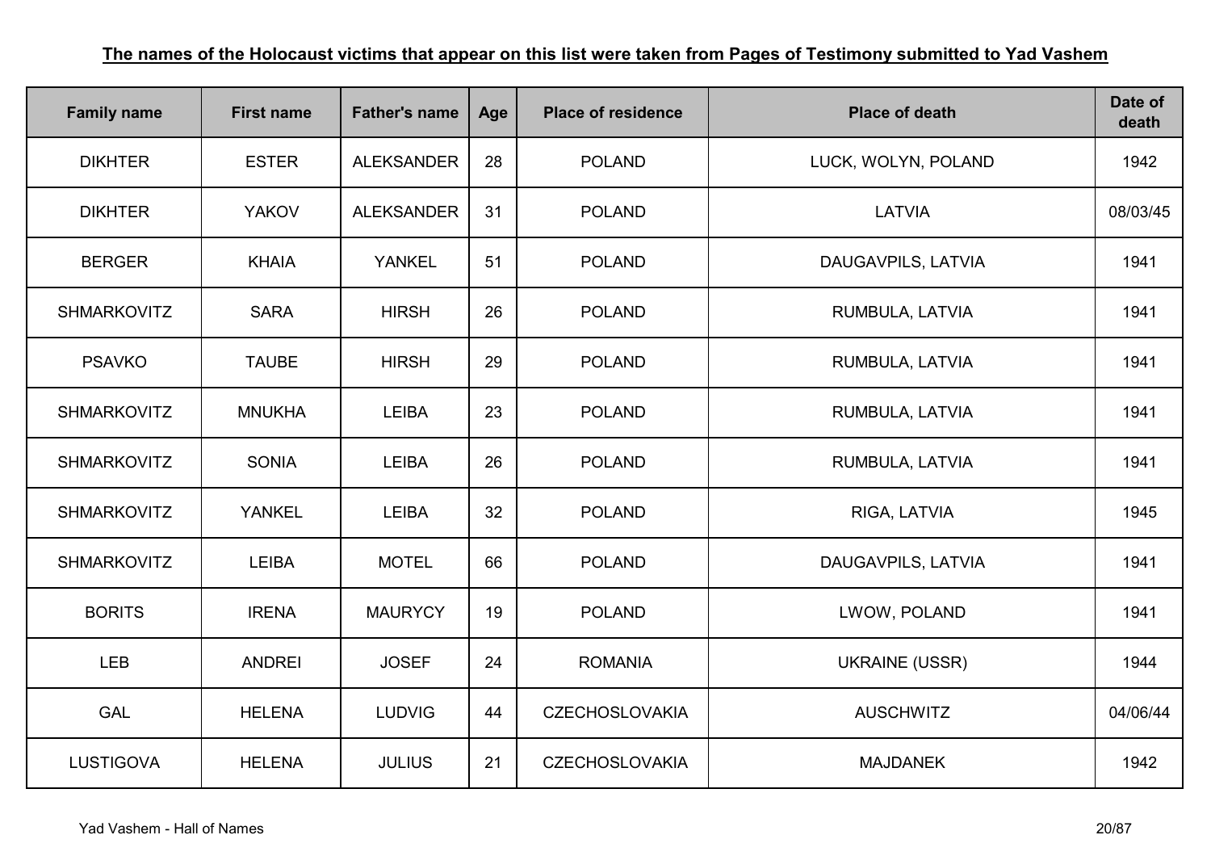**The names of the Holocaust victims that appear on this list were taken from Pages of Testimony submitted to Yad Vashem**

| Family name | First name | Father's name | Age | Place of residence | Place of death | Date of death |
|---|---|---|---|---|---|---|
| DIKHTER | ESTER | ALEKSANDER | 28 | POLAND | LUCK, WOLYN, POLAND | 1942 |
| DIKHTER | YAKOV | ALEKSANDER | 31 | POLAND | LATVIA | 08/03/45 |
| BERGER | KHAIA | YANKEL | 51 | POLAND | DAUGAVPILS, LATVIA | 1941 |
| SHMARKOVITZ | SARA | HIRSH | 26 | POLAND | RUMBULA, LATVIA | 1941 |
| PSAVKO | TAUBE | HIRSH | 29 | POLAND | RUMBULA, LATVIA | 1941 |
| SHMARKOVITZ | MNUKHA | LEIBA | 23 | POLAND | RUMBULA, LATVIA | 1941 |
| SHMARKOVITZ | SONIA | LEIBA | 26 | POLAND | RUMBULA, LATVIA | 1941 |
| SHMARKOVITZ | YANKEL | LEIBA | 32 | POLAND | RIGA, LATVIA | 1945 |
| SHMARKOVITZ | LEIBA | MOTEL | 66 | POLAND | DAUGAVPILS, LATVIA | 1941 |
| BORITS | IRENA | MAURYCY | 19 | POLAND | LWOW, POLAND | 1941 |
| LEB | ANDREI | JOSEF | 24 | ROMANIA | UKRAINE (USSR) | 1944 |
| GAL | HELENA | LUDVIG | 44 | CZECHOSLOVAKIA | AUSCHWITZ | 04/06/44 |
| LUSTIGOVA | HELENA | JULIUS | 21 | CZECHOSLOVAKIA | MAJDANEK | 1942 |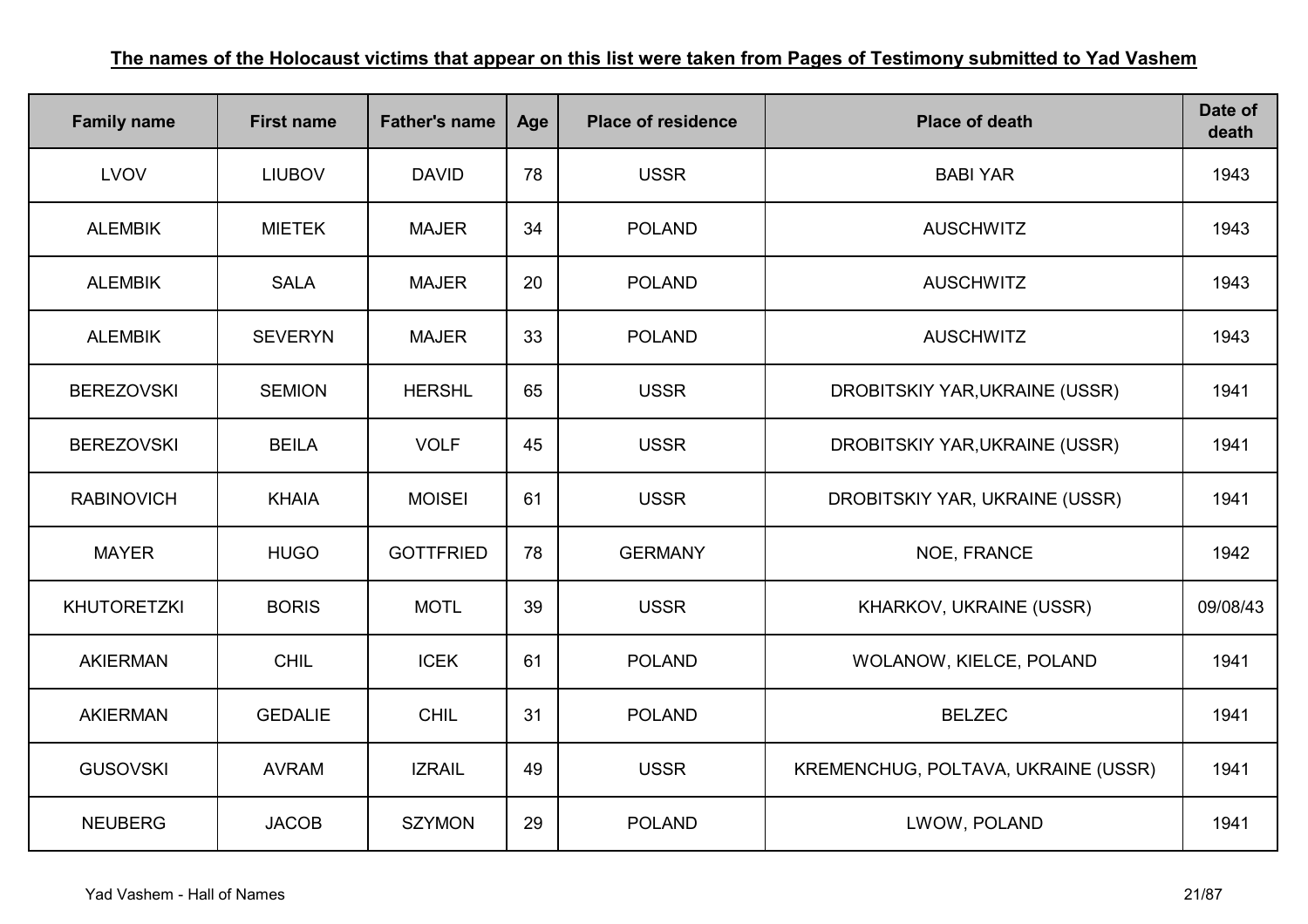**The names of the Holocaust victims that appear on this list were taken from Pages of Testimony submitted to Yad Vashem**

| Family name | First name | Father's name | Age | Place of residence | Place of death | Date of death |
|---|---|---|---|---|---|---|
| LVOV | LIUBOV | DAVID | 78 | USSR | BABI YAR | 1943 |
| ALEMBIK | MIETEK | MAJER | 34 | POLAND | AUSCHWITZ | 1943 |
| ALEMBIK | SALA | MAJER | 20 | POLAND | AUSCHWITZ | 1943 |
| ALEMBIK | SEVERYN | MAJER | 33 | POLAND | AUSCHWITZ | 1943 |
| BEREZOVSKI | SEMION | HERSHL | 65 | USSR | DROBITSKIY YAR,UKRAINE (USSR) | 1941 |
| BEREZOVSKI | BEILA | VOLF | 45 | USSR | DROBITSKIY YAR,UKRAINE (USSR) | 1941 |
| RABINOVICH | KHAIA | MOISEI | 61 | USSR | DROBITSKIY YAR, UKRAINE (USSR) | 1941 |
| MAYER | HUGO | GOTTFRIED | 78 | GERMANY | NOE, FRANCE | 1942 |
| KHUTORETZKI | BORIS | MOTL | 39 | USSR | KHARKOV, UKRAINE (USSR) | 09/08/43 |
| AKIERMAN | CHIL | ICEK | 61 | POLAND | WOLANOW, KIELCE, POLAND | 1941 |
| AKIERMAN | GEDALIE | CHIL | 31 | POLAND | BELZEC | 1941 |
| GUSOVSKI | AVRAM | IZRAIL | 49 | USSR | KREMENCHUG, POLTAVA, UKRAINE (USSR) | 1941 |
| NEUBERG | JACOB | SZYMON | 29 | POLAND | LWOW, POLAND | 1941 |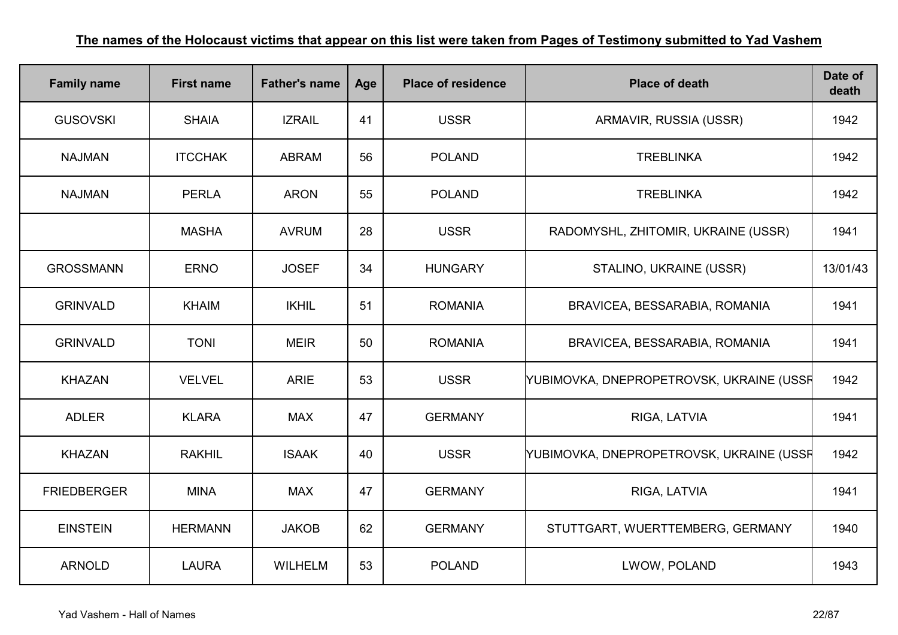**The names of the Holocaust victims that appear on this list were taken from Pages of Testimony submitted to Yad Vashem**

| Family name | First name | Father's name | Age | Place of residence | Place of death | Date of death |
|---|---|---|---|---|---|---|
| GUSOVSKI | SHAIA | IZRAIL | 41 | USSR | ARMAVIR, RUSSIA (USSR) | 1942 |
| NAJMAN | ITCCHAK | ABRAM | 56 | POLAND | TREBLINKA | 1942 |
| NAJMAN | PERLA | ARON | 55 | POLAND | TREBLINKA | 1942 |
| | MASHA | AVRUM | 28 | USSR | RADOMYSHL, ZHITOMIR, UKRAINE (USSR) | 1941 |
| GROSSMANN | ERNO | JOSEF | 34 | HUNGARY | STALINO, UKRAINE (USSR) | 13/01/43 |
| GRINVALD | KHAIM | IKHIL | 51 | ROMANIA | BRAVICEA, BESSARABIA, ROMANIA | 1941 |
| GRINVALD | TONI | MEIR | 50 | ROMANIA | BRAVICEA, BESSARABIA, ROMANIA | 1941 |
| KHAZAN | VELVEL | ARIE | 53 | USSR | YUBIMOVKA, DNEPROPETROVSK, UKRAINE (USSR | 1942 |
| ADLER | KLARA | MAX | 47 | GERMANY | RIGA, LATVIA | 1941 |
| KHAZAN | RAKHIL | ISAAK | 40 | USSR | YUBIMOVKA, DNEPROPETROVSK, UKRAINE (USSR | 1942 |
| FRIEDBERGER | MINA | MAX | 47 | GERMANY | RIGA, LATVIA | 1941 |
| EINSTEIN | HERMANN | JAKOB | 62 | GERMANY | STUTTGART, WUERTTEMBERG, GERMANY | 1940 |
| ARNOLD | LAURA | WILHELM | 53 | POLAND | LWOW, POLAND | 1943 |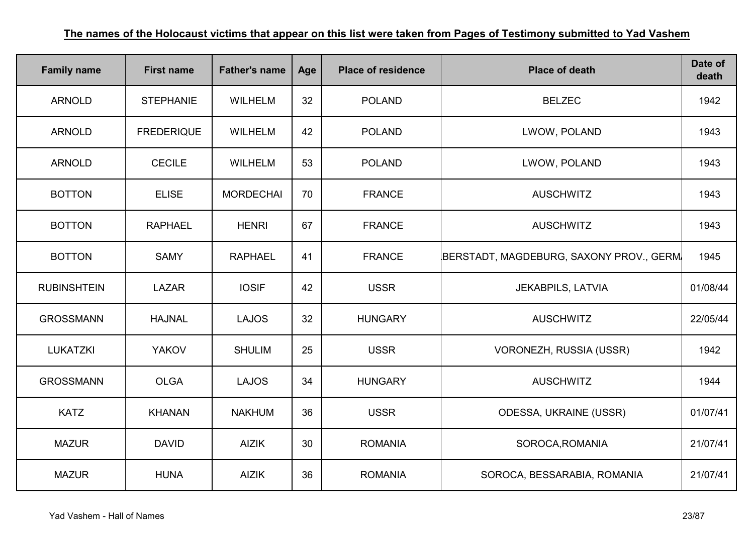**The names of the Holocaust victims that appear on this list were taken from Pages of Testimony submitted to Yad Vashem**

| Family name | First name | Father's name | Age | Place of residence | Place of death | Date of death |
|---|---|---|---|---|---|---|
| ARNOLD | STEPHANIE | WILHELM | 32 | POLAND | BELZEC | 1942 |
| ARNOLD | FREDERIQUE | WILHELM | 42 | POLAND | LWOW, POLAND | 1943 |
| ARNOLD | CECILE | WILHELM | 53 | POLAND | LWOW, POLAND | 1943 |
| BOTTON | ELISE | MORDECHAI | 70 | FRANCE | AUSCHWITZ | 1943 |
| BOTTON | RAPHAEL | HENRI | 67 | FRANCE | AUSCHWITZ | 1943 |
| BOTTON | SAMY | RAPHAEL | 41 | FRANCE | BERSTADT, MAGDEBURG, SAXONY PROV., GERM | 1945 |
| RUBINSHTEIN | LAZAR | IOSIF | 42 | USSR | JEKABPILS, LATVIA | 01/08/44 |
| GROSSMANN | HAJNAL | LAJOS | 32 | HUNGARY | AUSCHWITZ | 22/05/44 |
| LUKATZKI | YAKOV | SHULIM | 25 | USSR | VORONEZH, RUSSIA (USSR) | 1942 |
| GROSSMANN | OLGA | LAJOS | 34 | HUNGARY | AUSCHWITZ | 1944 |
| KATZ | KHANAN | NAKHUM | 36 | USSR | ODESSA, UKRAINE (USSR) | 01/07/41 |
| MAZUR | DAVID | AIZIK | 30 | ROMANIA | SOROCA,ROMANIA | 21/07/41 |
| MAZUR | HUNA | AIZIK | 36 | ROMANIA | SOROCA, BESSARABIA, ROMANIA | 21/07/41 |

Yad Vashem - Hall of Names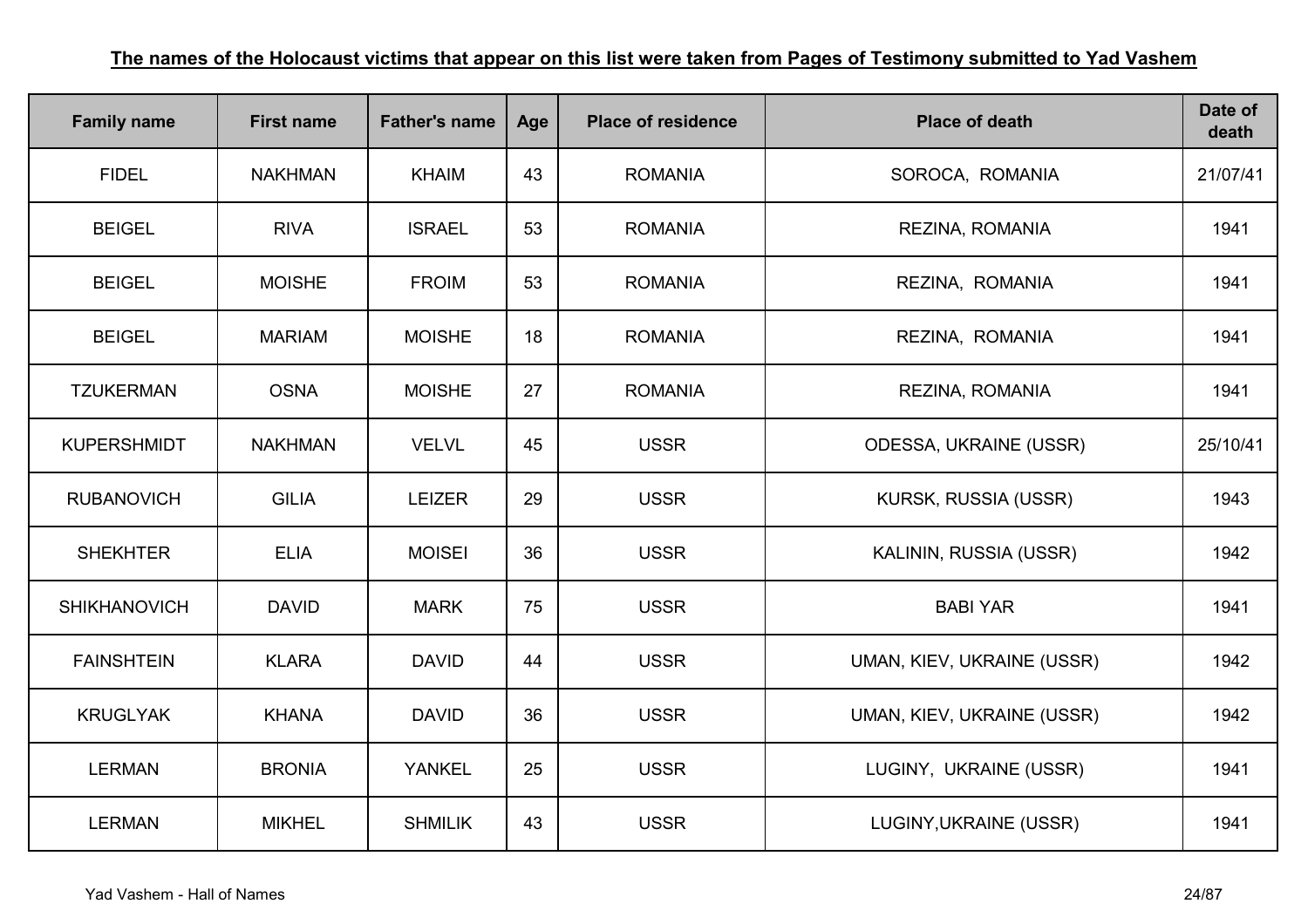**The names of the Holocaust victims that appear on this list were taken from Pages of Testimony submitted to Yad Vashem**

| Family name | First name | Father's name | Age | Place of residence | Place of death | Date of death |
|---|---|---|---|---|---|---|
| FIDEL | NAKHMAN | KHAIM | 43 | ROMANIA | SOROCA, ROMANIA | 21/07/41 |
| BEIGEL | RIVA | ISRAEL | 53 | ROMANIA | REZINA, ROMANIA | 1941 |
| BEIGEL | MOISHE | FROIM | 53 | ROMANIA | REZINA, ROMANIA | 1941 |
| BEIGEL | MARIAM | MOISHE | 18 | ROMANIA | REZINA, ROMANIA | 1941 |
| TZUKERMAN | OSNA | MOISHE | 27 | ROMANIA | REZINA, ROMANIA | 1941 |
| KUPERSHMIDT | NAKHMAN | VELVL | 45 | USSR | ODESSA, UKRAINE (USSR) | 25/10/41 |
| RUBANOVICH | GILIA | LEIZER | 29 | USSR | KURSK, RUSSIA (USSR) | 1943 |
| SHEKHTER | ELIA | MOISEI | 36 | USSR | KALININ, RUSSIA (USSR) | 1942 |
| SHIKHANOVICH | DAVID | MARK | 75 | USSR | BABI YAR | 1941 |
| FAINSHTEIN | KLARA | DAVID | 44 | USSR | UMAN, KIEV, UKRAINE (USSR) | 1942 |
| KRUGLYAK | KHANA | DAVID | 36 | USSR | UMAN, KIEV, UKRAINE (USSR) | 1942 |
| LERMAN | BRONIA | YANKEL | 25 | USSR | LUGINY, UKRAINE (USSR) | 1941 |
| LERMAN | MIKHEL | SHMILIK | 43 | USSR | LUGINY,UKRAINE (USSR) | 1941 |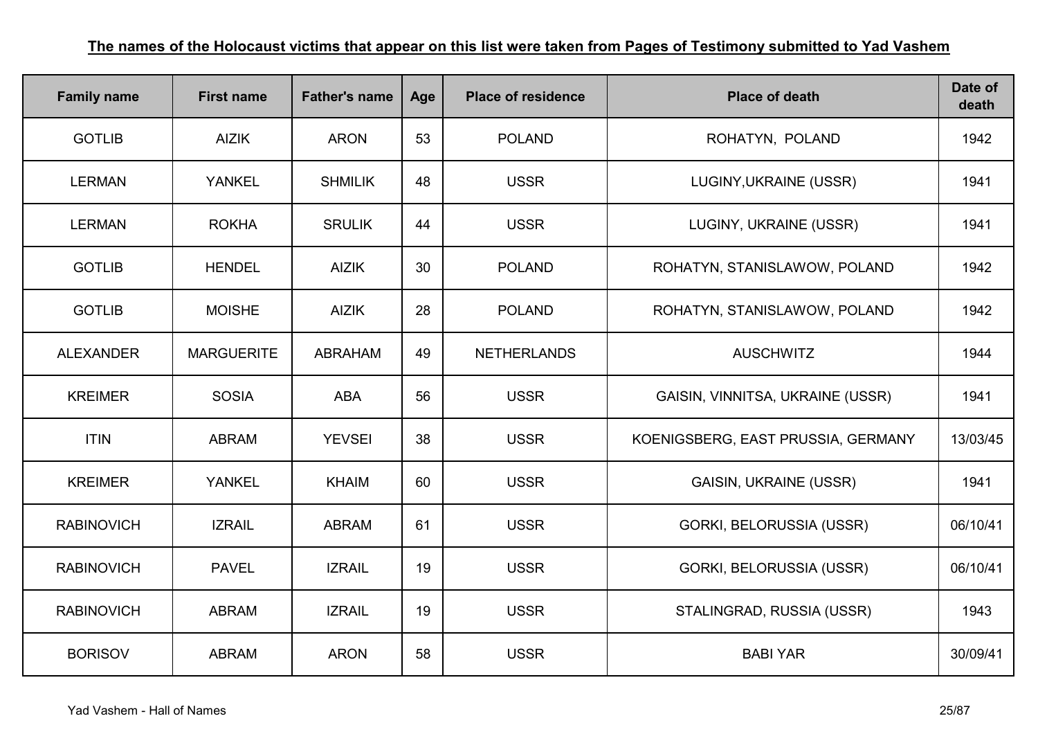**The names of the Holocaust victims that appear on this list were taken from Pages of Testimony submitted to Yad Vashem**

| Family name | First name | Father's name | Age | Place of residence | Place of death | Date of death |
|---|---|---|---|---|---|---|
| GOTLIB | AIZIK | ARON | 53 | POLAND | ROHATYN, POLAND | 1942 |
| LERMAN | YANKEL | SHMILIK | 48 | USSR | LUGINY,UKRAINE (USSR) | 1941 |
| LERMAN | ROKHA | SRULIK | 44 | USSR | LUGINY, UKRAINE (USSR) | 1941 |
| GOTLIB | HENDEL | AIZIK | 30 | POLAND | ROHATYN, STANISLAWOW, POLAND | 1942 |
| GOTLIB | MOISHE | AIZIK | 28 | POLAND | ROHATYN, STANISLAWOW, POLAND | 1942 |
| ALEXANDER | MARGUERITE | ABRAHAM | 49 | NETHERLANDS | AUSCHWITZ | 1944 |
| KREIMER | SOSIA | ABA | 56 | USSR | GAISIN, VINNITSA, UKRAINE (USSR) | 1941 |
| ITIN | ABRAM | YEVSEI | 38 | USSR | KOENIGSBERG, EAST PRUSSIA, GERMANY | 13/03/45 |
| KREIMER | YANKEL | KHAIM | 60 | USSR | GAISIN, UKRAINE (USSR) | 1941 |
| RABINOVICH | IZRAIL | ABRAM | 61 | USSR | GORKI, BELORUSSIA (USSR) | 06/10/41 |
| RABINOVICH | PAVEL | IZRAIL | 19 | USSR | GORKI, BELORUSSIA (USSR) | 06/10/41 |
| RABINOVICH | ABRAM | IZRAIL | 19 | USSR | STALINGRAD, RUSSIA (USSR) | 1943 |
| BORISOV | ABRAM | ARON | 58 | USSR | BABI YAR | 30/09/41 |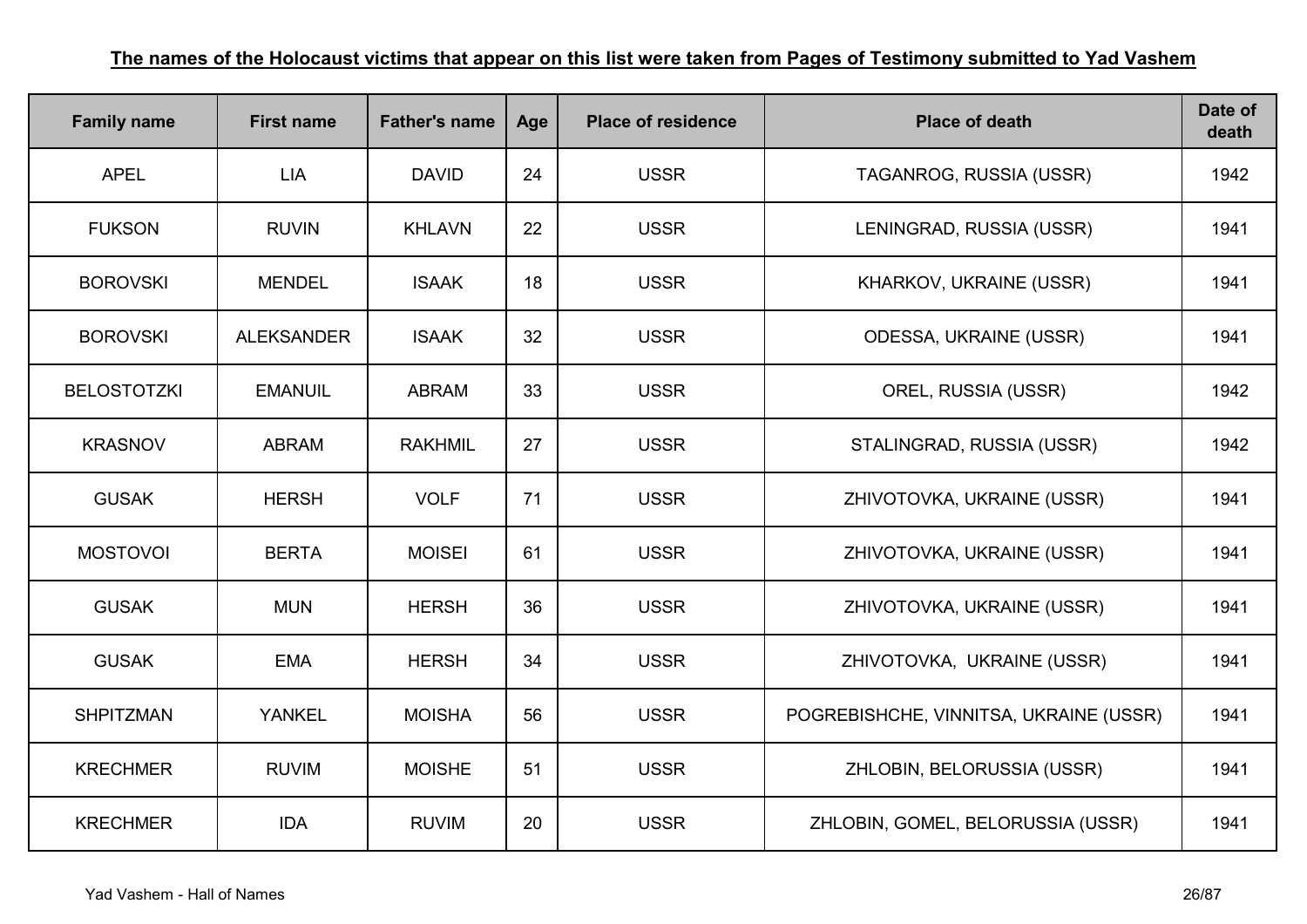**The names of the Holocaust victims that appear on this list were taken from Pages of Testimony submitted to Yad Vashem**

| Family name | First name | Father's name | Age | Place of residence | Place of death | Date of death |
|---|---|---|---|---|---|---|
| APEL | LIA | DAVID | 24 | USSR | TAGANROG, RUSSIA (USSR) | 1942 |
| FUKSON | RUVIN | KHLAVN | 22 | USSR | LENINGRAD, RUSSIA (USSR) | 1941 |
| BOROVSKI | MENDEL | ISAAK | 18 | USSR | KHARKOV, UKRAINE (USSR) | 1941 |
| BOROVSKI | ALEKSANDER | ISAAK | 32 | USSR | ODESSA, UKRAINE (USSR) | 1941 |
| BELOSTOTZKI | EMANUIL | ABRAM | 33 | USSR | OREL, RUSSIA (USSR) | 1942 |
| KRASNOV | ABRAM | RAKHMIL | 27 | USSR | STALINGRAD, RUSSIA (USSR) | 1942 |
| GUSAK | HERSH | VOLF | 71 | USSR | ZHIVOTOVKA, UKRAINE (USSR) | 1941 |
| MOSTOVOI | BERTA | MOISEI | 61 | USSR | ZHIVOTOVKA, UKRAINE (USSR) | 1941 |
| GUSAK | MUN | HERSH | 36 | USSR | ZHIVOTOVKA, UKRAINE (USSR) | 1941 |
| GUSAK | EMA | HERSH | 34 | USSR | ZHIVOTOVKA,  UKRAINE (USSR) | 1941 |
| SHPITZMAN | YANKEL | MOISHA | 56 | USSR | POGREBISHCHE, VINNITSA, UKRAINE (USSR) | 1941 |
| KRECHMER | RUVIM | MOISHE | 51 | USSR | ZHLOBIN, BELORUSSIA (USSR) | 1941 |
| KRECHMER | IDA | RUVIM | 20 | USSR | ZHLOBIN, GOMEL, BELORUSSIA (USSR) | 1941 |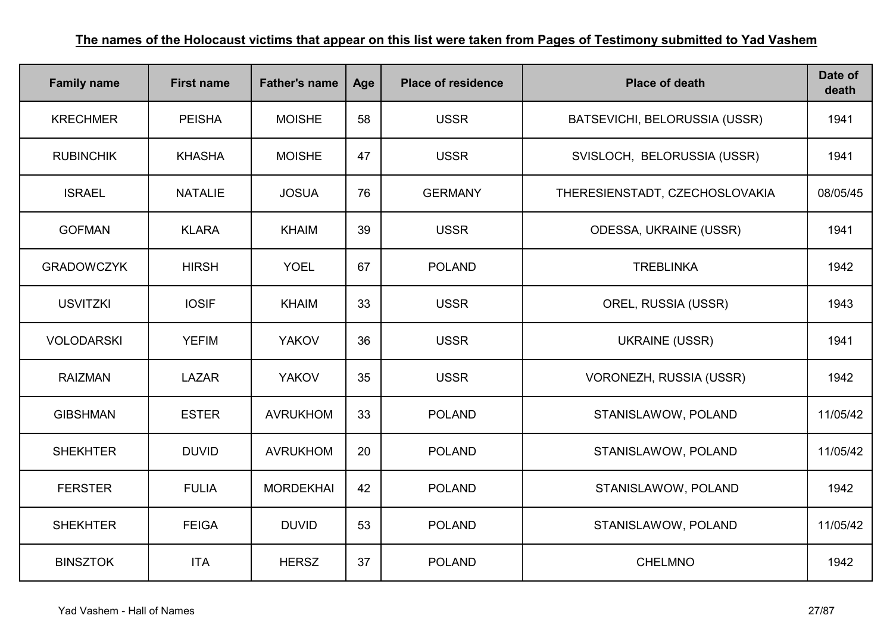**The names of the Holocaust victims that appear on this list were taken from Pages of Testimony submitted to Yad Vashem**

| Family name | First name | Father's name | Age | Place of residence | Place of death | Date of death |
|---|---|---|---|---|---|---|
| KRECHMER | PEISHA | MOISHE | 58 | USSR | BATSEVICHI, BELORUSSIA (USSR) | 1941 |
| RUBINCHIK | KHASHA | MOISHE | 47 | USSR | SVISLOCH, BELORUSSIA (USSR) | 1941 |
| ISRAEL | NATALIE | JOSUA | 76 | GERMANY | THERESIENSTADT, CZECHOSLOVAKIA | 08/05/45 |
| GOFMAN | KLARA | KHAIM | 39 | USSR | ODESSA, UKRAINE (USSR) | 1941 |
| GRADOWCZYK | HIRSH | YOEL | 67 | POLAND | TREBLINKA | 1942 |
| USVITZKI | IOSIF | KHAIM | 33 | USSR | OREL, RUSSIA (USSR) | 1943 |
| VOLODARSKI | YEFIM | YAKOV | 36 | USSR | UKRAINE (USSR) | 1941 |
| RAIZMAN | LAZAR | YAKOV | 35 | USSR | VORONEZH, RUSSIA (USSR) | 1942 |
| GIBSHMAN | ESTER | AVRUKHOM | 33 | POLAND | STANISLAWOW, POLAND | 11/05/42 |
| SHEKHTER | DUVID | AVRUKHOM | 20 | POLAND | STANISLAWOW, POLAND | 11/05/42 |
| FERSTER | FULIA | MORDEKHAI | 42 | POLAND | STANISLAWOW, POLAND | 1942 |
| SHEKHTER | FEIGA | DUVID | 53 | POLAND | STANISLAWOW, POLAND | 11/05/42 |
| BINSZTOK | ITA | HERSZ | 37 | POLAND | CHELMNO | 1942 |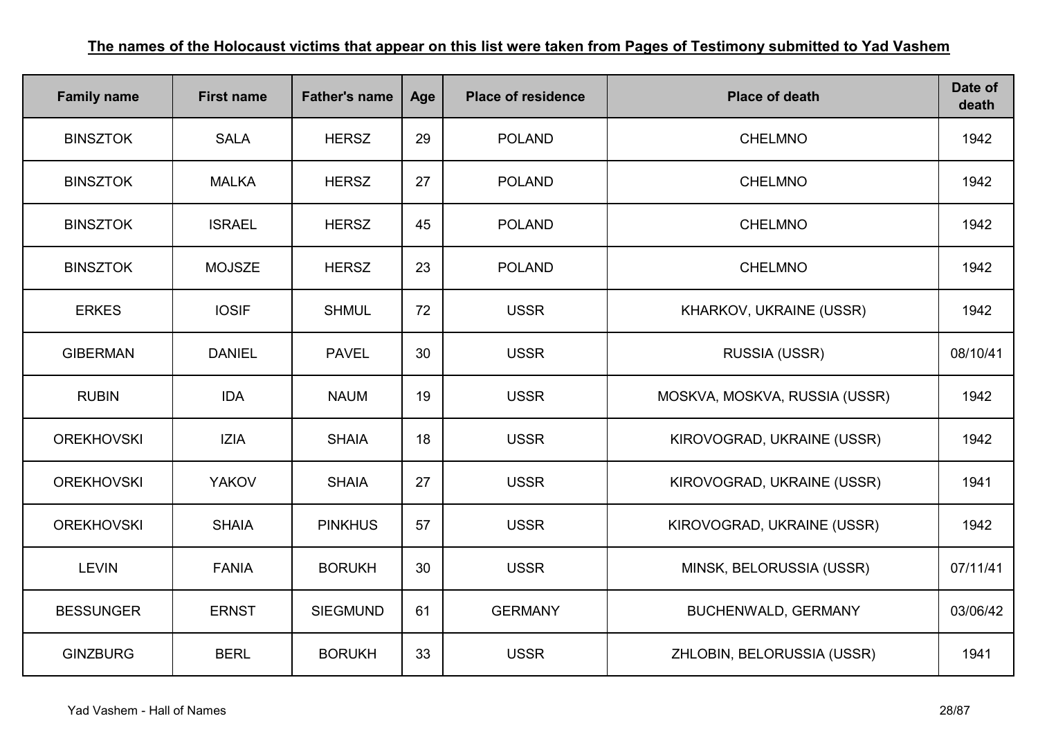**The names of the Holocaust victims that appear on this list were taken from Pages of Testimony submitted to Yad Vashem**

| Family name | First name | Father's name | Age | Place of residence | Place of death | Date of death |
|---|---|---|---|---|---|---|
| BINSZTOK | SALA | HERSZ | 29 | POLAND | CHELMNO | 1942 |
| BINSZTOK | MALKA | HERSZ | 27 | POLAND | CHELMNO | 1942 |
| BINSZTOK | ISRAEL | HERSZ | 45 | POLAND | CHELMNO | 1942 |
| BINSZTOK | MOJSZE | HERSZ | 23 | POLAND | CHELMNO | 1942 |
| ERKES | IOSIF | SHMUL | 72 | USSR | KHARKOV, UKRAINE (USSR) | 1942 |
| GIBERMAN | DANIEL | PAVEL | 30 | USSR | RUSSIA (USSR) | 08/10/41 |
| RUBIN | IDA | NAUM | 19 | USSR | MOSKVA, MOSKVA, RUSSIA (USSR) | 1942 |
| OREKHOVSKI | IZIA | SHAIA | 18 | USSR | KIROVOGRAD, UKRAINE (USSR) | 1942 |
| OREKHOVSKI | YAKOV | SHAIA | 27 | USSR | KIROVOGRAD, UKRAINE (USSR) | 1941 |
| OREKHOVSKI | SHAIA | PINKHUS | 57 | USSR | KIROVOGRAD, UKRAINE (USSR) | 1942 |
| LEVIN | FANIA | BORUKH | 30 | USSR | MINSK, BELORUSSIA (USSR) | 07/11/41 |
| BESSUNGER | ERNST | SIEGMUND | 61 | GERMANY | BUCHENWALD, GERMANY | 03/06/42 |
| GINZBURG | BERL | BORUKH | 33 | USSR | ZHLOBIN, BELORUSSIA (USSR) | 1941 |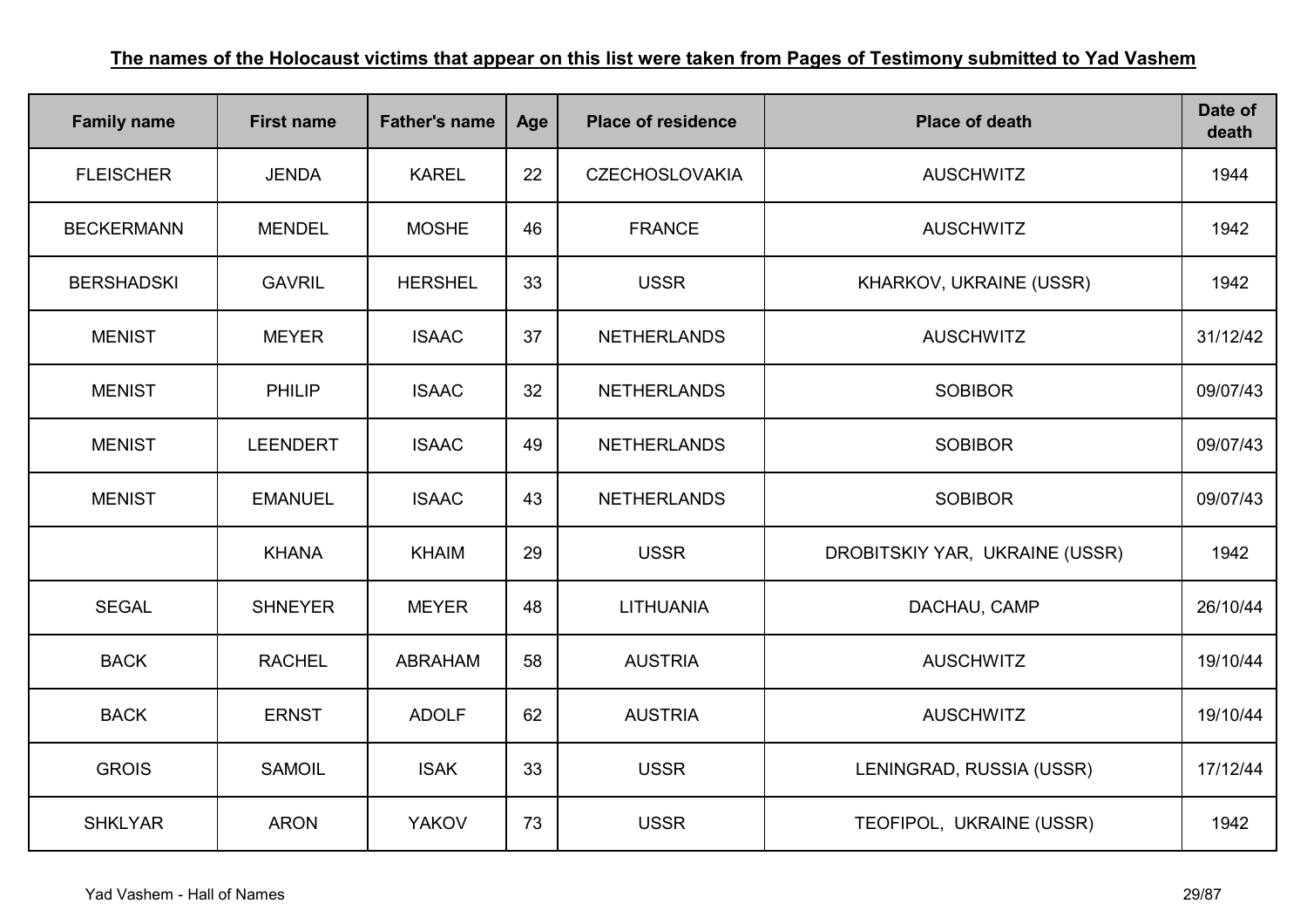**The names of the Holocaust victims that appear on this list were taken from Pages of Testimony submitted to Yad Vashem**

| Family name | First name | Father's name | Age | Place of residence | Place of death | Date of death |
|---|---|---|---|---|---|---|
| FLEISCHER | JENDA | KAREL | 22 | CZECHOSLOVAKIA | AUSCHWITZ | 1944 |
| BECKERMANN | MENDEL | MOSHE | 46 | FRANCE | AUSCHWITZ | 1942 |
| BERSHADSKI | GAVRIL | HERSHEL | 33 | USSR | KHARKOV, UKRAINE (USSR) | 1942 |
| MENIST | MEYER | ISAAC | 37 | NETHERLANDS | AUSCHWITZ | 31/12/42 |
| MENIST | PHILIP | ISAAC | 32 | NETHERLANDS | SOBIBOR | 09/07/43 |
| MENIST | LEENDERT | ISAAC | 49 | NETHERLANDS | SOBIBOR | 09/07/43 |
| MENIST | EMANUEL | ISAAC | 43 | NETHERLANDS | SOBIBOR | 09/07/43 |
| | KHANA | KHAIM | 29 | USSR | DROBITSKIY YAR, UKRAINE (USSR) | 1942 |
| SEGAL | SHNEYER | MEYER | 48 | LITHUANIA | DACHAU, CAMP | 26/10/44 |
| BACK | RACHEL | ABRAHAM | 58 | AUSTRIA | AUSCHWITZ | 19/10/44 |
| BACK | ERNST | ADOLF | 62 | AUSTRIA | AUSCHWITZ | 19/10/44 |
| GROIS | SAMOIL | ISAK | 33 | USSR | LENINGRAD, RUSSIA (USSR) | 17/12/44 |
| SHKLYAR | ARON | YAKOV | 73 | USSR | TEOFIPOL, UKRAINE (USSR) | 1942 |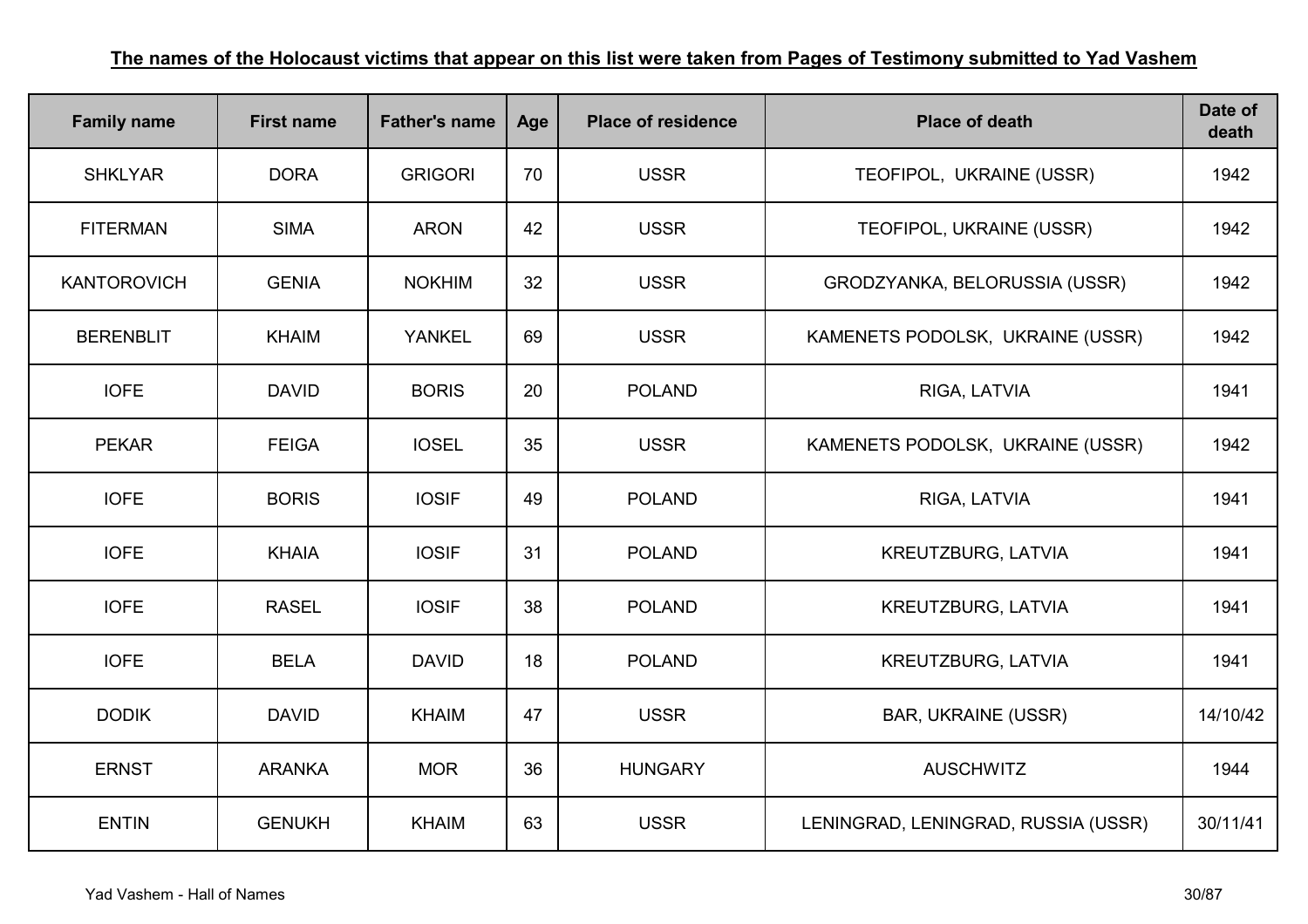**The names of the Holocaust victims that appear on this list were taken from Pages of Testimony submitted to Yad Vashem**

| Family name | First name | Father's name | Age | Place of residence | Place of death | Date of death |
|---|---|---|---|---|---|---|
| SHKLYAR | DORA | GRIGORI | 70 | USSR | TEOFIPOL, UKRAINE (USSR) | 1942 |
| FITERMAN | SIMA | ARON | 42 | USSR | TEOFIPOL, UKRAINE (USSR) | 1942 |
| KANTOROVICH | GENIA | NOKHIM | 32 | USSR | GRODZYANKA, BELORUSSIA (USSR) | 1942 |
| BERENBLIT | KHAIM | YANKEL | 69 | USSR | KAMENETS PODOLSK, UKRAINE (USSR) | 1942 |
| IOFE | DAVID | BORIS | 20 | POLAND | RIGA, LATVIA | 1941 |
| PEKAR | FEIGA | IOSEL | 35 | USSR | KAMENETS PODOLSK, UKRAINE (USSR) | 1942 |
| IOFE | BORIS | IOSIF | 49 | POLAND | RIGA, LATVIA | 1941 |
| IOFE | KHAIA | IOSIF | 31 | POLAND | KREUTZBURG, LATVIA | 1941 |
| IOFE | RASEL | IOSIF | 38 | POLAND | KREUTZBURG, LATVIA | 1941 |
| IOFE | BELA | DAVID | 18 | POLAND | KREUTZBURG, LATVIA | 1941 |
| DODIK | DAVID | KHAIM | 47 | USSR | BAR, UKRAINE (USSR) | 14/10/42 |
| ERNST | ARANKA | MOR | 36 | HUNGARY | AUSCHWITZ | 1944 |
| ENTIN | GENUKH | KHAIM | 63 | USSR | LENINGRAD, LENINGRAD, RUSSIA (USSR) | 30/11/41 |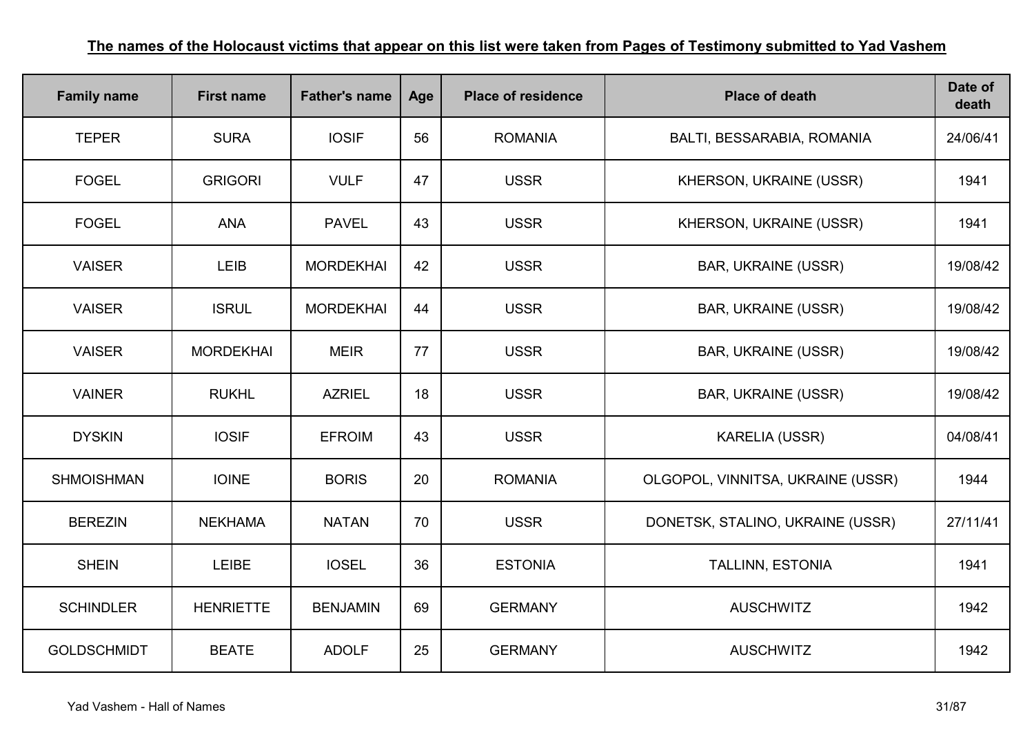**The names of the Holocaust victims that appear on this list were taken from Pages of Testimony submitted to Yad Vashem**

| Family name | First name | Father's name | Age | Place of residence | Place of death | Date of death |
|---|---|---|---|---|---|---|
| TEPER | SURA | IOSIF | 56 | ROMANIA | BALTI, BESSARABIA, ROMANIA | 24/06/41 |
| FOGEL | GRIGORI | VULF | 47 | USSR | KHERSON, UKRAINE (USSR) | 1941 |
| FOGEL | ANA | PAVEL | 43 | USSR | KHERSON, UKRAINE (USSR) | 1941 |
| VAISER | LEIB | MORDEKHAI | 42 | USSR | BAR, UKRAINE (USSR) | 19/08/42 |
| VAISER | ISRUL | MORDEKHAI | 44 | USSR | BAR, UKRAINE (USSR) | 19/08/42 |
| VAISER | MORDEKHAI | MEIR | 77 | USSR | BAR, UKRAINE (USSR) | 19/08/42 |
| VAINER | RUKHL | AZRIEL | 18 | USSR | BAR, UKRAINE (USSR) | 19/08/42 |
| DYSKIN | IOSIF | EFROIM | 43 | USSR | KARELIA (USSR) | 04/08/41 |
| SHMOISHMAN | IOINE | BORIS | 20 | ROMANIA | OLGOPOL, VINNITSA, UKRAINE (USSR) | 1944 |
| BEREZIN | NEKHAMA | NATAN | 70 | USSR | DONETSK, STALINO, UKRAINE (USSR) | 27/11/41 |
| SHEIN | LEIBE | IOSEL | 36 | ESTONIA | TALLINN, ESTONIA | 1941 |
| SCHINDLER | HENRIETTE | BENJAMIN | 69 | GERMANY | AUSCHWITZ | 1942 |
| GOLDSCHMIDT | BEATE | ADOLF | 25 | GERMANY | AUSCHWITZ | 1942 |

Yad Vashem - Hall of Names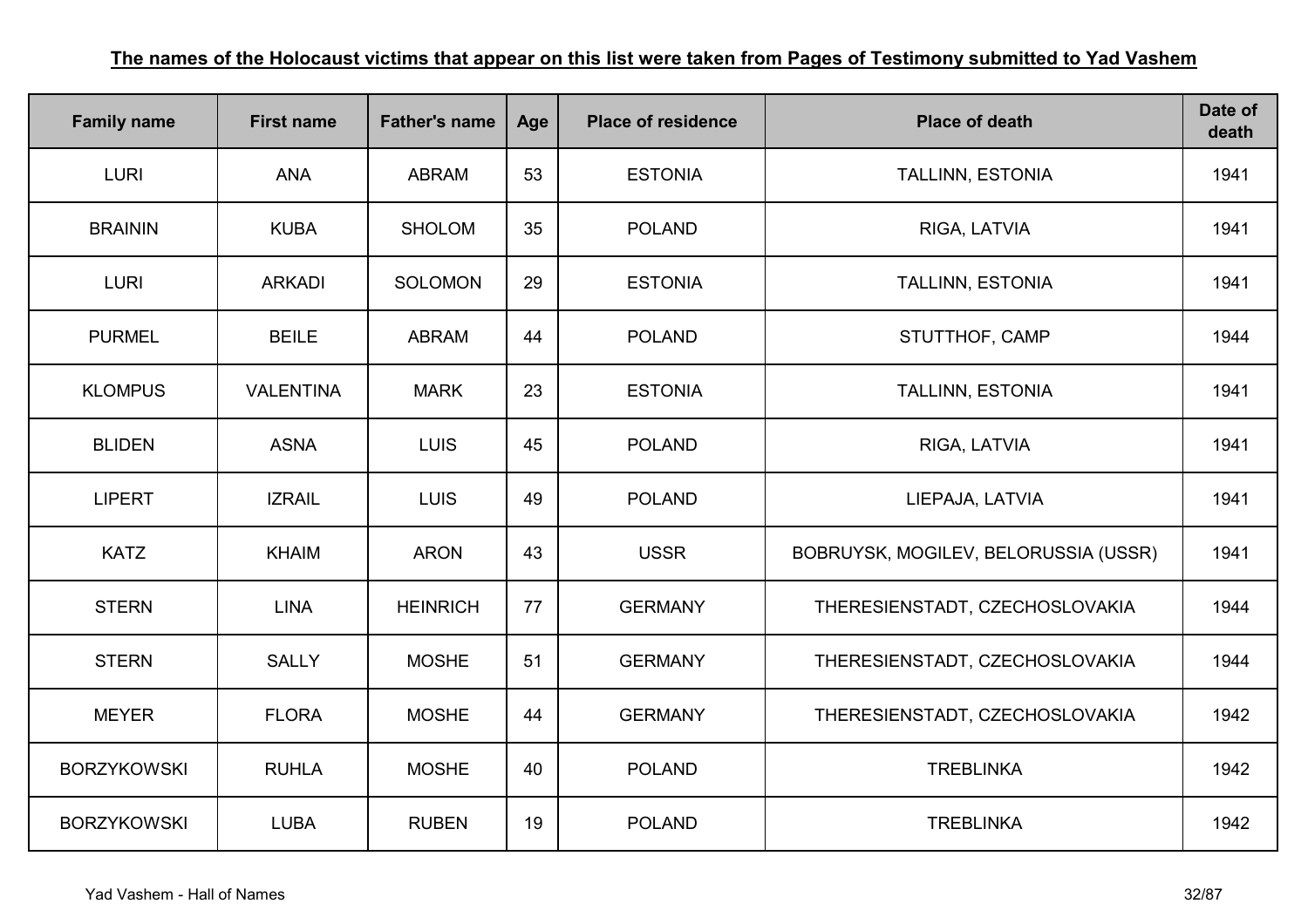**The names of the Holocaust victims that appear on this list were taken from Pages of Testimony submitted to Yad Vashem**

| Family name | First name | Father's name | Age | Place of residence | Place of death | Date of death |
|---|---|---|---|---|---|---|
| LURI | ANA | ABRAM | 53 | ESTONIA | TALLINN, ESTONIA | 1941 |
| BRAININ | KUBA | SHOLOM | 35 | POLAND | RIGA, LATVIA | 1941 |
| LURI | ARKADI | SOLOMON | 29 | ESTONIA | TALLINN, ESTONIA | 1941 |
| PURMEL | BEILE | ABRAM | 44 | POLAND | STUTTHOF, CAMP | 1944 |
| KLOMPUS | VALENTINA | MARK | 23 | ESTONIA | TALLINN, ESTONIA | 1941 |
| BLIDEN | ASNA | LUIS | 45 | POLAND | RIGA, LATVIA | 1941 |
| LIPERT | IZRAIL | LUIS | 49 | POLAND | LIEPAJA, LATVIA | 1941 |
| KATZ | KHAIM | ARON | 43 | USSR | BOBRUYSK, MOGILEV, BELORUSSIA (USSR) | 1941 |
| STERN | LINA | HEINRICH | 77 | GERMANY | THERESIENSTADT, CZECHOSLOVAKIA | 1944 |
| STERN | SALLY | MOSHE | 51 | GERMANY | THERESIENSTADT, CZECHOSLOVAKIA | 1944 |
| MEYER | FLORA | MOSHE | 44 | GERMANY | THERESIENSTADT, CZECHOSLOVAKIA | 1942 |
| BORZYKOWSKI | RUHLA | MOSHE | 40 | POLAND | TREBLINKA | 1942 |
| BORZYKOWSKI | LUBA | RUBEN | 19 | POLAND | TREBLINKA | 1942 |

Yad Vashem - Hall of Names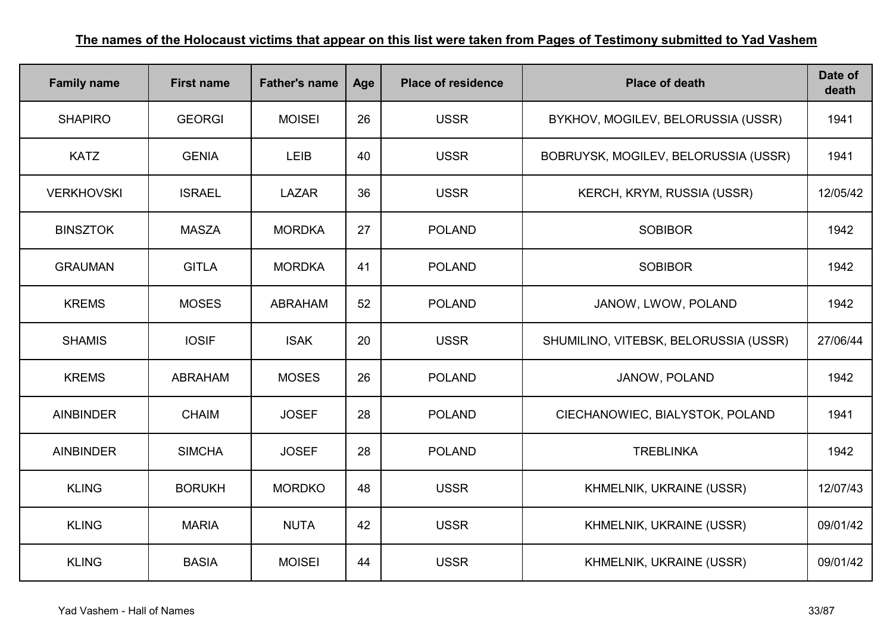**The names of the Holocaust victims that appear on this list were taken from Pages of Testimony submitted to Yad Vashem**

| Family name | First name | Father's name | Age | Place of residence | Place of death | Date of death |
|---|---|---|---|---|---|---|
| SHAPIRO | GEORGI | MOISEI | 26 | USSR | BYKHOV, MOGILEV, BELORUSSIA (USSR) | 1941 |
| KATZ | GENIA | LEIB | 40 | USSR | BOBRUYSK, MOGILEV, BELORUSSIA (USSR) | 1941 |
| VERKHOVSKI | ISRAEL | LAZAR | 36 | USSR | KERCH, KRYM, RUSSIA (USSR) | 12/05/42 |
| BINSZTOK | MASZA | MORDKA | 27 | POLAND | SOBIBOR | 1942 |
| GRAUMAN | GITLA | MORDKA | 41 | POLAND | SOBIBOR | 1942 |
| KREMS | MOSES | ABRAHAM | 52 | POLAND | JANOW, LWOW, POLAND | 1942 |
| SHAMIS | IOSIF | ISAK | 20 | USSR | SHUMILINO, VITEBSK, BELORUSSIA (USSR) | 27/06/44 |
| KREMS | ABRAHAM | MOSES | 26 | POLAND | JANOW, POLAND | 1942 |
| AINBINDER | CHAIM | JOSEF | 28 | POLAND | CIECHANOWIEC, BIALYSTOK, POLAND | 1941 |
| AINBINDER | SIMCHA | JOSEF | 28 | POLAND | TREBLINKA | 1942 |
| KLING | BORUKH | MORDKO | 48 | USSR | KHMELNIK, UKRAINE (USSR) | 12/07/43 |
| KLING | MARIA | NUTA | 42 | USSR | KHMELNIK, UKRAINE (USSR) | 09/01/42 |
| KLING | BASIA | MOISEI | 44 | USSR | KHMELNIK, UKRAINE (USSR) | 09/01/42 |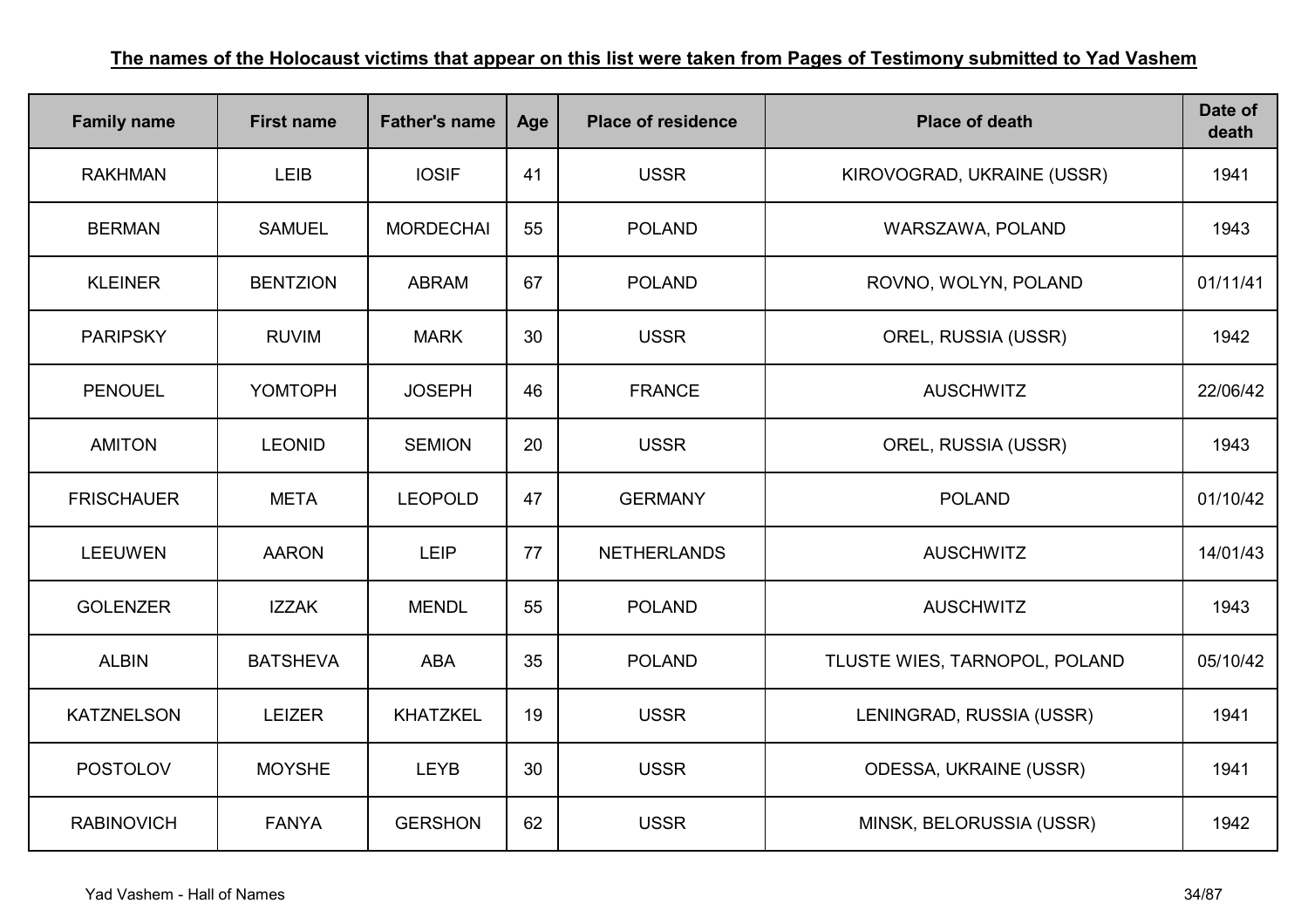**The names of the Holocaust victims that appear on this list were taken from Pages of Testimony submitted to Yad Vashem**

| Family name | First name | Father's name | Age | Place of residence | Place of death | Date of death |
|---|---|---|---|---|---|---|
| RAKHMAN | LEIB | IOSIF | 41 | USSR | KIROVOGRAD, UKRAINE (USSR) | 1941 |
| BERMAN | SAMUEL | MORDECHAI | 55 | POLAND | WARSZAWA, POLAND | 1943 |
| KLEINER | BENTZION | ABRAM | 67 | POLAND | ROVNO, WOLYN, POLAND | 01/11/41 |
| PARIPSKY | RUVIM | MARK | 30 | USSR | OREL, RUSSIA (USSR) | 1942 |
| PENOUEL | YOMTOPH | JOSEPH | 46 | FRANCE | AUSCHWITZ | 22/06/42 |
| AMITON | LEONID | SEMION | 20 | USSR | OREL, RUSSIA (USSR) | 1943 |
| FRISCHAUER | META | LEOPOLD | 47 | GERMANY | POLAND | 01/10/42 |
| LEEUWEN | AARON | LEIP | 77 | NETHERLANDS | AUSCHWITZ | 14/01/43 |
| GOLENZER | IZZAK | MENDL | 55 | POLAND | AUSCHWITZ | 1943 |
| ALBIN | BATSHEVA | ABA | 35 | POLAND | TLUSTE WIES, TARNOPOL, POLAND | 05/10/42 |
| KATZNELSON | LEIZER | KHATZKEL | 19 | USSR | LENINGRAD, RUSSIA (USSR) | 1941 |
| POSTOLOV | MOYSHE | LEYB | 30 | USSR | ODESSA, UKRAINE (USSR) | 1941 |
| RABINOVICH | FANYA | GERSHON | 62 | USSR | MINSK, BELORUSSIA (USSR) | 1942 |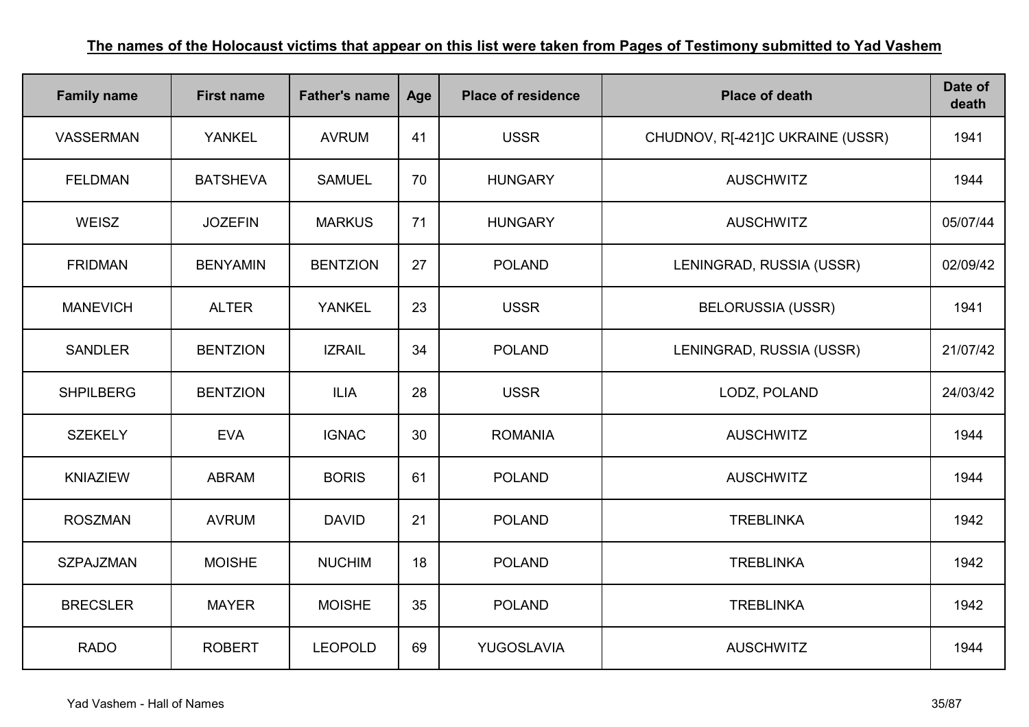**The names of the Holocaust victims that appear on this list were taken from Pages of Testimony submitted to Yad Vashem**

| Family name | First name | Father's name | Age | Place of residence | Place of death | Date of death |
|---|---|---|---|---|---|---|
| VASSERMAN | YANKEL | AVRUM | 41 | USSR | CHUDNOV, R[-421]C UKRAINE (USSR) | 1941 |
| FELDMAN | BATSHEVA | SAMUEL | 70 | HUNGARY | AUSCHWITZ | 1944 |
| WEISZ | JOZEFIN | MARKUS | 71 | HUNGARY | AUSCHWITZ | 05/07/44 |
| FRIDMAN | BENYAMIN | BENTZION | 27 | POLAND | LENINGRAD, RUSSIA (USSR) | 02/09/42 |
| MANEVICH | ALTER | YANKEL | 23 | USSR | BELORUSSIA (USSR) | 1941 |
| SANDLER | BENTZION | IZRAIL | 34 | POLAND | LENINGRAD, RUSSIA (USSR) | 21/07/42 |
| SHPILBERG | BENTZION | ILIA | 28 | USSR | LODZ, POLAND | 24/03/42 |
| SZEKELY | EVA | IGNAC | 30 | ROMANIA | AUSCHWITZ | 1944 |
| KNIAZIEW | ABRAM | BORIS | 61 | POLAND | AUSCHWITZ | 1944 |
| ROSZMAN | AVRUM | DAVID | 21 | POLAND | TREBLINKA | 1942 |
| SZPAJZMAN | MOISHE | NUCHIM | 18 | POLAND | TREBLINKA | 1942 |
| BRECSLER | MAYER | MOISHE | 35 | POLAND | TREBLINKA | 1942 |
| RADO | ROBERT | LEOPOLD | 69 | YUGOSLAVIA | AUSCHWITZ | 1944 |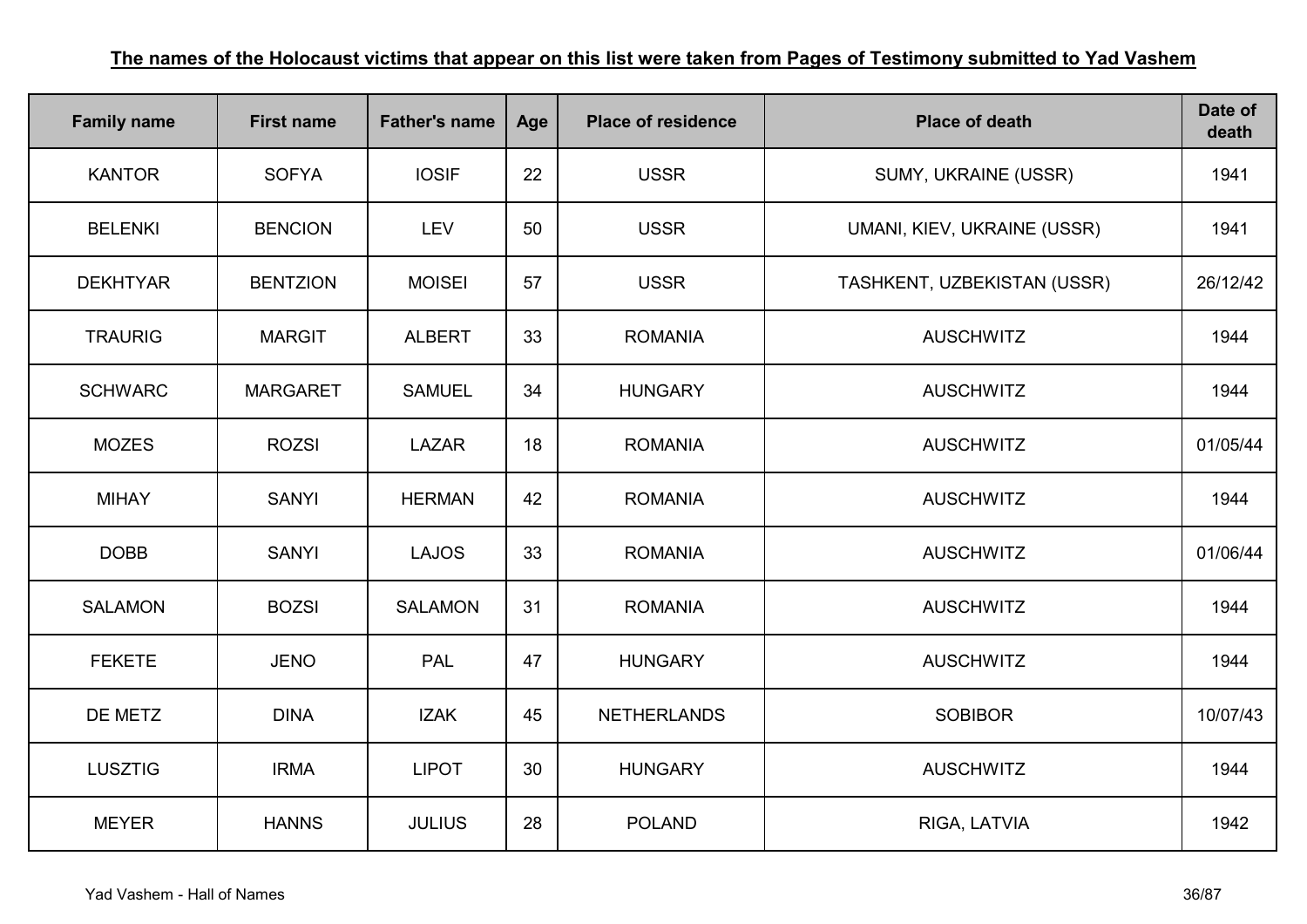**The names of the Holocaust victims that appear on this list were taken from Pages of Testimony submitted to Yad Vashem**

| Family name | First name | Father's name | Age | Place of residence | Place of death | Date of death |
|---|---|---|---|---|---|---|
| KANTOR | SOFYA | IOSIF | 22 | USSR | SUMY, UKRAINE (USSR) | 1941 |
| BELENKI | BENCION | LEV | 50 | USSR | UMANI, KIEV, UKRAINE (USSR) | 1941 |
| DEKHTYAR | BENTZION | MOISEI | 57 | USSR | TASHKENT, UZBEKISTAN (USSR) | 26/12/42 |
| TRAURIG | MARGIT | ALBERT | 33 | ROMANIA | AUSCHWITZ | 1944 |
| SCHWARC | MARGARET | SAMUEL | 34 | HUNGARY | AUSCHWITZ | 1944 |
| MOZES | ROZSI | LAZAR | 18 | ROMANIA | AUSCHWITZ | 01/05/44 |
| MIHAY | SANYI | HERMAN | 42 | ROMANIA | AUSCHWITZ | 1944 |
| DOBB | SANYI | LAJOS | 33 | ROMANIA | AUSCHWITZ | 01/06/44 |
| SALAMON | BOZSI | SALAMON | 31 | ROMANIA | AUSCHWITZ | 1944 |
| FEKETE | JENO | PAL | 47 | HUNGARY | AUSCHWITZ | 1944 |
| DE METZ | DINA | IZAK | 45 | NETHERLANDS | SOBIBOR | 10/07/43 |
| LUSZTIG | IRMA | LIPOT | 30 | HUNGARY | AUSCHWITZ | 1944 |
| MEYER | HANNS | JULIUS | 28 | POLAND | RIGA, LATVIA | 1942 |

Yad Vashem - Hall of Names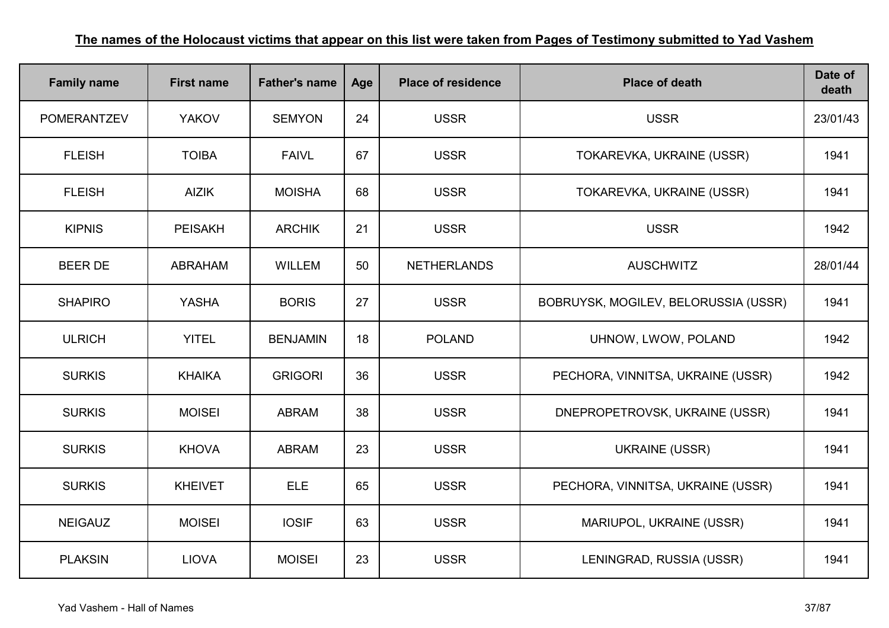**The names of the Holocaust victims that appear on this list were taken from Pages of Testimony submitted to Yad Vashem**

| Family name | First name | Father's name | Age | Place of residence | Place of death | Date of death |
|---|---|---|---|---|---|---|
| POMERANTZEV | YAKOV | SEMYON | 24 | USSR | USSR | 23/01/43 |
| FLEISH | TOIBA | FAIVL | 67 | USSR | TOKAREVKA, UKRAINE (USSR) | 1941 |
| FLEISH | AIZIK | MOISHA | 68 | USSR | TOKAREVKA, UKRAINE (USSR) | 1941 |
| KIPNIS | PEISAKH | ARCHIK | 21 | USSR | USSR | 1942 |
| BEER DE | ABRAHAM | WILLEM | 50 | NETHERLANDS | AUSCHWITZ | 28/01/44 |
| SHAPIRO | YASHA | BORIS | 27 | USSR | BOBRUYSK, MOGILEV, BELORUSSIA (USSR) | 1941 |
| ULRICH | YITEL | BENJAMIN | 18 | POLAND | UHNOW, LWOW, POLAND | 1942 |
| SURKIS | KHAIKA | GRIGORI | 36 | USSR | PECHORA, VINNITSA, UKRAINE (USSR) | 1942 |
| SURKIS | MOISEI | ABRAM | 38 | USSR | DNEPROPETROVSK, UKRAINE (USSR) | 1941 |
| SURKIS | KHOVA | ABRAM | 23 | USSR | UKRAINE (USSR) | 1941 |
| SURKIS | KHEIVET | ELE | 65 | USSR | PECHORA, VINNITSA, UKRAINE (USSR) | 1941 |
| NEIGAUZ | MOISEI | IOSIF | 63 | USSR | MARIUPOL, UKRAINE (USSR) | 1941 |
| PLAKSIN | LIOVA | MOISEI | 23 | USSR | LENINGRAD, RUSSIA (USSR) | 1941 |

Yad Vashem - Hall of Names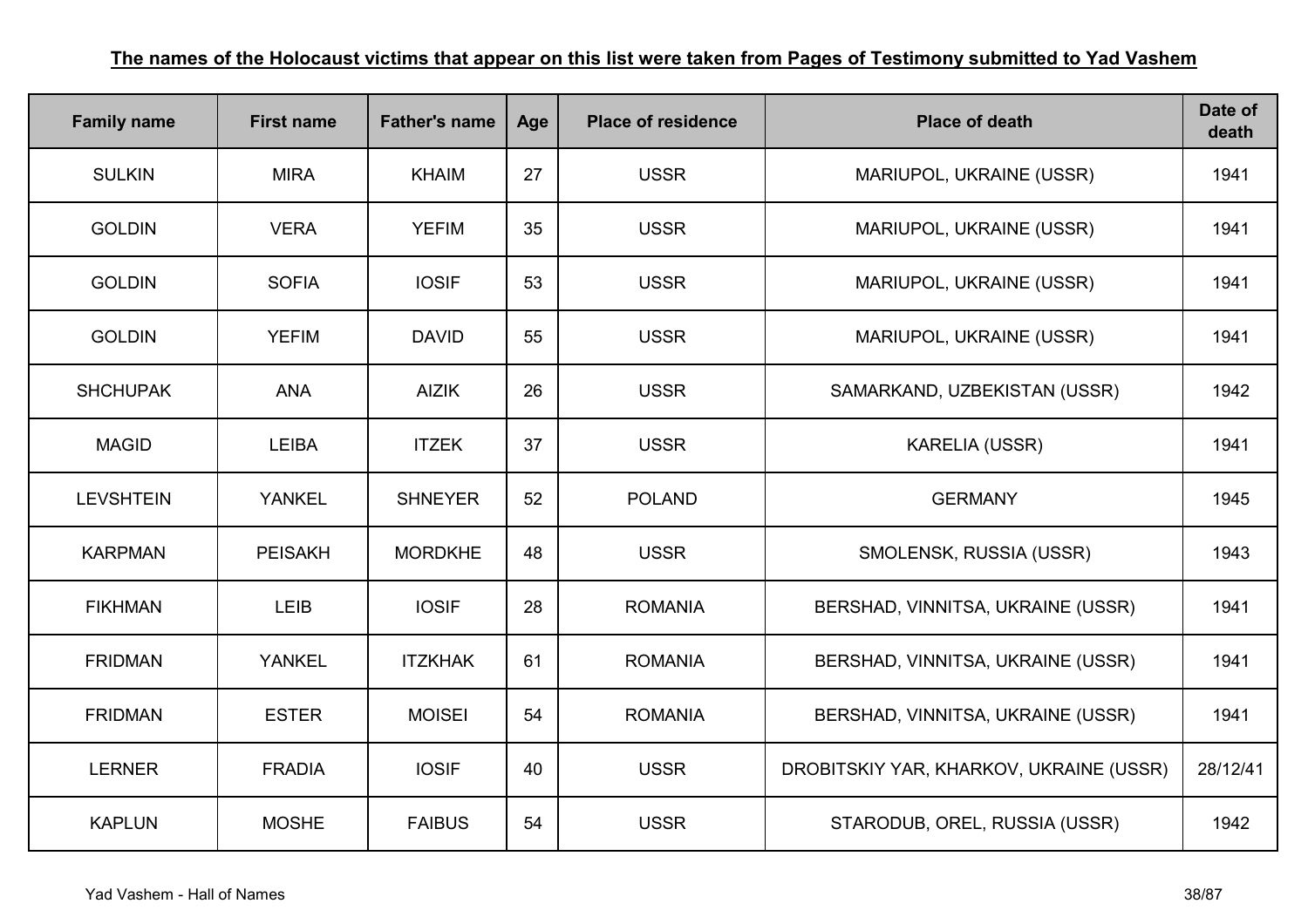**The names of the Holocaust victims that appear on this list were taken from Pages of Testimony submitted to Yad Vashem**

| Family name | First name | Father's name | Age | Place of residence | Place of death | Date of death |
|---|---|---|---|---|---|---|
| SULKIN | MIRA | KHAIM | 27 | USSR | MARIUPOL, UKRAINE (USSR) | 1941 |
| GOLDIN | VERA | YEFIM | 35 | USSR | MARIUPOL, UKRAINE (USSR) | 1941 |
| GOLDIN | SOFIA | IOSIF | 53 | USSR | MARIUPOL, UKRAINE (USSR) | 1941 |
| GOLDIN | YEFIM | DAVID | 55 | USSR | MARIUPOL, UKRAINE (USSR) | 1941 |
| SHCHUPAK | ANA | AIZIK | 26 | USSR | SAMARKAND, UZBEKISTAN (USSR) | 1942 |
| MAGID | LEIBA | ITZEK | 37 | USSR | KARELIA (USSR) | 1941 |
| LEVSHTEIN | YANKEL | SHNEYER | 52 | POLAND | GERMANY | 1945 |
| KARPMAN | PEISAKH | MORDKHE | 48 | USSR | SMOLENSK, RUSSIA (USSR) | 1943 |
| FIKHMAN | LEIB | IOSIF | 28 | ROMANIA | BERSHAD, VINNITSA, UKRAINE (USSR) | 1941 |
| FRIDMAN | YANKEL | ITZKHAK | 61 | ROMANIA | BERSHAD, VINNITSA, UKRAINE (USSR) | 1941 |
| FRIDMAN | ESTER | MOISEI | 54 | ROMANIA | BERSHAD, VINNITSA, UKRAINE (USSR) | 1941 |
| LERNER | FRADIA | IOSIF | 40 | USSR | DROBITSKIY YAR, KHARKOV, UKRAINE (USSR) | 28/12/41 |
| KAPLUN | MOSHE | FAIBUS | 54 | USSR | STARODUB, OREL, RUSSIA (USSR) | 1942 |

Yad Vashem - Hall of Names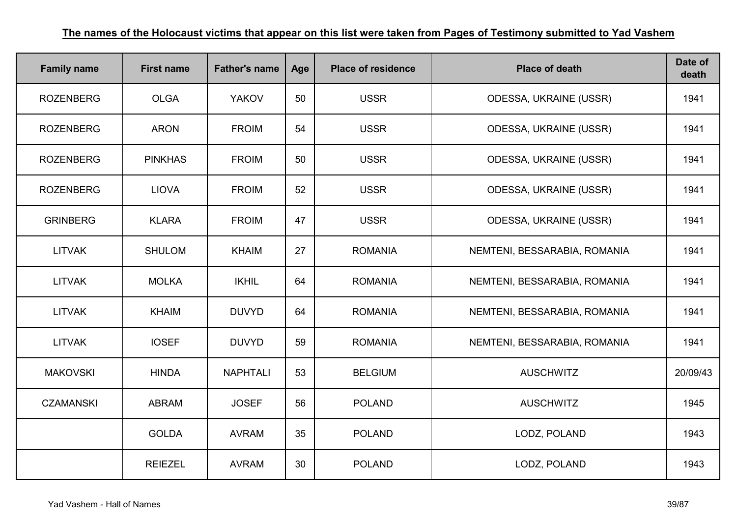**The names of the Holocaust victims that appear on this list were taken from Pages of Testimony submitted to Yad Vashem**

| Family name | First name | Father's name | Age | Place of residence | Place of death | Date of death |
|---|---|---|---|---|---|---|
| ROZENBERG | OLGA | YAKOV | 50 | USSR | ODESSA, UKRAINE (USSR) | 1941 |
| ROZENBERG | ARON | FROIM | 54 | USSR | ODESSA, UKRAINE (USSR) | 1941 |
| ROZENBERG | PINKHAS | FROIM | 50 | USSR | ODESSA, UKRAINE (USSR) | 1941 |
| ROZENBERG | LIOVA | FROIM | 52 | USSR | ODESSA, UKRAINE (USSR) | 1941 |
| GRINBERG | KLARA | FROIM | 47 | USSR | ODESSA, UKRAINE (USSR) | 1941 |
| LITVAK | SHULOM | KHAIM | 27 | ROMANIA | NEMTENI, BESSARABIA, ROMANIA | 1941 |
| LITVAK | MOLKA | IKHIL | 64 | ROMANIA | NEMTENI, BESSARABIA, ROMANIA | 1941 |
| LITVAK | KHAIM | DUVYD | 64 | ROMANIA | NEMTENI, BESSARABIA, ROMANIA | 1941 |
| LITVAK | IOSEF | DUVYD | 59 | ROMANIA | NEMTENI, BESSARABIA, ROMANIA | 1941 |
| MAKOVSKI | HINDA | NAPHTALI | 53 | BELGIUM | AUSCHWITZ | 20/09/43 |
| CZAMANSKI | ABRAM | JOSEF | 56 | POLAND | AUSCHWITZ | 1945 |
|  | GOLDA | AVRAM | 35 | POLAND | LODZ, POLAND | 1943 |
|  | REIEZEL | AVRAM | 30 | POLAND | LODZ, POLAND | 1943 |

Yad Vashem - Hall of Names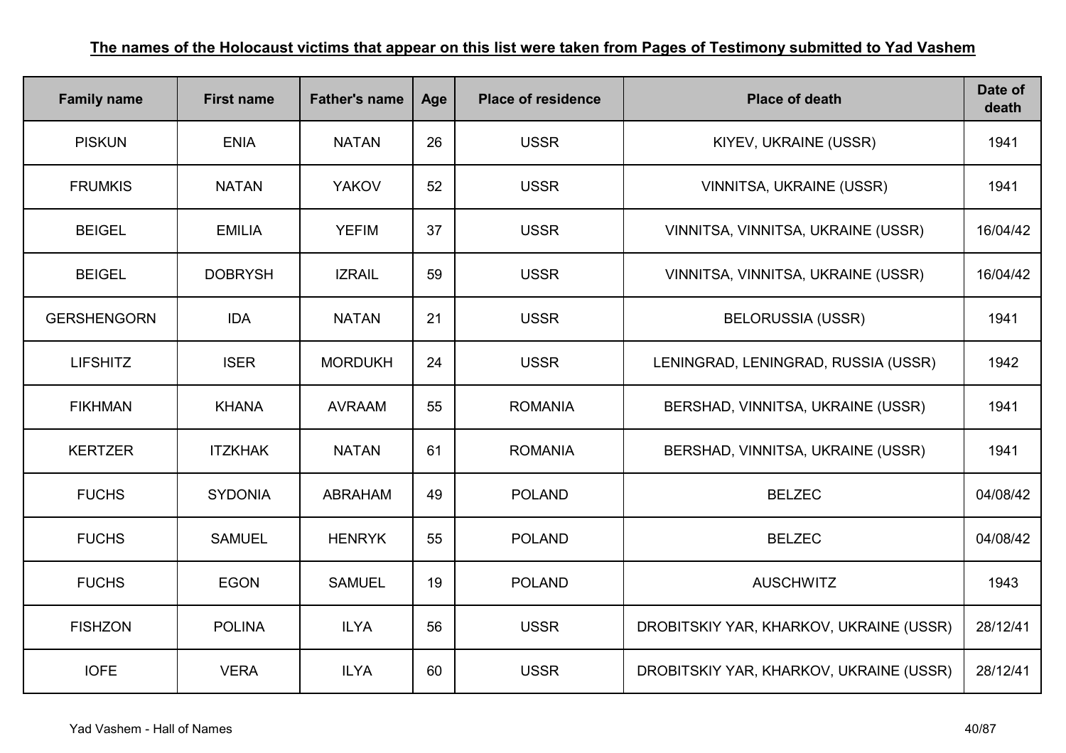**The names of the Holocaust victims that appear on this list were taken from Pages of Testimony submitted to Yad Vashem**

| Family name | First name | Father's name | Age | Place of residence | Place of death | Date of death |
|---|---|---|---|---|---|---|
| PISKUN | ENIA | NATAN | 26 | USSR | KIYEV, UKRAINE (USSR) | 1941 |
| FRUMKIS | NATAN | YAKOV | 52 | USSR | VINNITSA, UKRAINE (USSR) | 1941 |
| BEIGEL | EMILIA | YEFIM | 37 | USSR | VINNITSA, VINNITSA, UKRAINE (USSR) | 16/04/42 |
| BEIGEL | DOBRYSH | IZRAIL | 59 | USSR | VINNITSA, VINNITSA, UKRAINE (USSR) | 16/04/42 |
| GERSHENGORN | IDA | NATAN | 21 | USSR | BELORUSSIA (USSR) | 1941 |
| LIFSHITZ | ISER | MORDUKH | 24 | USSR | LENINGRAD, LENINGRAD, RUSSIA (USSR) | 1942 |
| FIKHMAN | KHANA | AVRAAM | 55 | ROMANIA | BERSHAD, VINNITSA, UKRAINE (USSR) | 1941 |
| KERTZER | ITZKHAK | NATAN | 61 | ROMANIA | BERSHAD, VINNITSA, UKRAINE (USSR) | 1941 |
| FUCHS | SYDONIA | ABRAHAM | 49 | POLAND | BELZEC | 04/08/42 |
| FUCHS | SAMUEL | HENRYK | 55 | POLAND | BELZEC | 04/08/42 |
| FUCHS | EGON | SAMUEL | 19 | POLAND | AUSCHWITZ | 1943 |
| FISHZON | POLINA | ILYA | 56 | USSR | DROBITSKIY YAR, KHARKOV, UKRAINE (USSR) | 28/12/41 |
| IOFE | VERA | ILYA | 60 | USSR | DROBITSKIY YAR, KHARKOV, UKRAINE (USSR) | 28/12/41 |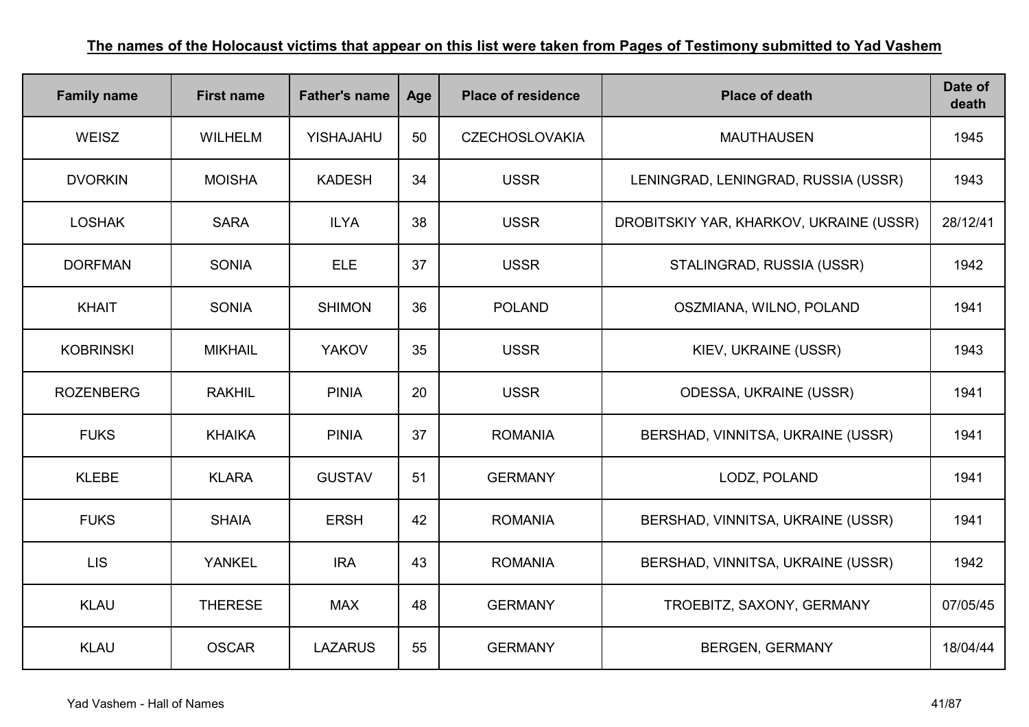**The names of the Holocaust victims that appear on this list were taken from Pages of Testimony submitted to Yad Vashem**

| Family name | First name | Father's name | Age | Place of residence | Place of death | Date of death |
|---|---|---|---|---|---|---|
| WEISZ | WILHELM | YISHAJAHU | 50 | CZECHOSLOVAKIA | MAUTHAUSEN | 1945 |
| DVORKIN | MOISHA | KADESH | 34 | USSR | LENINGRAD, LENINGRAD, RUSSIA (USSR) | 1943 |
| LOSHAK | SARA | ILYA | 38 | USSR | DROBITSKIY YAR, KHARKOV, UKRAINE (USSR) | 28/12/41 |
| DORFMAN | SONIA | ELE | 37 | USSR | STALINGRAD, RUSSIA (USSR) | 1942 |
| KHAIT | SONIA | SHIMON | 36 | POLAND | OSZMIANA, WILNO, POLAND | 1941 |
| KOBRINSKI | MIKHAIL | YAKOV | 35 | USSR | KIEV, UKRAINE (USSR) | 1943 |
| ROZENBERG | RAKHIL | PINIA | 20 | USSR | ODESSA, UKRAINE (USSR) | 1941 |
| FUKS | KHAIKA | PINIA | 37 | ROMANIA | BERSHAD, VINNITSA, UKRAINE (USSR) | 1941 |
| KLEBE | KLARA | GUSTAV | 51 | GERMANY | LODZ, POLAND | 1941 |
| FUKS | SHAIA | ERSH | 42 | ROMANIA | BERSHAD, VINNITSA, UKRAINE (USSR) | 1941 |
| LIS | YANKEL | IRA | 43 | ROMANIA | BERSHAD, VINNITSA, UKRAINE (USSR) | 1942 |
| KLAU | THERESE | MAX | 48 | GERMANY | TROEBITZ, SAXONY, GERMANY | 07/05/45 |
| KLAU | OSCAR | LAZARUS | 55 | GERMANY | BERGEN, GERMANY | 18/04/44 |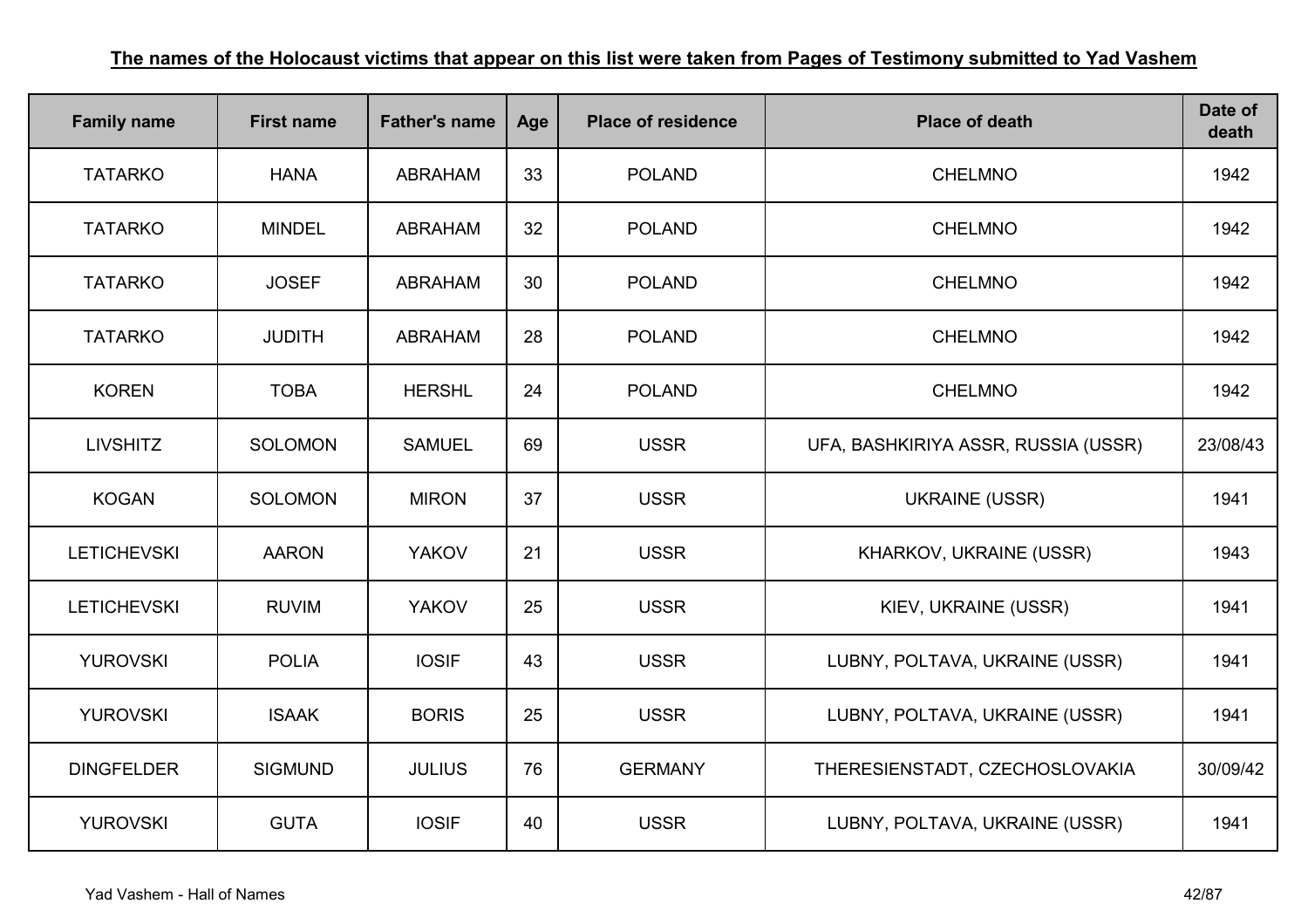**The names of the Holocaust victims that appear on this list were taken from Pages of Testimony submitted to Yad Vashem**

| Family name | First name | Father's name | Age | Place of residence | Place of death | Date of death |
|---|---|---|---|---|---|---|
| TATARKO | HANA | ABRAHAM | 33 | POLAND | CHELMNO | 1942 |
| TATARKO | MINDEL | ABRAHAM | 32 | POLAND | CHELMNO | 1942 |
| TATARKO | JOSEF | ABRAHAM | 30 | POLAND | CHELMNO | 1942 |
| TATARKO | JUDITH | ABRAHAM | 28 | POLAND | CHELMNO | 1942 |
| KOREN | TOBA | HERSHL | 24 | POLAND | CHELMNO | 1942 |
| LIVSHITZ | SOLOMON | SAMUEL | 69 | USSR | UFA, BASHKIRIYA ASSR, RUSSIA (USSR) | 23/08/43 |
| KOGAN | SOLOMON | MIRON | 37 | USSR | UKRAINE (USSR) | 1941 |
| LETICHEVSKI | AARON | YAKOV | 21 | USSR | KHARKOV, UKRAINE (USSR) | 1943 |
| LETICHEVSKI | RUVIM | YAKOV | 25 | USSR | KIEV, UKRAINE (USSR) | 1941 |
| YUROVSKI | POLIA | IOSIF | 43 | USSR | LUBNY, POLTAVA, UKRAINE (USSR) | 1941 |
| YUROVSKI | ISAAK | BORIS | 25 | USSR | LUBNY, POLTAVA, UKRAINE (USSR) | 1941 |
| DINGFELDER | SIGMUND | JULIUS | 76 | GERMANY | THERESIENSTADT, CZECHOSLOVAKIA | 30/09/42 |
| YUROVSKI | GUTA | IOSIF | 40 | USSR | LUBNY, POLTAVA, UKRAINE (USSR) | 1941 |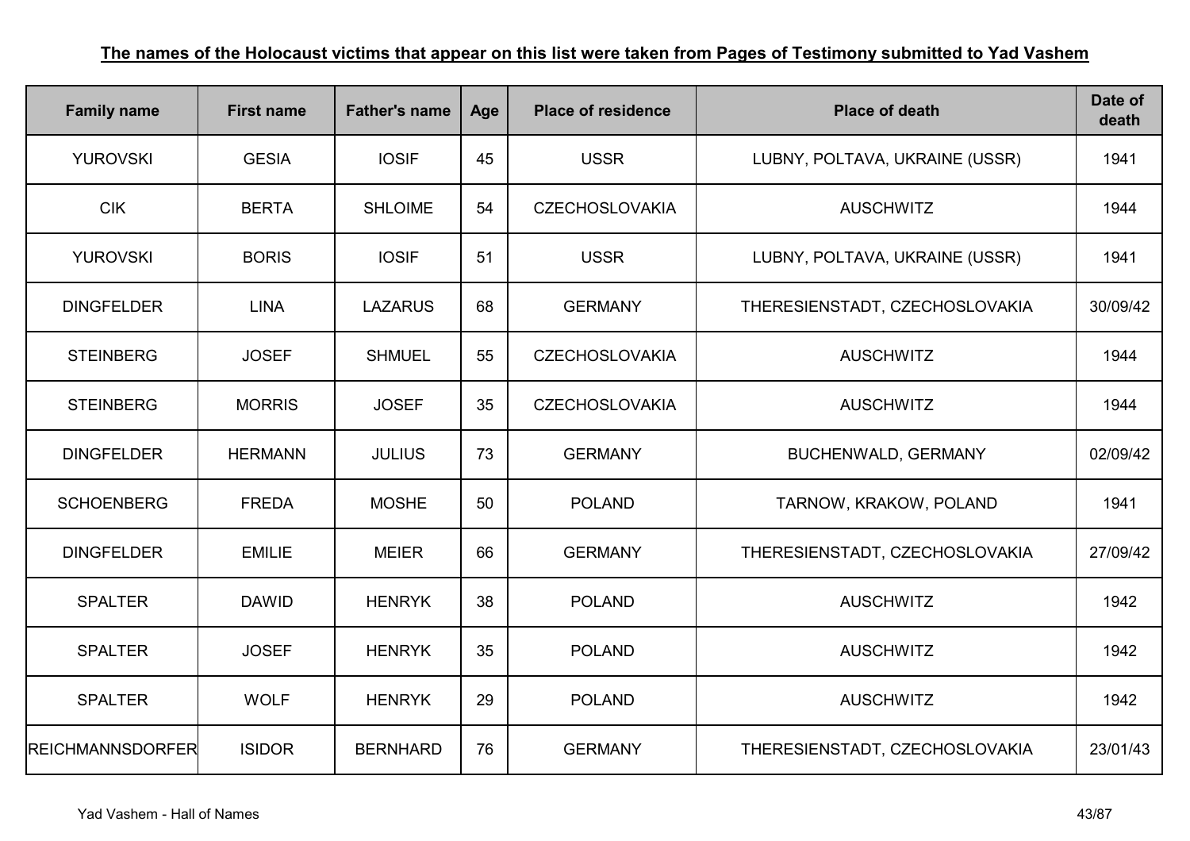**The names of the Holocaust victims that appear on this list were taken from Pages of Testimony submitted to Yad Vashem**

| Family name | First name | Father's name | Age | Place of residence | Place of death | Date of death |
|---|---|---|---|---|---|---|
| YUROVSKI | GESIA | IOSIF | 45 | USSR | LUBNY, POLTAVA, UKRAINE (USSR) | 1941 |
| CIK | BERTA | SHLOIME | 54 | CZECHOSLOVAKIA | AUSCHWITZ | 1944 |
| YUROVSKI | BORIS | IOSIF | 51 | USSR | LUBNY, POLTAVA, UKRAINE (USSR) | 1941 |
| DINGFELDER | LINA | LAZARUS | 68 | GERMANY | THERESIENSTADT, CZECHOSLOVAKIA | 30/09/42 |
| STEINBERG | JOSEF | SHMUEL | 55 | CZECHOSLOVAKIA | AUSCHWITZ | 1944 |
| STEINBERG | MORRIS | JOSEF | 35 | CZECHOSLOVAKIA | AUSCHWITZ | 1944 |
| DINGFELDER | HERMANN | JULIUS | 73 | GERMANY | BUCHENWALD, GERMANY | 02/09/42 |
| SCHOENBERG | FREDA | MOSHE | 50 | POLAND | TARNOW, KRAKOW, POLAND | 1941 |
| DINGFELDER | EMILIE | MEIER | 66 | GERMANY | THERESIENSTADT, CZECHOSLOVAKIA | 27/09/42 |
| SPALTER | DAWID | HENRYK | 38 | POLAND | AUSCHWITZ | 1942 |
| SPALTER | JOSEF | HENRYK | 35 | POLAND | AUSCHWITZ | 1942 |
| SPALTER | WOLF | HENRYK | 29 | POLAND | AUSCHWITZ | 1942 |
| REICHMANNSDORFER | ISIDOR | BERNHARD | 76 | GERMANY | THERESIENSTADT, CZECHOSLOVAKIA | 23/01/43 |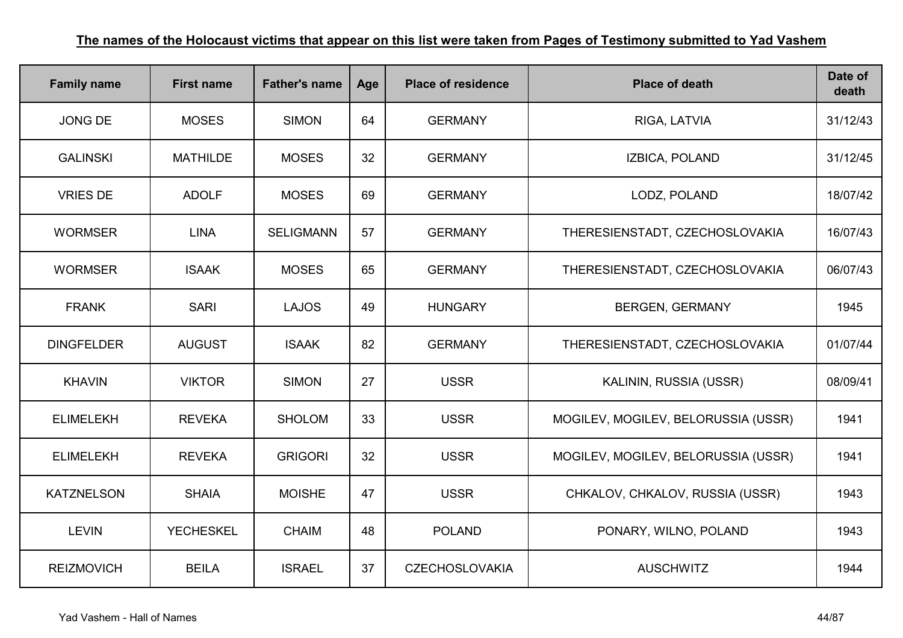**The names of the Holocaust victims that appear on this list were taken from Pages of Testimony submitted to Yad Vashem**

| Family name | First name | Father's name | Age | Place of residence | Place of death | Date of death |
|---|---|---|---|---|---|---|
| JONG DE | MOSES | SIMON | 64 | GERMANY | RIGA, LATVIA | 31/12/43 |
| GALINSKI | MATHILDE | MOSES | 32 | GERMANY | IZBICA, POLAND | 31/12/45 |
| VRIES DE | ADOLF | MOSES | 69 | GERMANY | LODZ, POLAND | 18/07/42 |
| WORMSER | LINA | SELIGMANN | 57 | GERMANY | THERESIENSTADT, CZECHOSLOVAKIA | 16/07/43 |
| WORMSER | ISAAK | MOSES | 65 | GERMANY | THERESIENSTADT, CZECHOSLOVAKIA | 06/07/43 |
| FRANK | SARI | LAJOS | 49 | HUNGARY | BERGEN, GERMANY | 1945 |
| DINGFELDER | AUGUST | ISAAK | 82 | GERMANY | THERESIENSTADT, CZECHOSLOVAKIA | 01/07/44 |
| KHAVIN | VIKTOR | SIMON | 27 | USSR | KALININ, RUSSIA (USSR) | 08/09/41 |
| ELIMELEKH | REVEKA | SHOLOM | 33 | USSR | MOGILEV, MOGILEV, BELORUSSIA (USSR) | 1941 |
| ELIMELEKH | REVEKA | GRIGORI | 32 | USSR | MOGILEV, MOGILEV, BELORUSSIA (USSR) | 1941 |
| KATZNELSON | SHAIA | MOISHE | 47 | USSR | CHKALOV, CHKALOV, RUSSIA (USSR) | 1943 |
| LEVIN | YECHESKEL | CHAIM | 48 | POLAND | PONARY, WILNO, POLAND | 1943 |
| REIZMOVICH | BEILA | ISRAEL | 37 | CZECHOSLOVAKIA | AUSCHWITZ | 1944 |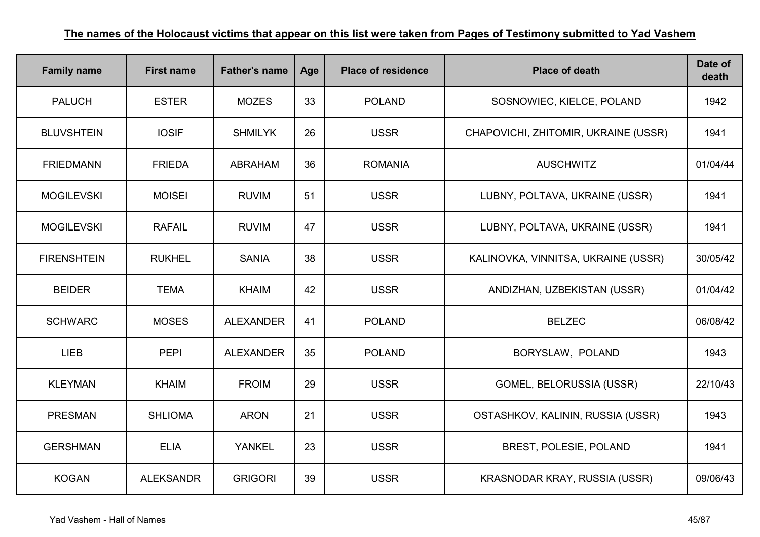**The names of the Holocaust victims that appear on this list were taken from Pages of Testimony submitted to Yad Vashem**

| Family name | First name | Father's name | Age | Place of residence | Place of death | Date of death |
|---|---|---|---|---|---|---|
| PALUCH | ESTER | MOZES | 33 | POLAND | SOSNOWIEC, KIELCE, POLAND | 1942 |
| BLUVSHTEIN | IOSIF | SHMILYK | 26 | USSR | CHAPOVICHI, ZHITOMIR, UKRAINE (USSR) | 1941 |
| FRIEDMANN | FRIEDA | ABRAHAM | 36 | ROMANIA | AUSCHWITZ | 01/04/44 |
| MOGILEVSKI | MOISEI | RUVIM | 51 | USSR | LUBNY, POLTAVA, UKRAINE (USSR) | 1941 |
| MOGILEVSKI | RAFAIL | RUVIM | 47 | USSR | LUBNY, POLTAVA, UKRAINE (USSR) | 1941 |
| FIRENSHTEIN | RUKHEL | SANIA | 38 | USSR | KALINOVKA, VINNITSA, UKRAINE (USSR) | 30/05/42 |
| BEIDER | TEMA | KHAIM | 42 | USSR | ANDIZHAN, UZBEKISTAN (USSR) | 01/04/42 |
| SCHWARC | MOSES | ALEXANDER | 41 | POLAND | BELZEC | 06/08/42 |
| LIEB | PEPI | ALEXANDER | 35 | POLAND | BORYSLAW, POLAND | 1943 |
| KLEYMAN | KHAIM | FROIM | 29 | USSR | GOMEL, BELORUSSIA (USSR) | 22/10/43 |
| PRESMAN | SHLIOMA | ARON | 21 | USSR | OSTASHKOV, KALININ, RUSSIA (USSR) | 1943 |
| GERSHMAN | ELIA | YANKEL | 23 | USSR | BREST, POLESIE, POLAND | 1941 |
| KOGAN | ALEKSANDR | GRIGORI | 39 | USSR | KRASNODAR KRAY, RUSSIA (USSR) | 09/06/43 |

Yad Vashem - Hall of Names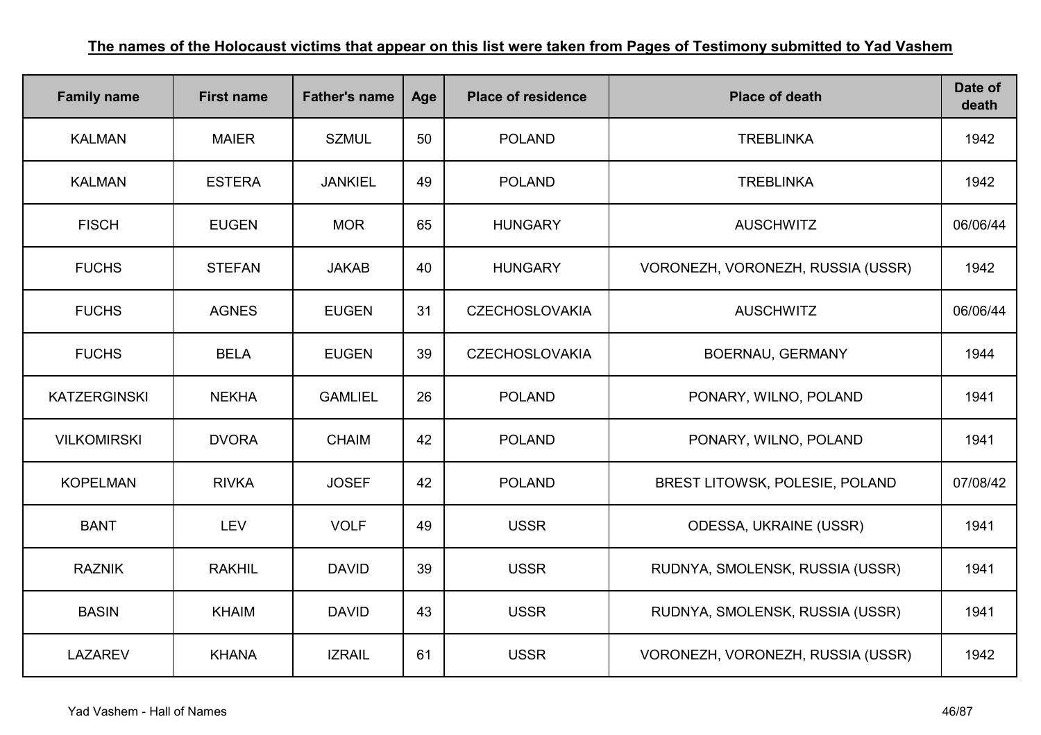**The names of the Holocaust victims that appear on this list were taken from Pages of Testimony submitted to Yad Vashem**

| Family name | First name | Father's name | Age | Place of residence | Place of death | Date of death |
|---|---|---|---|---|---|---|
| KALMAN | MAIER | SZMUL | 50 | POLAND | TREBLINKA | 1942 |
| KALMAN | ESTERA | JANKIEL | 49 | POLAND | TREBLINKA | 1942 |
| FISCH | EUGEN | MOR | 65 | HUNGARY | AUSCHWITZ | 06/06/44 |
| FUCHS | STEFAN | JAKAB | 40 | HUNGARY | VORONEZH, VORONEZH, RUSSIA (USSR) | 1942 |
| FUCHS | AGNES | EUGEN | 31 | CZECHOSLOVAKIA | AUSCHWITZ | 06/06/44 |
| FUCHS | BELA | EUGEN | 39 | CZECHOSLOVAKIA | BOERNAU, GERMANY | 1944 |
| KATZERGINSKI | NEKHA | GAMLIEL | 26 | POLAND | PONARY, WILNO, POLAND | 1941 |
| VILKOMIRSKI | DVORA | CHAIM | 42 | POLAND | PONARY, WILNO, POLAND | 1941 |
| KOPELMAN | RIVKA | JOSEF | 42 | POLAND | BREST LITOWSK, POLESIE, POLAND | 07/08/42 |
| BANT | LEV | VOLF | 49 | USSR | ODESSA, UKRAINE (USSR) | 1941 |
| RAZNIK | RAKHIL | DAVID | 39 | USSR | RUDNYA, SMOLENSK, RUSSIA (USSR) | 1941 |
| BASIN | KHAIM | DAVID | 43 | USSR | RUDNYA, SMOLENSK, RUSSIA (USSR) | 1941 |
| LAZAREV | KHANA | IZRAIL | 61 | USSR | VORONEZH, VORONEZH, RUSSIA (USSR) | 1942 |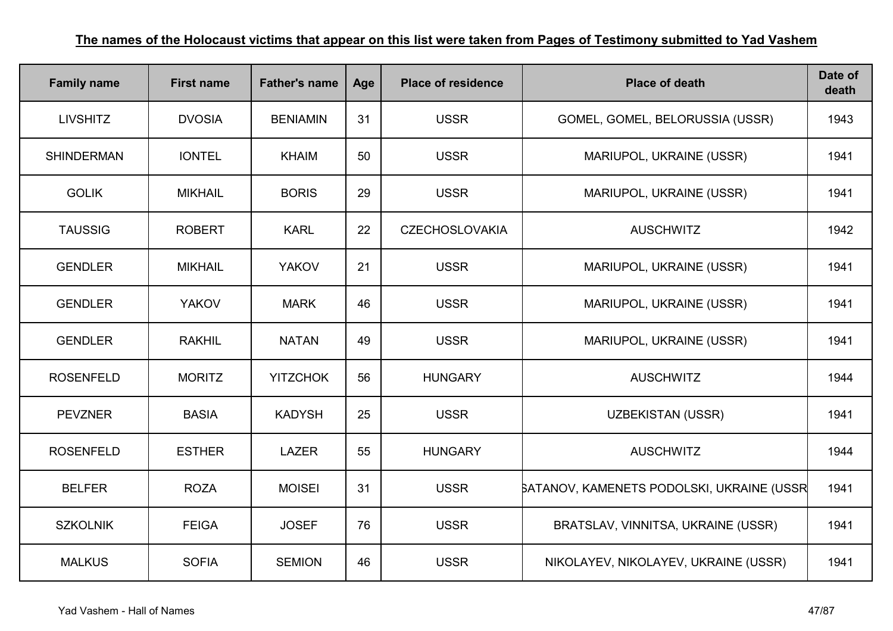**The names of the Holocaust victims that appear on this list were taken from Pages of Testimony submitted to Yad Vashem**

| Family name | First name | Father's name | Age | Place of residence | Place of death | Date of death |
|---|---|---|---|---|---|---|
| LIVSHITZ | DVOSIA | BENIAMIN | 31 | USSR | GOMEL, GOMEL, BELORUSSIA (USSR) | 1943 |
| SHINDERMAN | IONTEL | KHAIM | 50 | USSR | MARIUPOL, UKRAINE (USSR) | 1941 |
| GOLIK | MIKHAIL | BORIS | 29 | USSR | MARIUPOL, UKRAINE (USSR) | 1941 |
| TAUSSIG | ROBERT | KARL | 22 | CZECHOSLOVAKIA | AUSCHWITZ | 1942 |
| GENDLER | MIKHAIL | YAKOV | 21 | USSR | MARIUPOL, UKRAINE (USSR) | 1941 |
| GENDLER | YAKOV | MARK | 46 | USSR | MARIUPOL, UKRAINE (USSR) | 1941 |
| GENDLER | RAKHIL | NATAN | 49 | USSR | MARIUPOL, UKRAINE (USSR) | 1941 |
| ROSENFELD | MORITZ | YITZCHOK | 56 | HUNGARY | AUSCHWITZ | 1944 |
| PEVZNER | BASIA | KADYSH | 25 | USSR | UZBEKISTAN (USSR) | 1941 |
| ROSENFELD | ESTHER | LAZER | 55 | HUNGARY | AUSCHWITZ | 1944 |
| BELFER | ROZA | MOISEI | 31 | USSR | SATANOV, KAMENETS PODOLSKI, UKRAINE (USSR | 1941 |
| SZKOLNIK | FEIGA | JOSEF | 76 | USSR | BRATSLAV, VINNITSA, UKRAINE (USSR) | 1941 |
| MALKUS | SOFIA | SEMION | 46 | USSR | NIKOLAYEV, NIKOLAYEV, UKRAINE (USSR) | 1941 |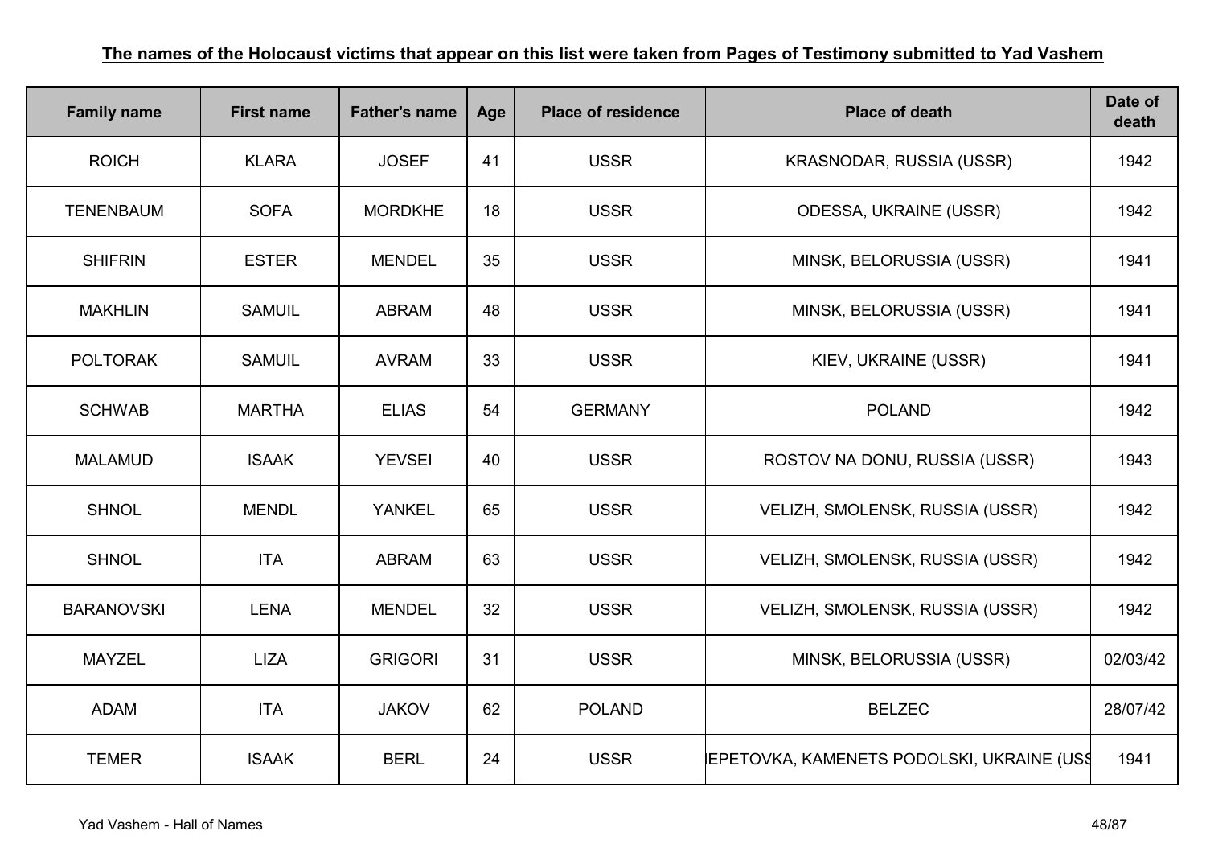**The names of the Holocaust victims that appear on this list were taken from Pages of Testimony submitted to Yad Vashem**

| Family name | First name | Father's name | Age | Place of residence | Place of death | Date of death |
|---|---|---|---|---|---|---|
| ROICH | KLARA | JOSEF | 41 | USSR | KRASNODAR, RUSSIA (USSR) | 1942 |
| TENENBAUM | SOFA | MORDKHE | 18 | USSR | ODESSA, UKRAINE (USSR) | 1942 |
| SHIFRIN | ESTER | MENDEL | 35 | USSR | MINSK, BELORUSSIA (USSR) | 1941 |
| MAKHLIN | SAMUIL | ABRAM | 48 | USSR | MINSK, BELORUSSIA (USSR) | 1941 |
| POLTORAK | SAMUIL | AVRAM | 33 | USSR | KIEV, UKRAINE (USSR) | 1941 |
| SCHWAB | MARTHA | ELIAS | 54 | GERMANY | POLAND | 1942 |
| MALAMUD | ISAAK | YEVSEI | 40 | USSR | ROSTOV NA DONU, RUSSIA (USSR) | 1943 |
| SHNOL | MENDL | YANKEL | 65 | USSR | VELIZH, SMOLENSK, RUSSIA (USSR) | 1942 |
| SHNOL | ITA | ABRAM | 63 | USSR | VELIZH, SMOLENSK, RUSSIA (USSR) | 1942 |
| BARANOVSKI | LENA | MENDEL | 32 | USSR | VELIZH, SMOLENSK, RUSSIA (USSR) | 1942 |
| MAYZEL | LIZA | GRIGORI | 31 | USSR | MINSK, BELORUSSIA (USSR) | 02/03/42 |
| ADAM | ITA | JAKOV | 62 | POLAND | BELZEC | 28/07/42 |
| TEMER | ISAAK | BERL | 24 | USSR | IEPETOVKA, KAMENETS PODOLSKI, UKRAINE (USS | 1941 |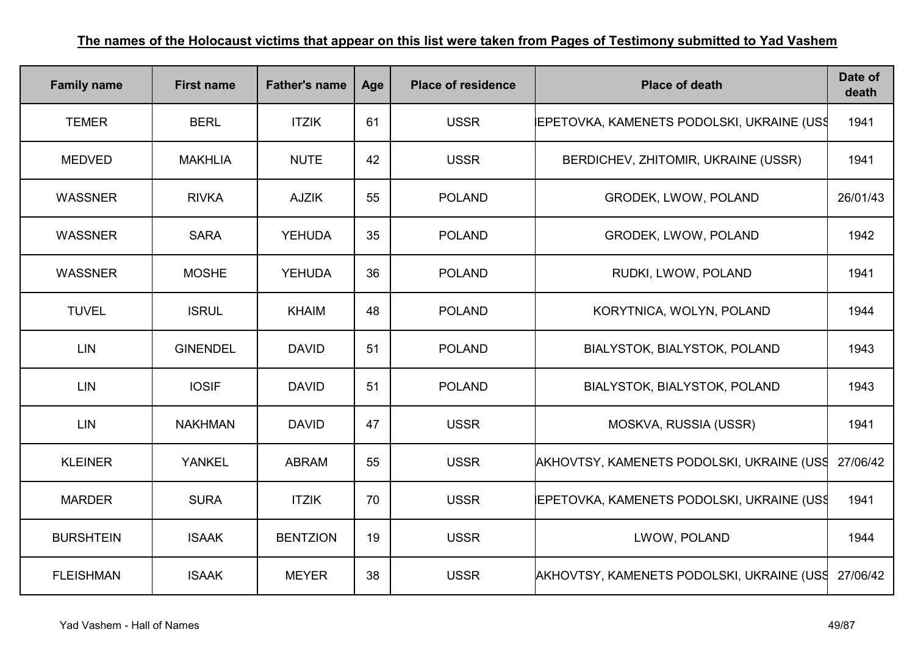**The names of the Holocaust victims that appear on this list were taken from Pages of Testimony submitted to Yad Vashem**

| Family name | First name | Father's name | Age | Place of residence | Place of death | Date of death |
|---|---|---|---|---|---|---|
| TEMER | BERL | ITZIK | 61 | USSR | IEPETOVKA, KAMENETS PODOLSKI, UKRAINE (USS | 1941 |
| MEDVED | MAKHLIA | NUTE | 42 | USSR | BERDICHEV, ZHITOMIR, UKRAINE (USSR) | 1941 |
| WASSNER | RIVKA | AJZIK | 55 | POLAND | GRODEK, LWOW, POLAND | 26/01/43 |
| WASSNER | SARA | YEHUDA | 35 | POLAND | GRODEK, LWOW, POLAND | 1942 |
| WASSNER | MOSHE | YEHUDA | 36 | POLAND | RUDKI, LWOW, POLAND | 1941 |
| TUVEL | ISRUL | KHAIM | 48 | POLAND | KORYTNICA, WOLYN, POLAND | 1944 |
| LIN | GINENDEL | DAVID | 51 | POLAND | BIALYSTOK, BIALYSTOK, POLAND | 1943 |
| LIN | IOSIF | DAVID | 51 | POLAND | BIALYSTOK, BIALYSTOK, POLAND | 1943 |
| LIN | NAKHMAN | DAVID | 47 | USSR | MOSKVA, RUSSIA (USSR) | 1941 |
| KLEINER | YANKEL | ABRAM | 55 | USSR | AKHOVTSY, KAMENETS PODOLSKI, UKRAINE (USS | 27/06/42 |
| MARDER | SURA | ITZIK | 70 | USSR | IEPETOVKA, KAMENETS PODOLSKI, UKRAINE (USS | 1941 |
| BURSHTEIN | ISAAK | BENTZION | 19 | USSR | LWOW, POLAND | 1944 |
| FLEISHMAN | ISAAK | MEYER | 38 | USSR | AKHOVTSY, KAMENETS PODOLSKI, UKRAINE (USS | 27/06/42 |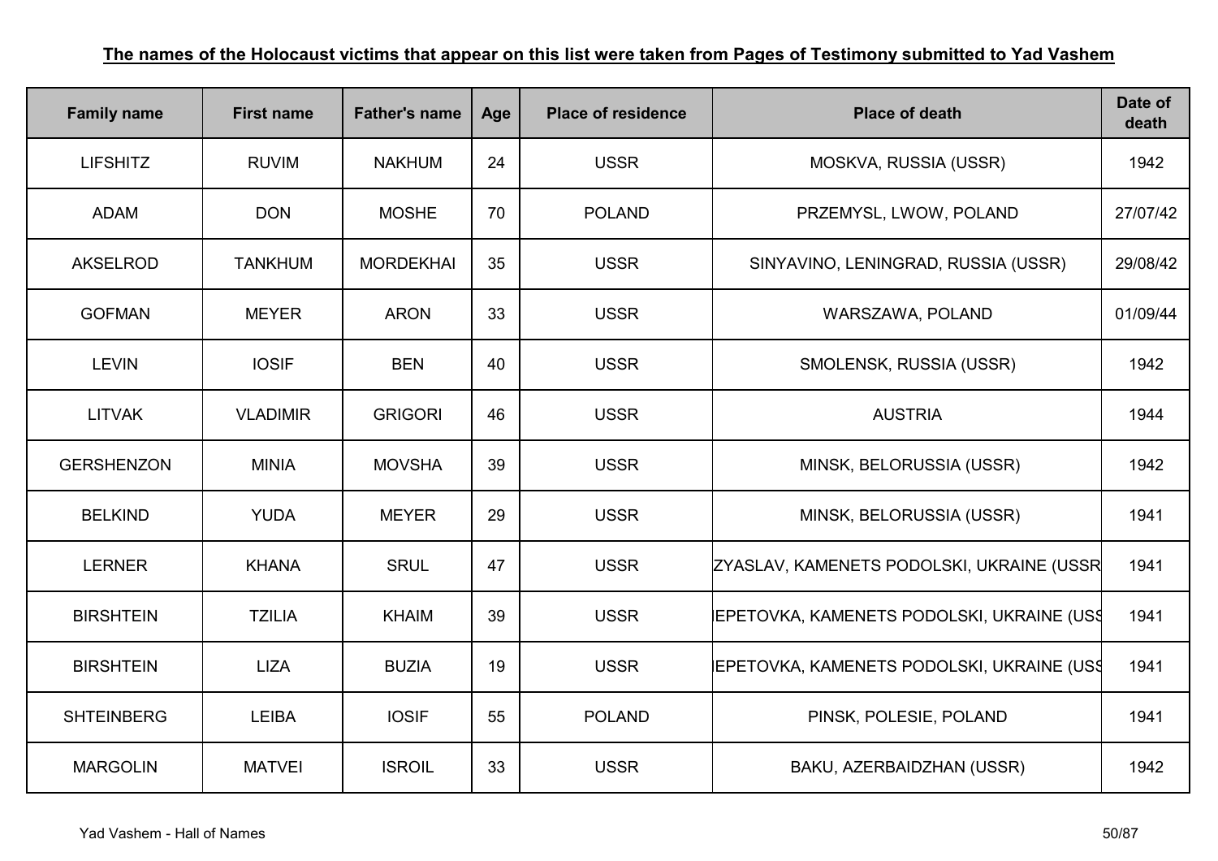**The names of the Holocaust victims that appear on this list were taken from Pages of Testimony submitted to Yad Vashem**

| Family name | First name | Father's name | Age | Place of residence | Place of death | Date of death |
|---|---|---|---|---|---|---|
| LIFSHITZ | RUVIM | NAKHUM | 24 | USSR | MOSKVA, RUSSIA (USSR) | 1942 |
| ADAM | DON | MOSHE | 70 | POLAND | PRZEMYSL, LWOW, POLAND | 27/07/42 |
| AKSELROD | TANKHUM | MORDEKHAI | 35 | USSR | SINYAVINO, LENINGRAD, RUSSIA (USSR) | 29/08/42 |
| GOFMAN | MEYER | ARON | 33 | USSR | WARSZAWA, POLAND | 01/09/44 |
| LEVIN | IOSIF | BEN | 40 | USSR | SMOLENSK, RUSSIA (USSR) | 1942 |
| LITVAK | VLADIMIR | GRIGORI | 46 | USSR | AUSTRIA | 1944 |
| GERSHENZON | MINIA | MOVSHA | 39 | USSR | MINSK, BELORUSSIA (USSR) | 1942 |
| BELKIND | YUDA | MEYER | 29 | USSR | MINSK, BELORUSSIA (USSR) | 1941 |
| LERNER | KHANA | SRUL | 47 | USSR | ZYASLAV, KAMENETS PODOLSKI, UKRAINE (USSR | 1941 |
| BIRSHTEIN | TZILIA | KHAIM | 39 | USSR | IEPETOVKA, KAMENETS PODOLSKI, UKRAINE (USS | 1941 |
| BIRSHTEIN | LIZA | BUZIA | 19 | USSR | IEPETOVKA, KAMENETS PODOLSKI, UKRAINE (USS | 1941 |
| SHTEINBERG | LEIBA | IOSIF | 55 | POLAND | PINSK, POLESIE, POLAND | 1941 |
| MARGOLIN | MATVEI | ISROIL | 33 | USSR | BAKU, AZERBAIDZHAN (USSR) | 1942 |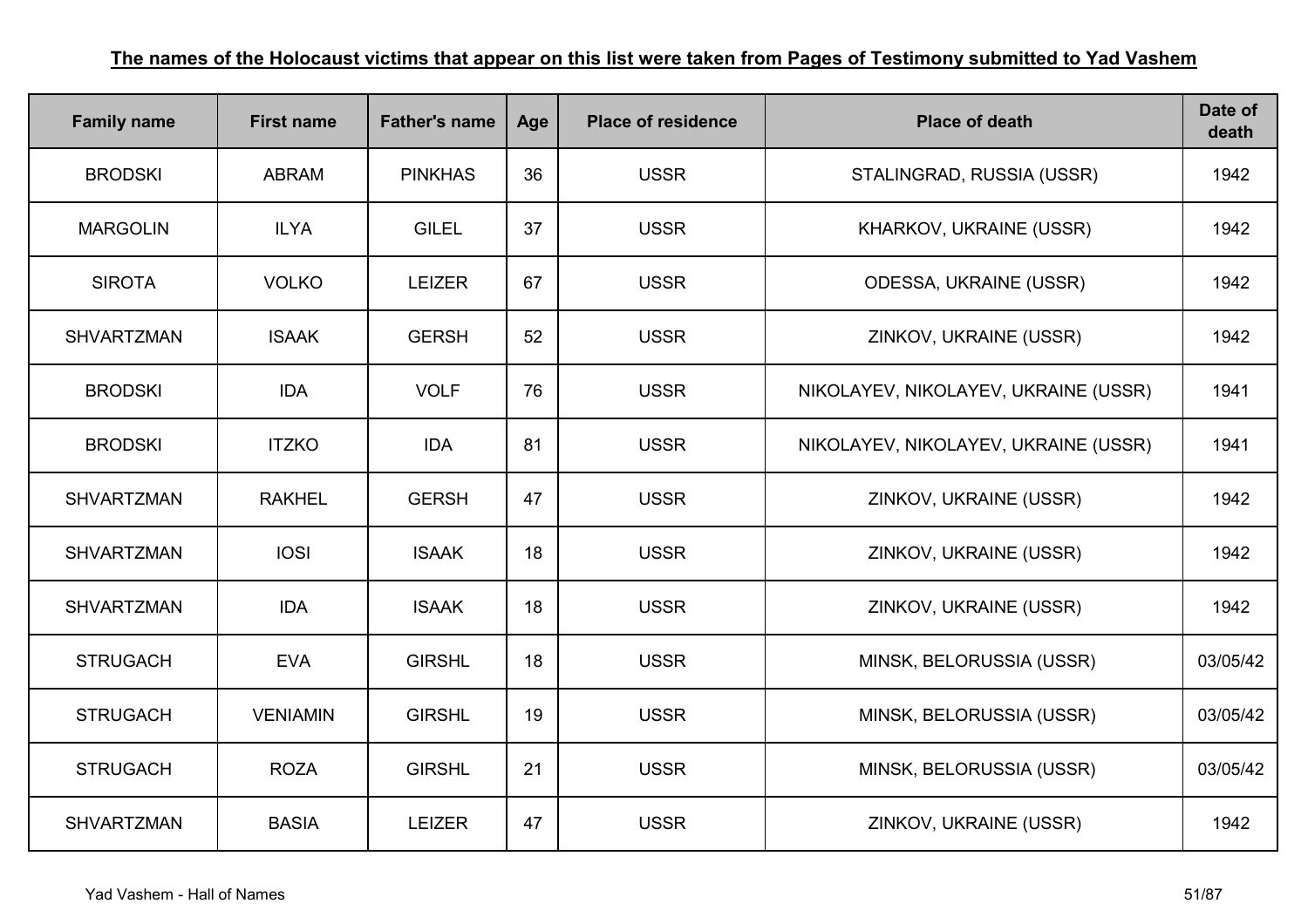**The names of the Holocaust victims that appear on this list were taken from Pages of Testimony submitted to Yad Vashem**

| Family name | First name | Father's name | Age | Place of residence | Place of death | Date of death |
|---|---|---|---|---|---|---|
| BRODSKI | ABRAM | PINKHAS | 36 | USSR | STALINGRAD, RUSSIA (USSR) | 1942 |
| MARGOLIN | ILYA | GILEL | 37 | USSR | KHARKOV, UKRAINE (USSR) | 1942 |
| SIROTA | VOLKO | LEIZER | 67 | USSR | ODESSA, UKRAINE (USSR) | 1942 |
| SHVARTZMAN | ISAAK | GERSH | 52 | USSR | ZINKOV, UKRAINE (USSR) | 1942 |
| BRODSKI | IDA | VOLF | 76 | USSR | NIKOLAYEV, NIKOLAYEV, UKRAINE (USSR) | 1941 |
| BRODSKI | ITZKO | IDA | 81 | USSR | NIKOLAYEV, NIKOLAYEV, UKRAINE (USSR) | 1941 |
| SHVARTZMAN | RAKHEL | GERSH | 47 | USSR | ZINKOV, UKRAINE (USSR) | 1942 |
| SHVARTZMAN | IOSI | ISAAK | 18 | USSR | ZINKOV, UKRAINE (USSR) | 1942 |
| SHVARTZMAN | IDA | ISAAK | 18 | USSR | ZINKOV, UKRAINE (USSR) | 1942 |
| STRUGACH | EVA | GIRSHL | 18 | USSR | MINSK, BELORUSSIA (USSR) | 03/05/42 |
| STRUGACH | VENIAMIN | GIRSHL | 19 | USSR | MINSK, BELORUSSIA (USSR) | 03/05/42 |
| STRUGACH | ROZA | GIRSHL | 21 | USSR | MINSK, BELORUSSIA (USSR) | 03/05/42 |
| SHVARTZMAN | BASIA | LEIZER | 47 | USSR | ZINKOV, UKRAINE (USSR) | 1942 |

Yad Vashem - Hall of Names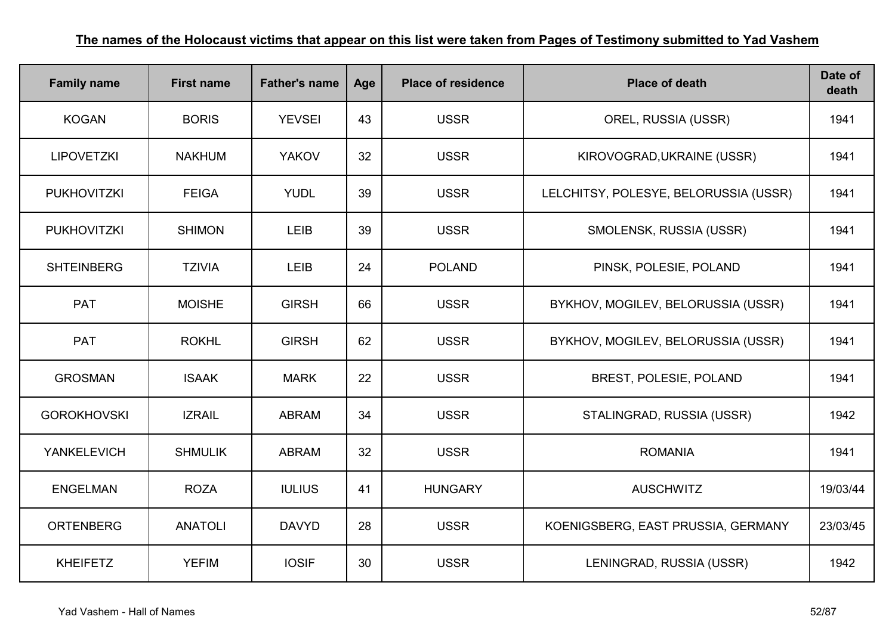**The names of the Holocaust victims that appear on this list were taken from Pages of Testimony submitted to Yad Vashem**

| Family name | First name | Father's name | Age | Place of residence | Place of death | Date of death |
|---|---|---|---|---|---|---|
| KOGAN | BORIS | YEVSEI | 43 | USSR | OREL, RUSSIA (USSR) | 1941 |
| LIPOVETZKI | NAKHUM | YAKOV | 32 | USSR | KIROVOGRAD,UKRAINE (USSR) | 1941 |
| PUKHOVITZKI | FEIGA | YUDL | 39 | USSR | LELCHITSY, POLESYE, BELORUSSIA (USSR) | 1941 |
| PUKHOVITZKI | SHIMON | LEIB | 39 | USSR | SMOLENSK, RUSSIA (USSR) | 1941 |
| SHTEINBERG | TZIVIA | LEIB | 24 | POLAND | PINSK, POLESIE, POLAND | 1941 |
| PAT | MOISHE | GIRSH | 66 | USSR | BYKHOV, MOGILEV, BELORUSSIA (USSR) | 1941 |
| PAT | ROKHL | GIRSH | 62 | USSR | BYKHOV, MOGILEV, BELORUSSIA (USSR) | 1941 |
| GROSMAN | ISAAK | MARK | 22 | USSR | BREST, POLESIE, POLAND | 1941 |
| GOROKHOVSKI | IZRAIL | ABRAM | 34 | USSR | STALINGRAD, RUSSIA (USSR) | 1942 |
| YANKELEVICH | SHMULIK | ABRAM | 32 | USSR | ROMANIA | 1941 |
| ENGELMAN | ROZA | IULIUS | 41 | HUNGARY | AUSCHWITZ | 19/03/44 |
| ORTENBERG | ANATOLI | DAVYD | 28 | USSR | KOENIGSBERG, EAST PRUSSIA, GERMANY | 23/03/45 |
| KHEIFETZ | YEFIM | IOSIF | 30 | USSR | LENINGRAD, RUSSIA (USSR) | 1942 |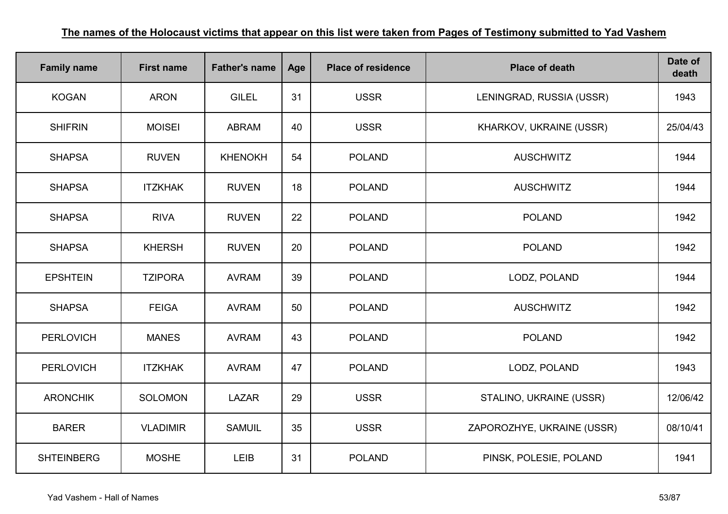**The names of the Holocaust victims that appear on this list were taken from Pages of Testimony submitted to Yad Vashem**

| Family name | First name | Father's name | Age | Place of residence | Place of death | Date of death |
|---|---|---|---|---|---|---|
| KOGAN | ARON | GILEL | 31 | USSR | LENINGRAD, RUSSIA (USSR) | 1943 |
| SHIFRIN | MOISEI | ABRAM | 40 | USSR | KHARKOV, UKRAINE (USSR) | 25/04/43 |
| SHAPSA | RUVEN | KHENOKH | 54 | POLAND | AUSCHWITZ | 1944 |
| SHAPSA | ITZKHAK | RUVEN | 18 | POLAND | AUSCHWITZ | 1944 |
| SHAPSA | RIVA | RUVEN | 22 | POLAND | POLAND | 1942 |
| SHAPSA | KHERSH | RUVEN | 20 | POLAND | POLAND | 1942 |
| EPSHTEIN | TZIPORA | AVRAM | 39 | POLAND | LODZ, POLAND | 1944 |
| SHAPSA | FEIGA | AVRAM | 50 | POLAND | AUSCHWITZ | 1942 |
| PERLOVICH | MANES | AVRAM | 43 | POLAND | POLAND | 1942 |
| PERLOVICH | ITZKHAK | AVRAM | 47 | POLAND | LODZ, POLAND | 1943 |
| ARONCHIK | SOLOMON | LAZAR | 29 | USSR | STALINO, UKRAINE (USSR) | 12/06/42 |
| BARER | VLADIMIR | SAMUIL | 35 | USSR | ZAPOROZHYE, UKRAINE (USSR) | 08/10/41 |
| SHTEINBERG | MOSHE | LEIB | 31 | POLAND | PINSK, POLESIE, POLAND | 1941 |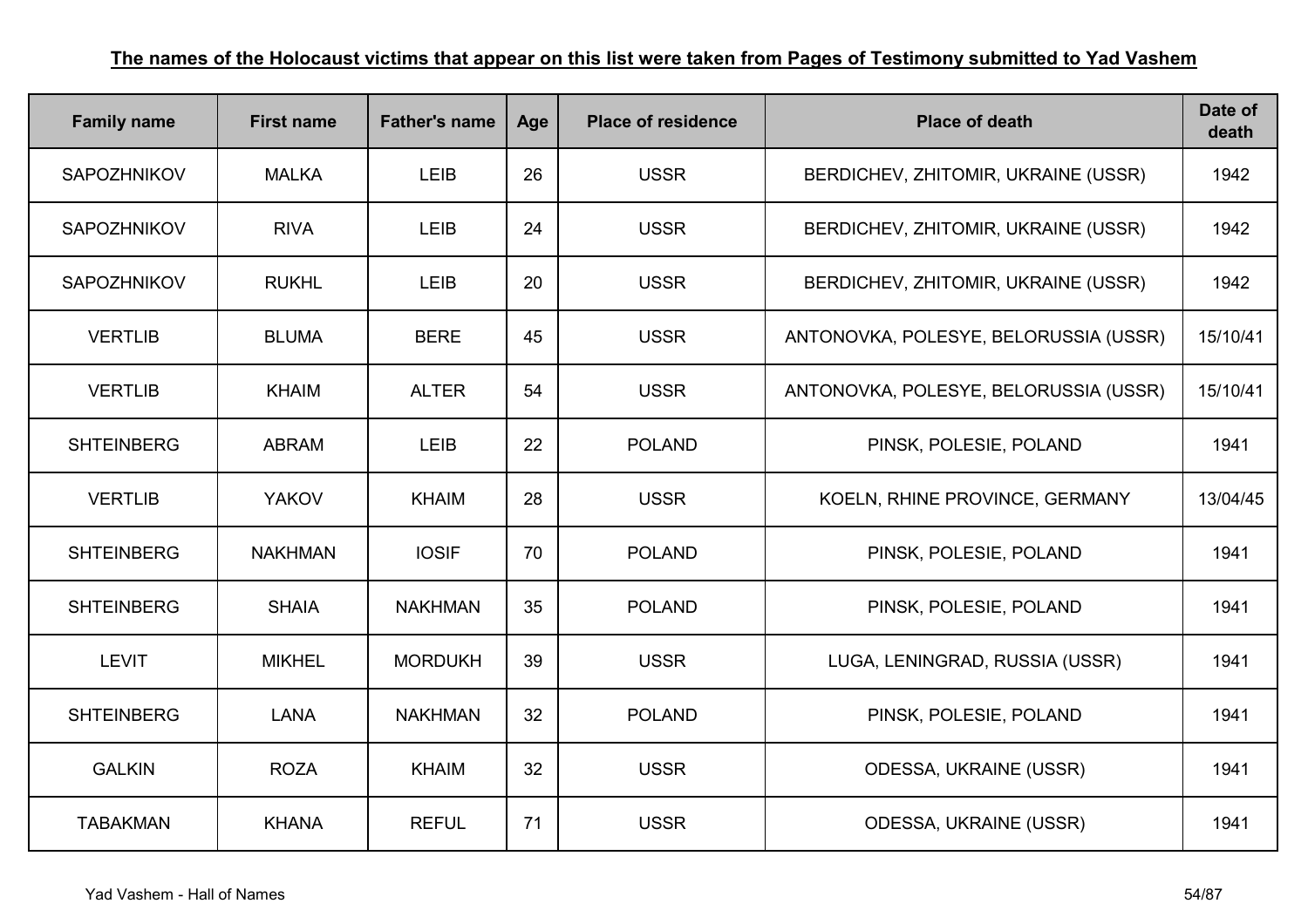**The names of the Holocaust victims that appear on this list were taken from Pages of Testimony submitted to Yad Vashem**

| Family name | First name | Father's name | Age | Place of residence | Place of death | Date of death |
|---|---|---|---|---|---|---|
| SAPOZHNIKOV | MALKA | LEIB | 26 | USSR | BERDICHEV, ZHITOMIR, UKRAINE (USSR) | 1942 |
| SAPOZHNIKOV | RIVA | LEIB | 24 | USSR | BERDICHEV, ZHITOMIR, UKRAINE (USSR) | 1942 |
| SAPOZHNIKOV | RUKHL | LEIB | 20 | USSR | BERDICHEV, ZHITOMIR, UKRAINE (USSR) | 1942 |
| VERTLIB | BLUMA | BERE | 45 | USSR | ANTONOVKA, POLESYE, BELORUSSIA (USSR) | 15/10/41 |
| VERTLIB | KHAIM | ALTER | 54 | USSR | ANTONOVKA, POLESYE, BELORUSSIA (USSR) | 15/10/41 |
| SHTEINBERG | ABRAM | LEIB | 22 | POLAND | PINSK, POLESIE, POLAND | 1941 |
| VERTLIB | YAKOV | KHAIM | 28 | USSR | KOELN, RHINE PROVINCE, GERMANY | 13/04/45 |
| SHTEINBERG | NAKHMAN | IOSIF | 70 | POLAND | PINSK, POLESIE, POLAND | 1941 |
| SHTEINBERG | SHAIA | NAKHMAN | 35 | POLAND | PINSK, POLESIE, POLAND | 1941 |
| LEVIT | MIKHEL | MORDUKH | 39 | USSR | LUGA, LENINGRAD, RUSSIA (USSR) | 1941 |
| SHTEINBERG | LANA | NAKHMAN | 32 | POLAND | PINSK, POLESIE, POLAND | 1941 |
| GALKIN | ROZA | KHAIM | 32 | USSR | ODESSA, UKRAINE (USSR) | 1941 |
| TABAKMAN | KHANA | REFUL | 71 | USSR | ODESSA, UKRAINE (USSR) | 1941 |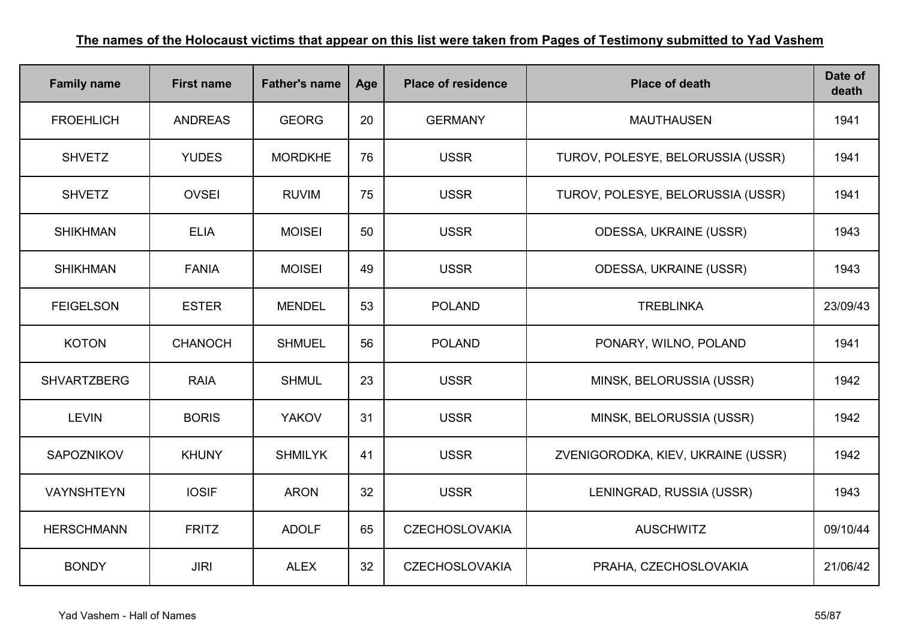**The names of the Holocaust victims that appear on this list were taken from Pages of Testimony submitted to Yad Vashem**

| Family name | First name | Father's name | Age | Place of residence | Place of death | Date of death |
|---|---|---|---|---|---|---|
| FROEHLICH | ANDREAS | GEORG | 20 | GERMANY | MAUTHAUSEN | 1941 |
| SHVETZ | YUDES | MORDKHE | 76 | USSR | TUROV, POLESYE, BELORUSSIA (USSR) | 1941 |
| SHVETZ | OVSEI | RUVIM | 75 | USSR | TUROV, POLESYE, BELORUSSIA (USSR) | 1941 |
| SHIKHMAN | ELIA | MOISEI | 50 | USSR | ODESSA, UKRAINE (USSR) | 1943 |
| SHIKHMAN | FANIA | MOISEI | 49 | USSR | ODESSA, UKRAINE (USSR) | 1943 |
| FEIGELSON | ESTER | MENDEL | 53 | POLAND | TREBLINKA | 23/09/43 |
| KOTON | CHANOCH | SHMUEL | 56 | POLAND | PONARY, WILNO, POLAND | 1941 |
| SHVARTZBERG | RAIA | SHMUL | 23 | USSR | MINSK, BELORUSSIA (USSR) | 1942 |
| LEVIN | BORIS | YAKOV | 31 | USSR | MINSK, BELORUSSIA (USSR) | 1942 |
| SAPOZNIKOV | KHUNY | SHMILYK | 41 | USSR | ZVENIGORODKA, KIEV, UKRAINE (USSR) | 1942 |
| VAYNSHTEYN | IOSIF | ARON | 32 | USSR | LENINGRAD, RUSSIA (USSR) | 1943 |
| HERSCHMANN | FRITZ | ADOLF | 65 | CZECHOSLOVAKIA | AUSCHWITZ | 09/10/44 |
| BONDY | JIRI | ALEX | 32 | CZECHOSLOVAKIA | PRAHA, CZECHOSLOVAKIA | 21/06/42 |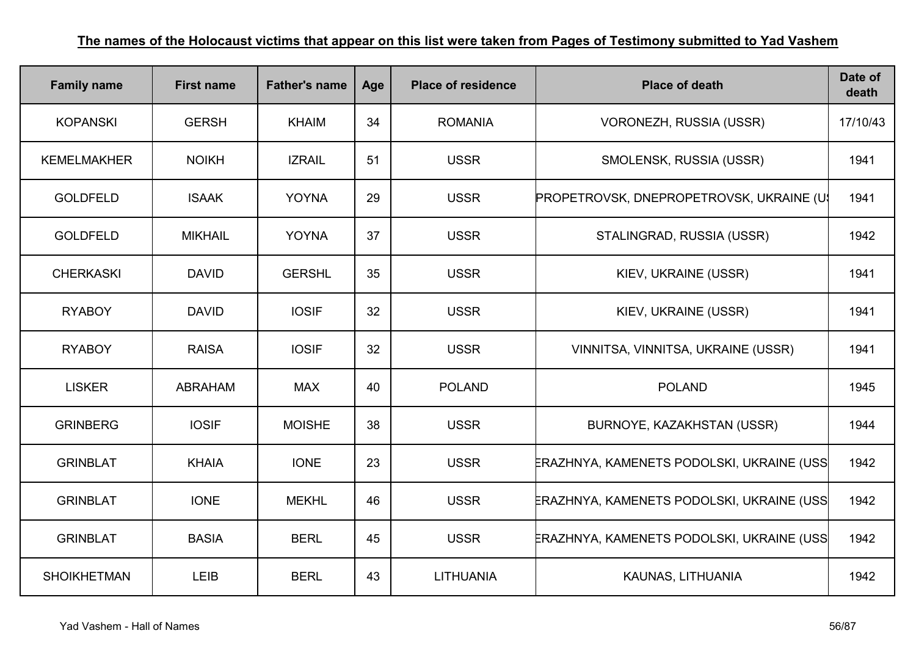**The names of the Holocaust victims that appear on this list were taken from Pages of Testimony submitted to Yad Vashem**

| Family name | First name | Father's name | Age | Place of residence | Place of death | Date of death |
|---|---|---|---|---|---|---|
| KOPANSKI | GERSH | KHAIM | 34 | ROMANIA | VORONEZH, RUSSIA (USSR) | 17/10/43 |
| KEMELMAKHER | NOIKH | IZRAIL | 51 | USSR | SMOLENSK, RUSSIA (USSR) | 1941 |
| GOLDFELD | ISAAK | YOYNA | 29 | USSR | PROPETROVSK, DNEPROPETROVSK, UKRAINE (U | 1941 |
| GOLDFELD | MIKHAIL | YOYNA | 37 | USSR | STALINGRAD, RUSSIA (USSR) | 1942 |
| CHERKASKI | DAVID | GERSHL | 35 | USSR | KIEV, UKRAINE (USSR) | 1941 |
| RYABOY | DAVID | IOSIF | 32 | USSR | KIEV, UKRAINE (USSR) | 1941 |
| RYABOY | RAISA | IOSIF | 32 | USSR | VINNITSA, VINNITSA, UKRAINE (USSR) | 1941 |
| LISKER | ABRAHAM | MAX | 40 | POLAND | POLAND | 1945 |
| GRINBERG | IOSIF | MOISHE | 38 | USSR | BURNOYE, KAZAKHSTAN (USSR) | 1944 |
| GRINBLAT | KHAIA | IONE | 23 | USSR | ERAZHNYA, KAMENETS PODOLSKI, UKRAINE (USS | 1942 |
| GRINBLAT | IONE | MEKHL | 46 | USSR | ERAZHNYA, KAMENETS PODOLSKI, UKRAINE (USS | 1942 |
| GRINBLAT | BASIA | BERL | 45 | USSR | ERAZHNYA, KAMENETS PODOLSKI, UKRAINE (USS | 1942 |
| SHOIKHETMAN | LEIB | BERL | 43 | LITHUANIA | KAUNAS, LITHUANIA | 1942 |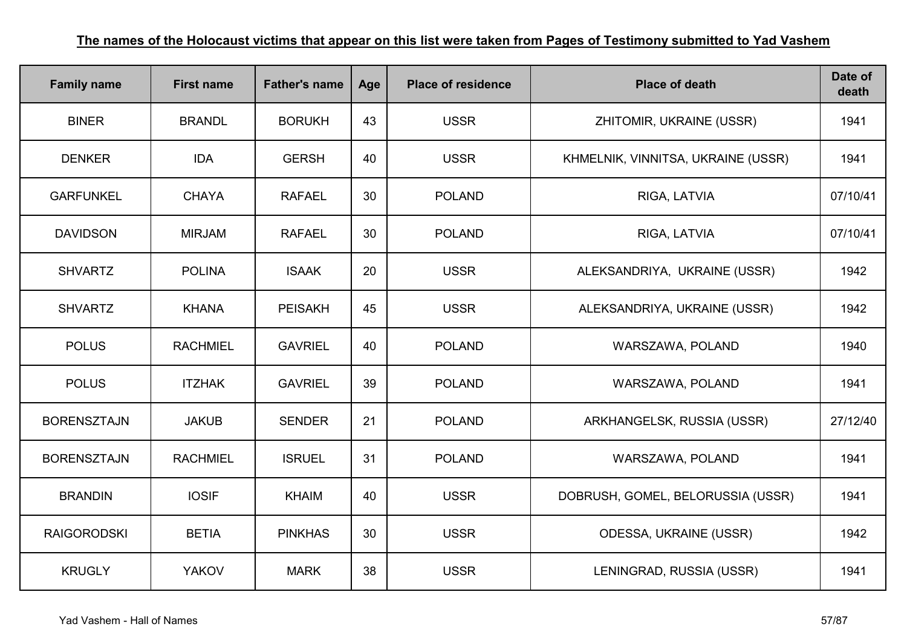**The names of the Holocaust victims that appear on this list were taken from Pages of Testimony submitted to Yad Vashem**

| Family name | First name | Father's name | Age | Place of residence | Place of death | Date of death |
|---|---|---|---|---|---|---|
| BINER | BRANDL | BORUKH | 43 | USSR | ZHITOMIR, UKRAINE (USSR) | 1941 |
| DENKER | IDA | GERSH | 40 | USSR | KHMELNIK, VINNITSA, UKRAINE (USSR) | 1941 |
| GARFUNKEL | CHAYA | RAFAEL | 30 | POLAND | RIGA, LATVIA | 07/10/41 |
| DAVIDSON | MIRJAM | RAFAEL | 30 | POLAND | RIGA, LATVIA | 07/10/41 |
| SHVARTZ | POLINA | ISAAK | 20 | USSR | ALEKSANDRIYA, UKRAINE (USSR) | 1942 |
| SHVARTZ | KHANA | PEISAKH | 45 | USSR | ALEKSANDRIYA, UKRAINE (USSR) | 1942 |
| POLUS | RACHMIEL | GAVRIEL | 40 | POLAND | WARSZAWA, POLAND | 1940 |
| POLUS | ITZHAK | GAVRIEL | 39 | POLAND | WARSZAWA, POLAND | 1941 |
| BORENSZTAJN | JAKUB | SENDER | 21 | POLAND | ARKHANGELSK, RUSSIA (USSR) | 27/12/40 |
| BORENSZTAJN | RACHMIEL | ISRUEL | 31 | POLAND | WARSZAWA, POLAND | 1941 |
| BRANDIN | IOSIF | KHAIM | 40 | USSR | DOBRUSH, GOMEL, BELORUSSIA (USSR) | 1941 |
| RAIGORODSKI | BETIA | PINKHAS | 30 | USSR | ODESSA, UKRAINE (USSR) | 1942 |
| KRUGLY | YAKOV | MARK | 38 | USSR | LENINGRAD, RUSSIA (USSR) | 1941 |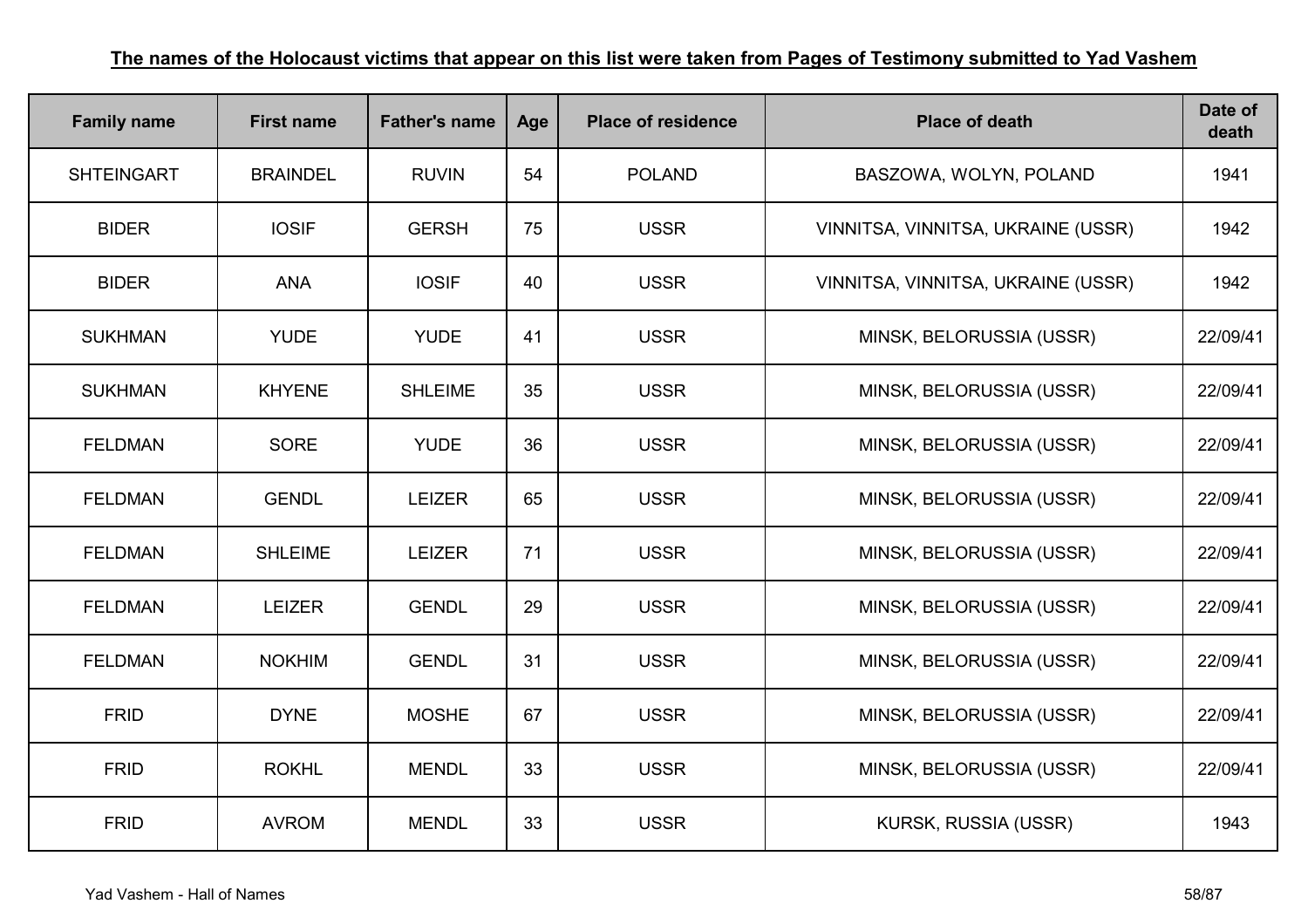**The names of the Holocaust victims that appear on this list were taken from Pages of Testimony submitted to Yad Vashem**

| Family name | First name | Father's name | Age | Place of residence | Place of death | Date of death |
|---|---|---|---|---|---|---|
| SHTEINGART | BRAINDEL | RUVIN | 54 | POLAND | BASZOWA, WOLYN, POLAND | 1941 |
| BIDER | IOSIF | GERSH | 75 | USSR | VINNITSA, VINNITSA, UKRAINE (USSR) | 1942 |
| BIDER | ANA | IOSIF | 40 | USSR | VINNITSA, VINNITSA, UKRAINE (USSR) | 1942 |
| SUKHMAN | YUDE | YUDE | 41 | USSR | MINSK, BELORUSSIA (USSR) | 22/09/41 |
| SUKHMAN | KHYENE | SHLEIME | 35 | USSR | MINSK, BELORUSSIA (USSR) | 22/09/41 |
| FELDMAN | SORE | YUDE | 36 | USSR | MINSK, BELORUSSIA (USSR) | 22/09/41 |
| FELDMAN | GENDL | LEIZER | 65 | USSR | MINSK, BELORUSSIA (USSR) | 22/09/41 |
| FELDMAN | SHLEIME | LEIZER | 71 | USSR | MINSK, BELORUSSIA (USSR) | 22/09/41 |
| FELDMAN | LEIZER | GENDL | 29 | USSR | MINSK, BELORUSSIA (USSR) | 22/09/41 |
| FELDMAN | NOKHIM | GENDL | 31 | USSR | MINSK, BELORUSSIA (USSR) | 22/09/41 |
| FRID | DYNE | MOSHE | 67 | USSR | MINSK, BELORUSSIA (USSR) | 22/09/41 |
| FRID | ROKHL | MENDL | 33 | USSR | MINSK, BELORUSSIA (USSR) | 22/09/41 |
| FRID | AVROM | MENDL | 33 | USSR | KURSK, RUSSIA (USSR) | 1943 |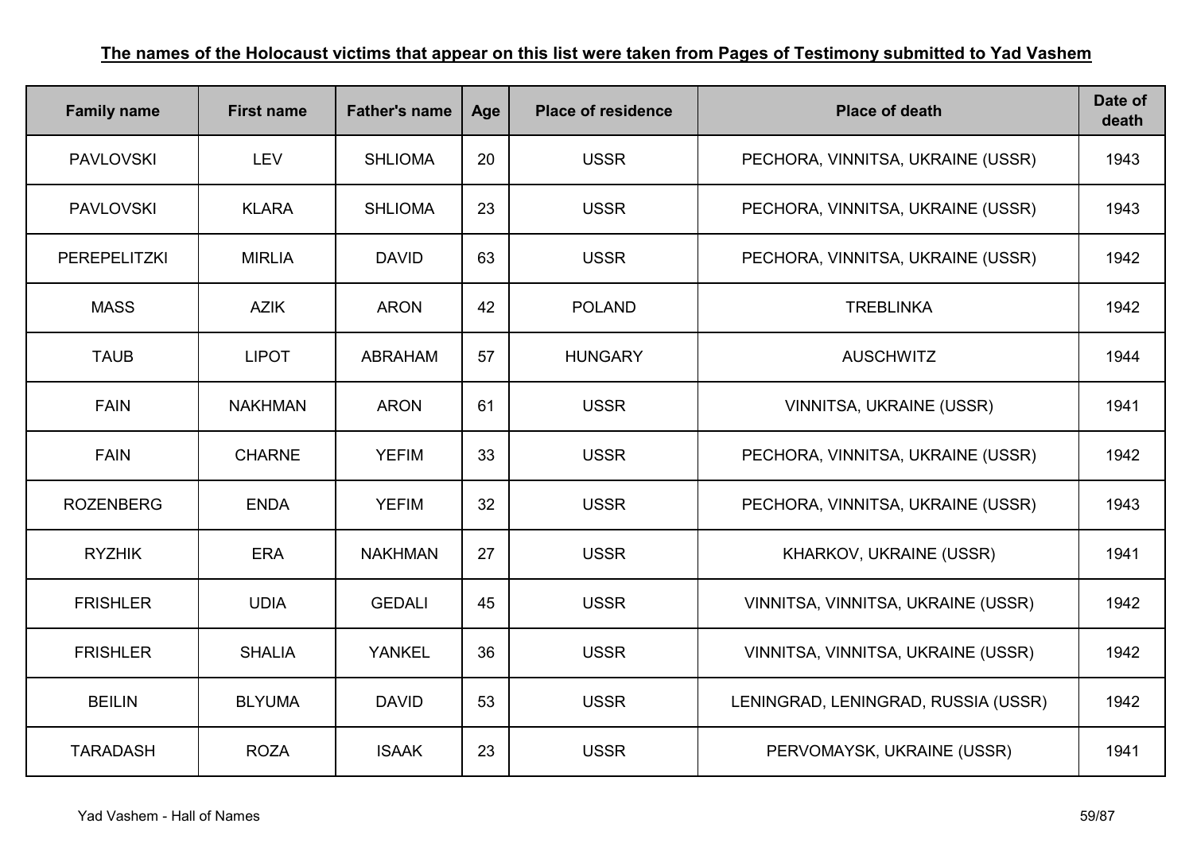**The names of the Holocaust victims that appear on this list were taken from Pages of Testimony submitted to Yad Vashem**

| Family name | First name | Father's name | Age | Place of residence | Place of death | Date of death |
|---|---|---|---|---|---|---|
| PAVLOVSKI | LEV | SHLIOMA | 20 | USSR | PECHORA, VINNITSA, UKRAINE (USSR) | 1943 |
| PAVLOVSKI | KLARA | SHLIOMA | 23 | USSR | PECHORA, VINNITSA, UKRAINE (USSR) | 1943 |
| PEREPELITZKI | MIRLIA | DAVID | 63 | USSR | PECHORA, VINNITSA, UKRAINE (USSR) | 1942 |
| MASS | AZIK | ARON | 42 | POLAND | TREBLINKA | 1942 |
| TAUB | LIPOT | ABRAHAM | 57 | HUNGARY | AUSCHWITZ | 1944 |
| FAIN | NAKHMAN | ARON | 61 | USSR | VINNITSA, UKRAINE (USSR) | 1941 |
| FAIN | CHARNE | YEFIM | 33 | USSR | PECHORA, VINNITSA, UKRAINE (USSR) | 1942 |
| ROZENBERG | ENDA | YEFIM | 32 | USSR | PECHORA, VINNITSA, UKRAINE (USSR) | 1943 |
| RYZHIK | ERA | NAKHMAN | 27 | USSR | KHARKOV, UKRAINE (USSR) | 1941 |
| FRISHLER | UDIA | GEDALI | 45 | USSR | VINNITSA, VINNITSA, UKRAINE (USSR) | 1942 |
| FRISHLER | SHALIA | YANKEL | 36 | USSR | VINNITSA, VINNITSA, UKRAINE (USSR) | 1942 |
| BEILIN | BLYUMA | DAVID | 53 | USSR | LENINGRAD, LENINGRAD, RUSSIA (USSR) | 1942 |
| TARADASH | ROZA | ISAAK | 23 | USSR | PERVOMAYSK, UKRAINE (USSR) | 1941 |

Yad Vashem - Hall of Names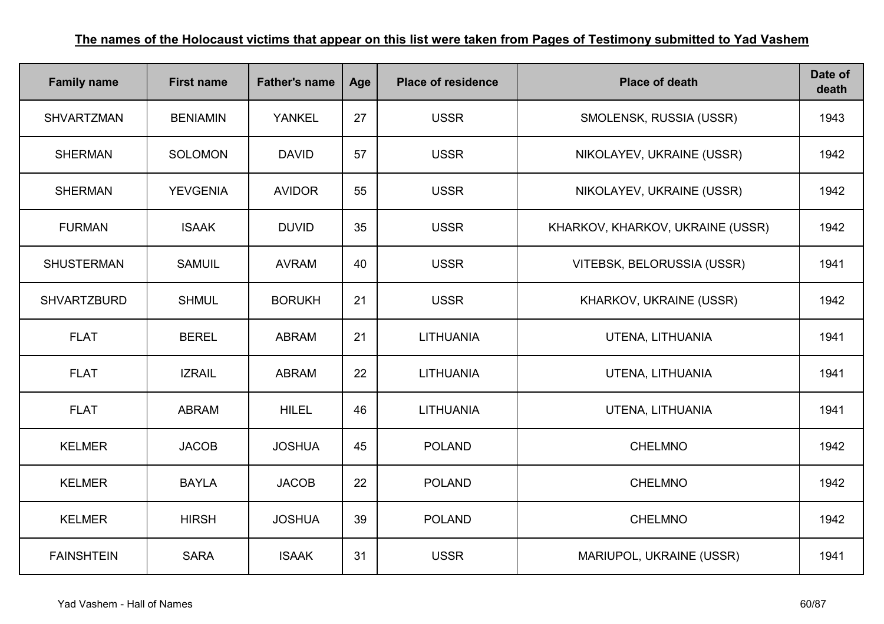**The names of the Holocaust victims that appear on this list were taken from Pages of Testimony submitted to Yad Vashem**

| Family name | First name | Father's name | Age | Place of residence | Place of death | Date of death |
|---|---|---|---|---|---|---|
| SHVARTZMAN | BENIAMIN | YANKEL | 27 | USSR | SMOLENSK, RUSSIA (USSR) | 1943 |
| SHERMAN | SOLOMON | DAVID | 57 | USSR | NIKOLAYEV, UKRAINE (USSR) | 1942 |
| SHERMAN | YEVGENIA | AVIDOR | 55 | USSR | NIKOLAYEV, UKRAINE (USSR) | 1942 |
| FURMAN | ISAAK | DUVID | 35 | USSR | KHARKOV, KHARKOV, UKRAINE (USSR) | 1942 |
| SHUSTERMAN | SAMUIL | AVRAM | 40 | USSR | VITEBSK, BELORUSSIA (USSR) | 1941 |
| SHVARTZBURD | SHMUL | BORUKH | 21 | USSR | KHARKOV, UKRAINE (USSR) | 1942 |
| FLAT | BEREL | ABRAM | 21 | LITHUANIA | UTENA, LITHUANIA | 1941 |
| FLAT | IZRAIL | ABRAM | 22 | LITHUANIA | UTENA, LITHUANIA | 1941 |
| FLAT | ABRAM | HILEL | 46 | LITHUANIA | UTENA, LITHUANIA | 1941 |
| KELMER | JACOB | JOSHUA | 45 | POLAND | CHELMNO | 1942 |
| KELMER | BAYLA | JACOB | 22 | POLAND | CHELMNO | 1942 |
| KELMER | HIRSH | JOSHUA | 39 | POLAND | CHELMNO | 1942 |
| FAINSHTEIN | SARA | ISAAK | 31 | USSR | MARIUPOL, UKRAINE (USSR) | 1941 |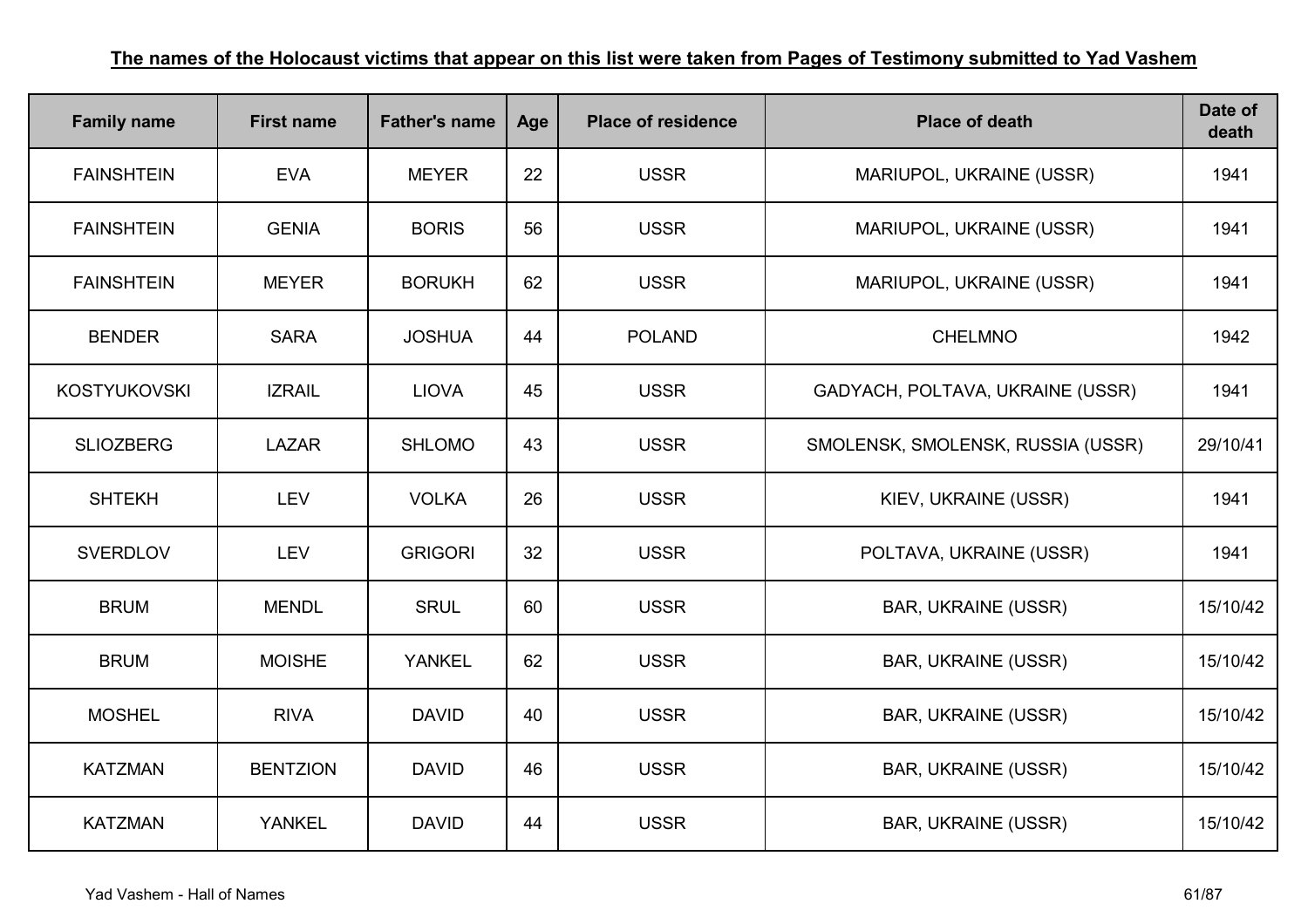**The names of the Holocaust victims that appear on this list were taken from Pages of Testimony submitted to Yad Vashem**

| Family name | First name | Father's name | Age | Place of residence | Place of death | Date of death |
|---|---|---|---|---|---|---|
| FAINSHTEIN | EVA | MEYER | 22 | USSR | MARIUPOL, UKRAINE (USSR) | 1941 |
| FAINSHTEIN | GENIA | BORIS | 56 | USSR | MARIUPOL, UKRAINE (USSR) | 1941 |
| FAINSHTEIN | MEYER | BORUKH | 62 | USSR | MARIUPOL, UKRAINE (USSR) | 1941 |
| BENDER | SARA | JOSHUA | 44 | POLAND | CHELMNO | 1942 |
| KOSTYUKOVSKI | IZRAIL | LIOVA | 45 | USSR | GADYACH, POLTAVA, UKRAINE (USSR) | 1941 |
| SLIOZBERG | LAZAR | SHLOMO | 43 | USSR | SMOLENSK, SMOLENSK, RUSSIA (USSR) | 29/10/41 |
| SHTEKH | LEV | VOLKA | 26 | USSR | KIEV, UKRAINE (USSR) | 1941 |
| SVERDLOV | LEV | GRIGORI | 32 | USSR | POLTAVA, UKRAINE (USSR) | 1941 |
| BRUM | MENDL | SRUL | 60 | USSR | BAR, UKRAINE (USSR) | 15/10/42 |
| BRUM | MOISHE | YANKEL | 62 | USSR | BAR, UKRAINE (USSR) | 15/10/42 |
| MOSHEL | RIVA | DAVID | 40 | USSR | BAR, UKRAINE (USSR) | 15/10/42 |
| KATZMAN | BENTZION | DAVID | 46 | USSR | BAR, UKRAINE (USSR) | 15/10/42 |
| KATZMAN | YANKEL | DAVID | 44 | USSR | BAR, UKRAINE (USSR) | 15/10/42 |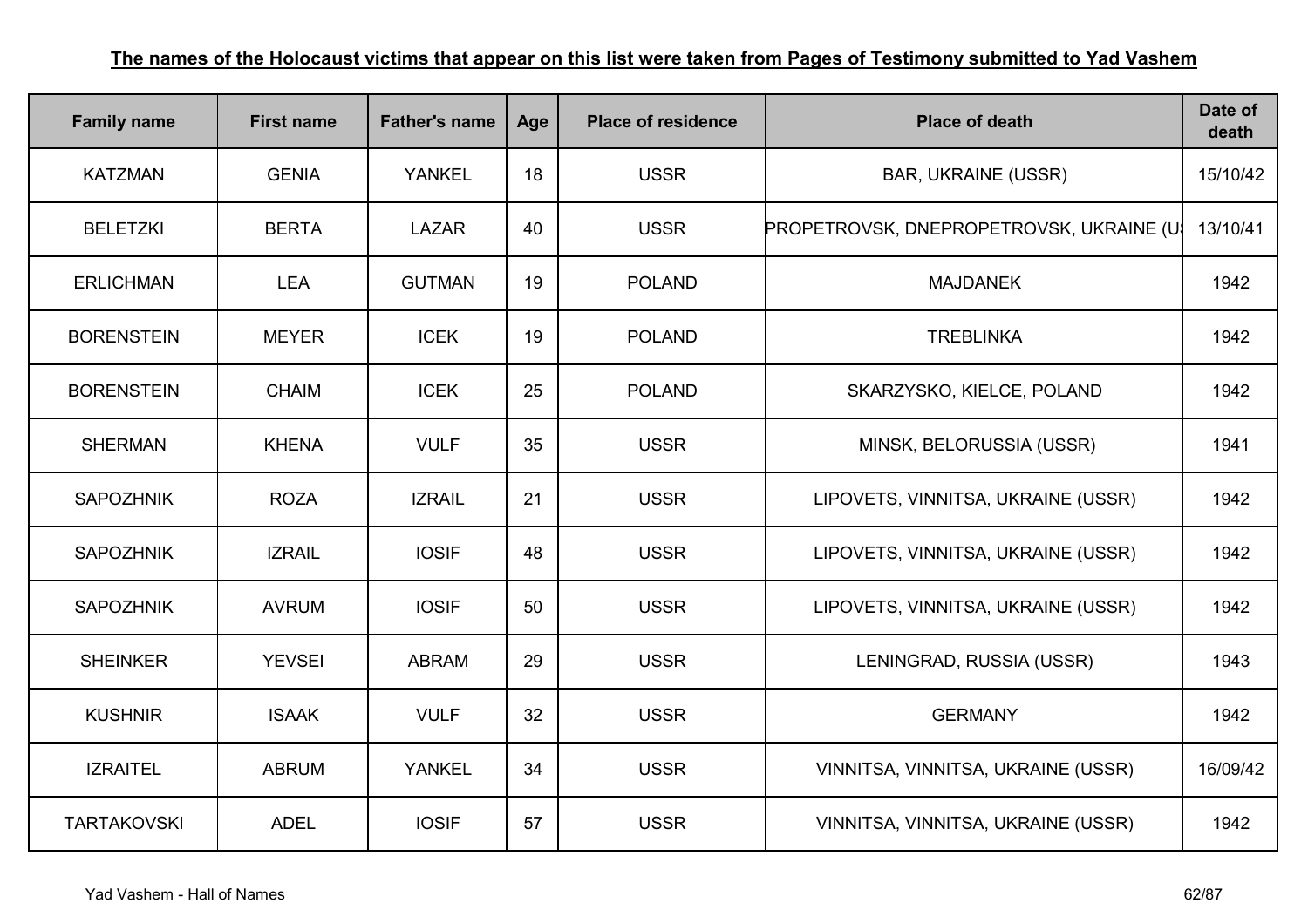**The names of the Holocaust victims that appear on this list were taken from Pages of Testimony submitted to Yad Vashem**

| Family name | First name | Father's name | Age | Place of residence | Place of death | Date of death |
|---|---|---|---|---|---|---|
| KATZMAN | GENIA | YANKEL | 18 | USSR | BAR, UKRAINE (USSR) | 15/10/42 |
| BELETZKI | BERTA | LAZAR | 40 | USSR | PROPETROVSK, DNEPROPETROVSK, UKRAINE (US | 13/10/41 |
| ERLICHMAN | LEA | GUTMAN | 19 | POLAND | MAJDANEK | 1942 |
| BORENSTEIN | MEYER | ICEK | 19 | POLAND | TREBLINKA | 1942 |
| BORENSTEIN | CHAIM | ICEK | 25 | POLAND | SKARZYSKO, KIELCE, POLAND | 1942 |
| SHERMAN | KHENA | VULF | 35 | USSR | MINSK, BELORUSSIA (USSR) | 1941 |
| SAPOZHNIK | ROZA | IZRAIL | 21 | USSR | LIPOVETS, VINNITSA, UKRAINE (USSR) | 1942 |
| SAPOZHNIK | IZRAIL | IOSIF | 48 | USSR | LIPOVETS, VINNITSA, UKRAINE (USSR) | 1942 |
| SAPOZHNIK | AVRUM | IOSIF | 50 | USSR | LIPOVETS, VINNITSA, UKRAINE (USSR) | 1942 |
| SHEINKER | YEVSEI | ABRAM | 29 | USSR | LENINGRAD, RUSSIA (USSR) | 1943 |
| KUSHNIR | ISAAK | VULF | 32 | USSR | GERMANY | 1942 |
| IZRAITEL | ABRUM | YANKEL | 34 | USSR | VINNITSA, VINNITSA, UKRAINE (USSR) | 16/09/42 |
| TARTAKOVSKI | ADEL | IOSIF | 57 | USSR | VINNITSA, VINNITSA, UKRAINE (USSR) | 1942 |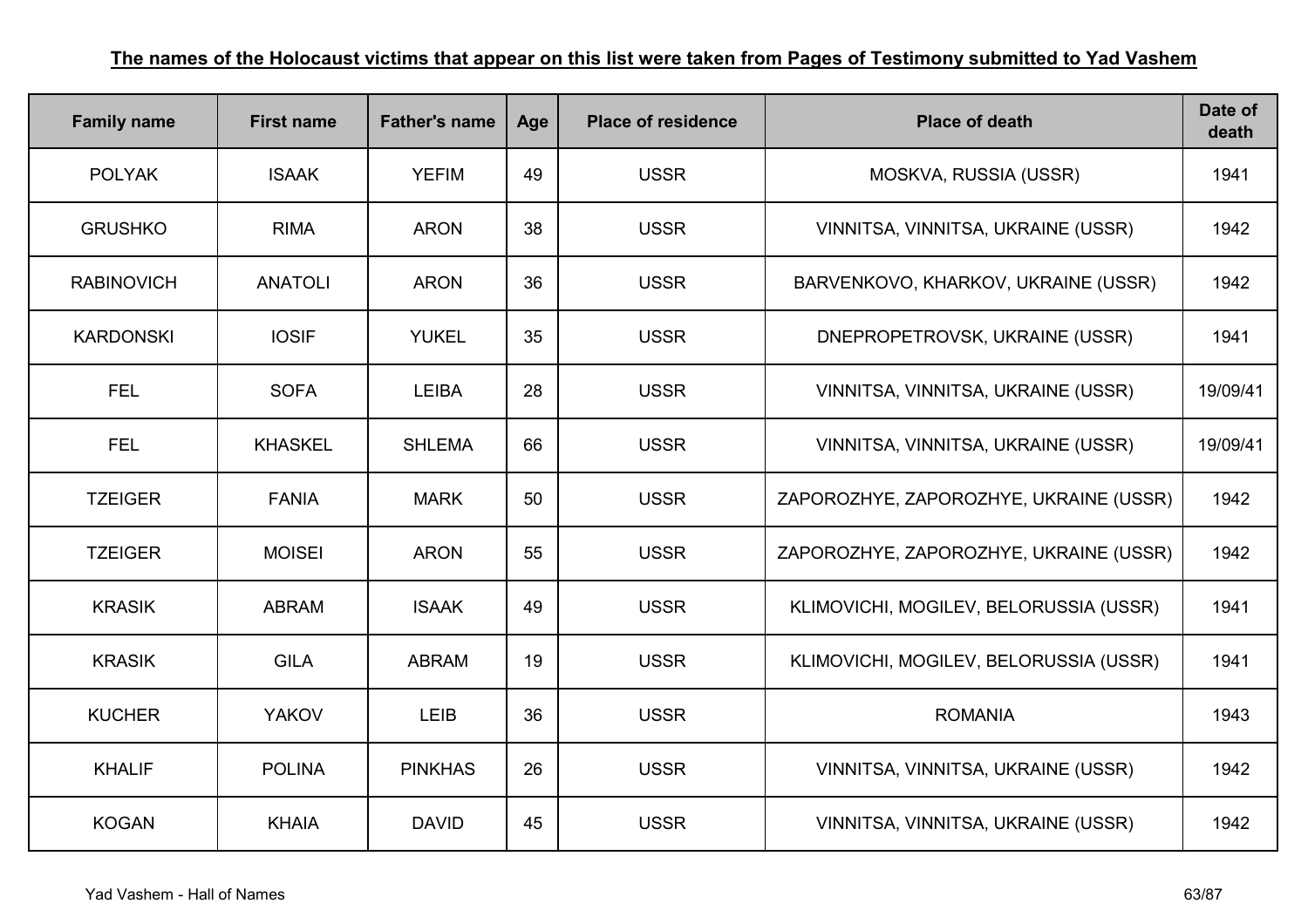**The names of the Holocaust victims that appear on this list were taken from Pages of Testimony submitted to Yad Vashem**

| Family name | First name | Father's name | Age | Place of residence | Place of death | Date of death |
|---|---|---|---|---|---|---|
| POLYAK | ISAAK | YEFIM | 49 | USSR | MOSKVA, RUSSIA (USSR) | 1941 |
| GRUSHKO | RIMA | ARON | 38 | USSR | VINNITSA, VINNITSA, UKRAINE (USSR) | 1942 |
| RABINOVICH | ANATOLI | ARON | 36 | USSR | BARVENKOVO, KHARKOV, UKRAINE (USSR) | 1942 |
| KARDONSKI | IOSIF | YUKEL | 35 | USSR | DNEPROPETROVSK, UKRAINE (USSR) | 1941 |
| FEL | SOFA | LEIBA | 28 | USSR | VINNITSA, VINNITSA, UKRAINE (USSR) | 19/09/41 |
| FEL | KHASKEL | SHLEMA | 66 | USSR | VINNITSA, VINNITSA, UKRAINE (USSR) | 19/09/41 |
| TZEIGER | FANIA | MARK | 50 | USSR | ZAPOROZHYE, ZAPOROZHYE, UKRAINE (USSR) | 1942 |
| TZEIGER | MOISEI | ARON | 55 | USSR | ZAPOROZHYE, ZAPOROZHYE, UKRAINE (USSR) | 1942 |
| KRASIK | ABRAM | ISAAK | 49 | USSR | KLIMOVICHI, MOGILEV, BELORUSSIA (USSR) | 1941 |
| KRASIK | GILA | ABRAM | 19 | USSR | KLIMOVICHI, MOGILEV, BELORUSSIA (USSR) | 1941 |
| KUCHER | YAKOV | LEIB | 36 | USSR | ROMANIA | 1943 |
| KHALIF | POLINA | PINKHAS | 26 | USSR | VINNITSA, VINNITSA, UKRAINE (USSR) | 1942 |
| KOGAN | KHAIA | DAVID | 45 | USSR | VINNITSA, VINNITSA, UKRAINE (USSR) | 1942 |

Yad Vashem - Hall of Names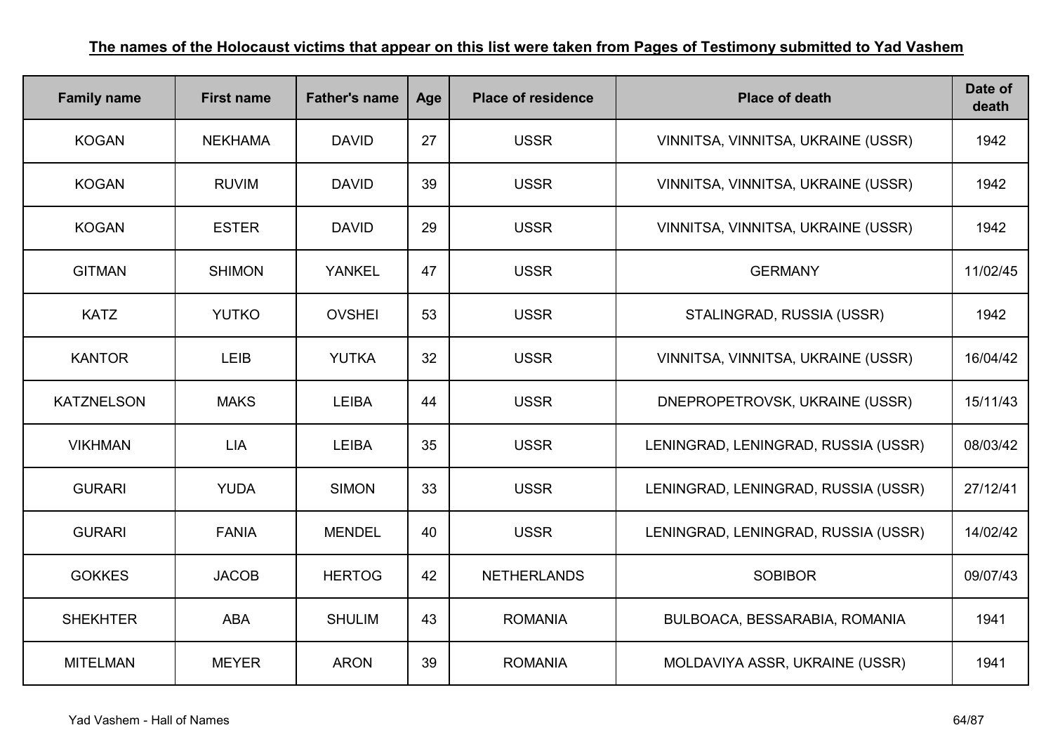**The names of the Holocaust victims that appear on this list were taken from Pages of Testimony submitted to Yad Vashem**

| Family name | First name | Father's name | Age | Place of residence | Place of death | Date of death |
|---|---|---|---|---|---|---|
| KOGAN | NEKHAMA | DAVID | 27 | USSR | VINNITSA, VINNITSA, UKRAINE (USSR) | 1942 |
| KOGAN | RUVIM | DAVID | 39 | USSR | VINNITSA, VINNITSA, UKRAINE (USSR) | 1942 |
| KOGAN | ESTER | DAVID | 29 | USSR | VINNITSA, VINNITSA, UKRAINE (USSR) | 1942 |
| GITMAN | SHIMON | YANKEL | 47 | USSR | GERMANY | 11/02/45 |
| KATZ | YUTKO | OVSHEI | 53 | USSR | STALINGRAD, RUSSIA (USSR) | 1942 |
| KANTOR | LEIB | YUTKA | 32 | USSR | VINNITSA, VINNITSA, UKRAINE (USSR) | 16/04/42 |
| KATZNELSON | MAKS | LEIBA | 44 | USSR | DNEPROPETROVSK, UKRAINE (USSR) | 15/11/43 |
| VIKHMAN | LIA | LEIBA | 35 | USSR | LENINGRAD, LENINGRAD, RUSSIA (USSR) | 08/03/42 |
| GURARI | YUDA | SIMON | 33 | USSR | LENINGRAD, LENINGRAD, RUSSIA (USSR) | 27/12/41 |
| GURARI | FANIA | MENDEL | 40 | USSR | LENINGRAD, LENINGRAD, RUSSIA (USSR) | 14/02/42 |
| GOKKES | JACOB | HERTOG | 42 | NETHERLANDS | SOBIBOR | 09/07/43 |
| SHEKHTER | ABA | SHULIM | 43 | ROMANIA | BULBOACA, BESSARABIA, ROMANIA | 1941 |
| MITELMAN | MEYER | ARON | 39 | ROMANIA | MOLDAVIYA ASSR, UKRAINE (USSR) | 1941 |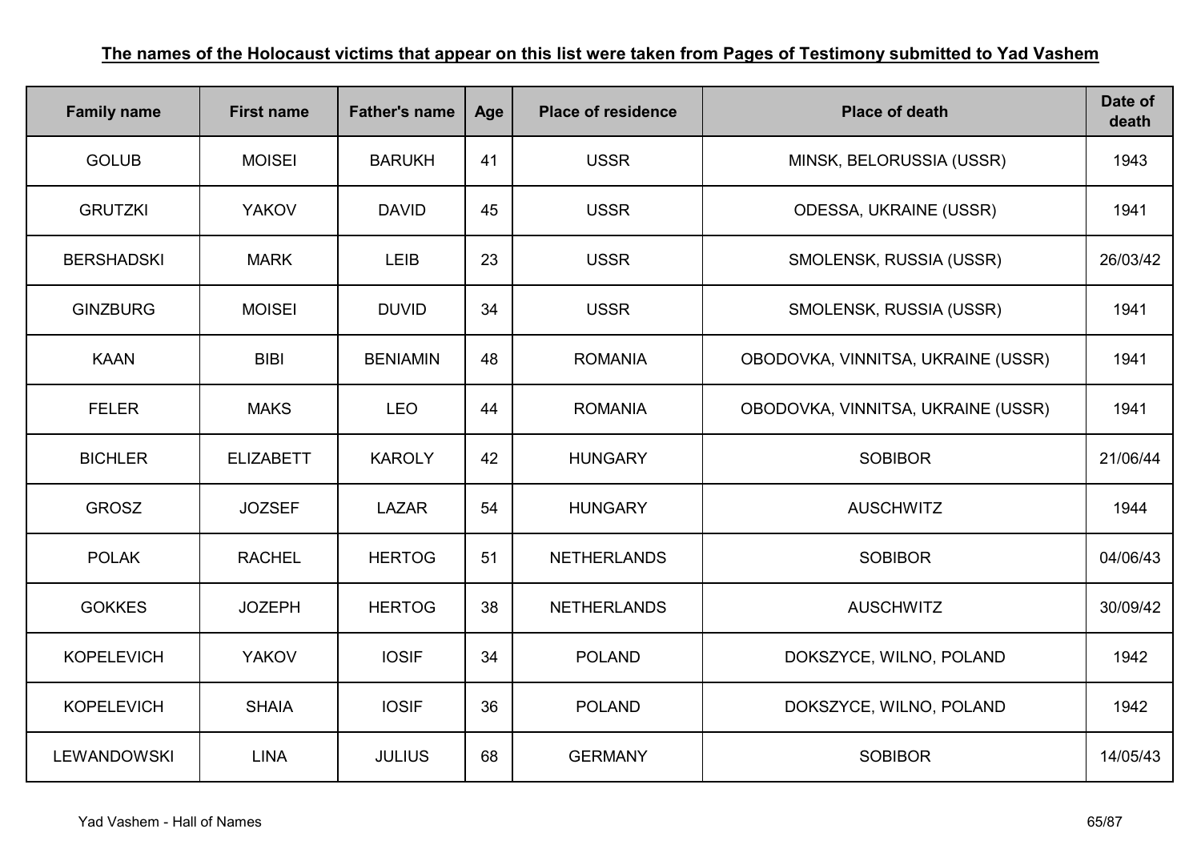**The names of the Holocaust victims that appear on this list were taken from Pages of Testimony submitted to Yad Vashem**

| Family name | First name | Father's name | Age | Place of residence | Place of death | Date of death |
|---|---|---|---|---|---|---|
| GOLUB | MOISEI | BARUKH | 41 | USSR | MINSK, BELORUSSIA (USSR) | 1943 |
| GRUTZKI | YAKOV | DAVID | 45 | USSR | ODESSA, UKRAINE (USSR) | 1941 |
| BERSHADSKI | MARK | LEIB | 23 | USSR | SMOLENSK, RUSSIA (USSR) | 26/03/42 |
| GINZBURG | MOISEI | DUVID | 34 | USSR | SMOLENSK, RUSSIA (USSR) | 1941 |
| KAAN | BIBI | BENIAMIN | 48 | ROMANIA | OBODOVKA, VINNITSA, UKRAINE (USSR) | 1941 |
| FELER | MAKS | LEO | 44 | ROMANIA | OBODOVKA, VINNITSA, UKRAINE (USSR) | 1941 |
| BICHLER | ELIZABETT | KAROLY | 42 | HUNGARY | SOBIBOR | 21/06/44 |
| GROSZ | JOZSEF | LAZAR | 54 | HUNGARY | AUSCHWITZ | 1944 |
| POLAK | RACHEL | HERTOG | 51 | NETHERLANDS | SOBIBOR | 04/06/43 |
| GOKKES | JOZEPH | HERTOG | 38 | NETHERLANDS | AUSCHWITZ | 30/09/42 |
| KOPELEVICH | YAKOV | IOSIF | 34 | POLAND | DOKSZYCE, WILNO, POLAND | 1942 |
| KOPELEVICH | SHAIA | IOSIF | 36 | POLAND | DOKSZYCE, WILNO, POLAND | 1942 |
| LEWANDOWSKI | LINA | JULIUS | 68 | GERMANY | SOBIBOR | 14/05/43 |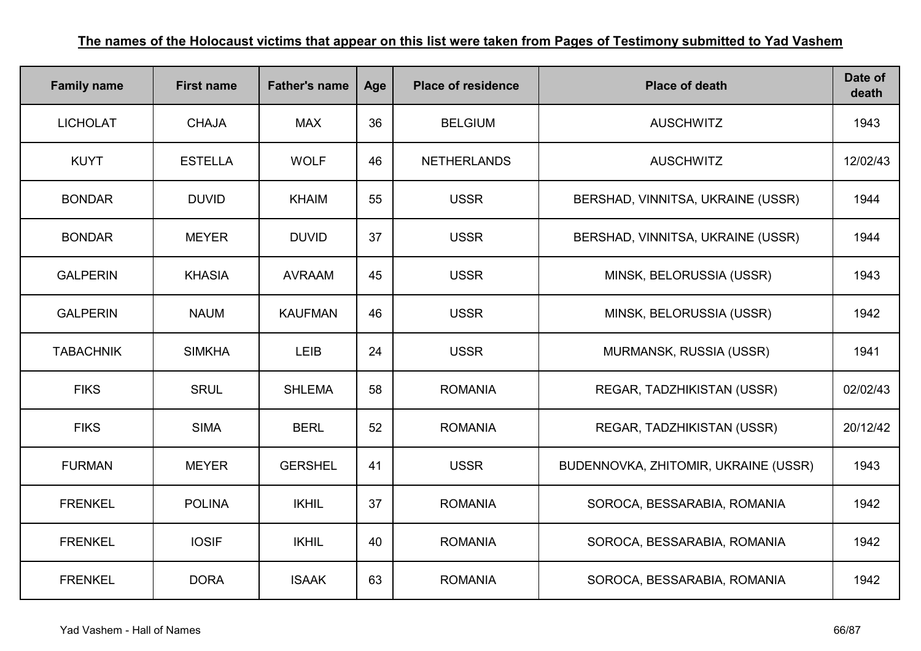**The names of the Holocaust victims that appear on this list were taken from Pages of Testimony submitted to Yad Vashem**

| Family name | First name | Father's name | Age | Place of residence | Place of death | Date of death |
|---|---|---|---|---|---|---|
| LICHOLAT | CHAJA | MAX | 36 | BELGIUM | AUSCHWITZ | 1943 |
| KUYT | ESTELLA | WOLF | 46 | NETHERLANDS | AUSCHWITZ | 12/02/43 |
| BONDAR | DUVID | KHAIM | 55 | USSR | BERSHAD, VINNITSA, UKRAINE (USSR) | 1944 |
| BONDAR | MEYER | DUVID | 37 | USSR | BERSHAD, VINNITSA, UKRAINE (USSR) | 1944 |
| GALPERIN | KHASIA | AVRAAM | 45 | USSR | MINSK, BELORUSSIA (USSR) | 1943 |
| GALPERIN | NAUM | KAUFMAN | 46 | USSR | MINSK, BELORUSSIA (USSR) | 1942 |
| TABACHNIK | SIMKHA | LEIB | 24 | USSR | MURMANSK, RUSSIA (USSR) | 1941 |
| FIKS | SRUL | SHLEMA | 58 | ROMANIA | REGAR, TADZHIKISTAN (USSR) | 02/02/43 |
| FIKS | SIMA | BERL | 52 | ROMANIA | REGAR, TADZHIKISTAN (USSR) | 20/12/42 |
| FURMAN | MEYER | GERSHEL | 41 | USSR | BUDENNOVKA, ZHITOMIR, UKRAINE (USSR) | 1943 |
| FRENKEL | POLINA | IKHIL | 37 | ROMANIA | SOROCA, BESSARABIA, ROMANIA | 1942 |
| FRENKEL | IOSIF | IKHIL | 40 | ROMANIA | SOROCA, BESSARABIA, ROMANIA | 1942 |
| FRENKEL | DORA | ISAAK | 63 | ROMANIA | SOROCA, BESSARABIA, ROMANIA | 1942 |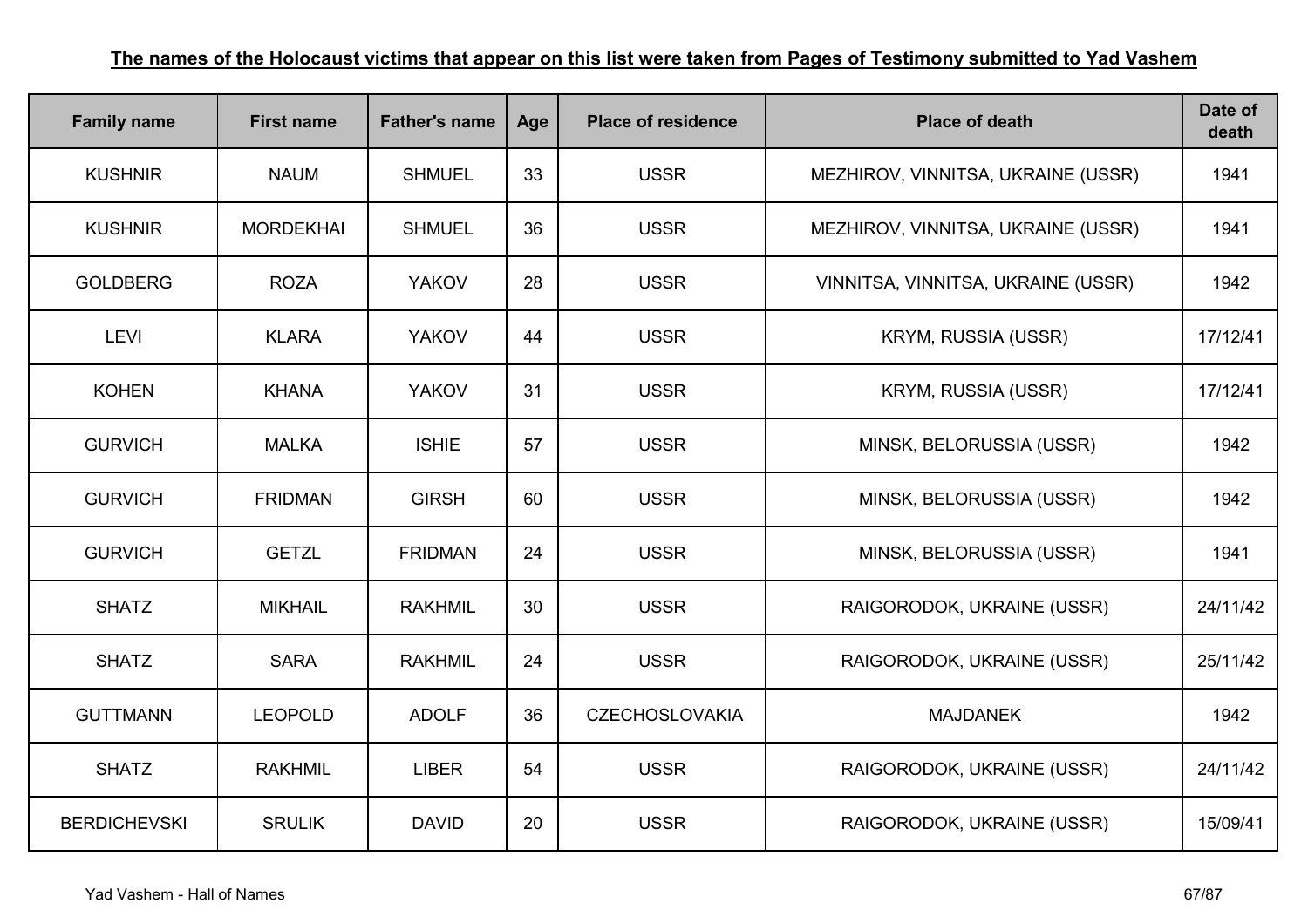**The names of the Holocaust victims that appear on this list were taken from Pages of Testimony submitted to Yad Vashem**

| Family name | First name | Father's name | Age | Place of residence | Place of death | Date of death |
|---|---|---|---|---|---|---|
| KUSHNIR | NAUM | SHMUEL | 33 | USSR | MEZHIROV, VINNITSA, UKRAINE (USSR) | 1941 |
| KUSHNIR | MORDEKHAI | SHMUEL | 36 | USSR | MEZHIROV, VINNITSA, UKRAINE (USSR) | 1941 |
| GOLDBERG | ROZA | YAKOV | 28 | USSR | VINNITSA, VINNITSA, UKRAINE (USSR) | 1942 |
| LEVI | KLARA | YAKOV | 44 | USSR | KRYM, RUSSIA (USSR) | 17/12/41 |
| KOHEN | KHANA | YAKOV | 31 | USSR | KRYM, RUSSIA (USSR) | 17/12/41 |
| GURVICH | MALKA | ISHIE | 57 | USSR | MINSK, BELORUSSIA (USSR) | 1942 |
| GURVICH | FRIDMAN | GIRSH | 60 | USSR | MINSK, BELORUSSIA (USSR) | 1942 |
| GURVICH | GETZL | FRIDMAN | 24 | USSR | MINSK, BELORUSSIA (USSR) | 1941 |
| SHATZ | MIKHAIL | RAKHMIL | 30 | USSR | RAIGORODOK, UKRAINE (USSR) | 24/11/42 |
| SHATZ | SARA | RAKHMIL | 24 | USSR | RAIGORODOK, UKRAINE (USSR) | 25/11/42 |
| GUTTMANN | LEOPOLD | ADOLF | 36 | CZECHOSLOVAKIA | MAJDANEK | 1942 |
| SHATZ | RAKHMIL | LIBER | 54 | USSR | RAIGORODOK, UKRAINE (USSR) | 24/11/42 |
| BERDICHEVSKI | SRULIK | DAVID | 20 | USSR | RAIGORODOK, UKRAINE (USSR) | 15/09/41 |

Yad Vashem - Hall of Names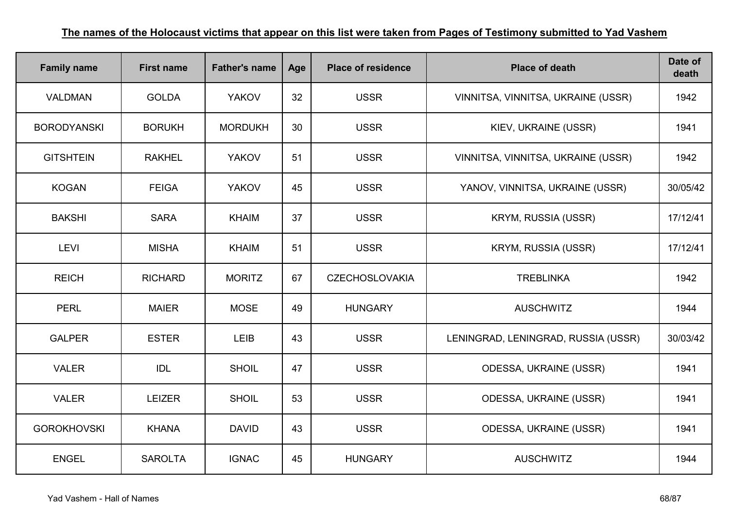**The names of the Holocaust victims that appear on this list were taken from Pages of Testimony submitted to Yad Vashem**

| Family name | First name | Father's name | Age | Place of residence | Place of death | Date of death |
|---|---|---|---|---|---|---|
| VALDMAN | GOLDA | YAKOV | 32 | USSR | VINNITSA, VINNITSA, UKRAINE (USSR) | 1942 |
| BORODYANSKI | BORUKH | MORDUKH | 30 | USSR | KIEV, UKRAINE (USSR) | 1941 |
| GITSHTEIN | RAKHEL | YAKOV | 51 | USSR | VINNITSA, VINNITSA, UKRAINE (USSR) | 1942 |
| KOGAN | FEIGA | YAKOV | 45 | USSR | YANOV, VINNITSA, UKRAINE (USSR) | 30/05/42 |
| BAKSHI | SARA | KHAIM | 37 | USSR | KRYM, RUSSIA (USSR) | 17/12/41 |
| LEVI | MISHA | KHAIM | 51 | USSR | KRYM, RUSSIA (USSR) | 17/12/41 |
| REICH | RICHARD | MORITZ | 67 | CZECHOSLOVAKIA | TREBLINKA | 1942 |
| PERL | MAIER | MOSE | 49 | HUNGARY | AUSCHWITZ | 1944 |
| GALPER | ESTER | LEIB | 43 | USSR | LENINGRAD, LENINGRAD, RUSSIA (USSR) | 30/03/42 |
| VALER | IDL | SHOIL | 47 | USSR | ODESSA, UKRAINE (USSR) | 1941 |
| VALER | LEIZER | SHOIL | 53 | USSR | ODESSA, UKRAINE (USSR) | 1941 |
| GOROKHOVSKI | KHANA | DAVID | 43 | USSR | ODESSA, UKRAINE (USSR) | 1941 |
| ENGEL | SAROLTA | IGNAC | 45 | HUNGARY | AUSCHWITZ | 1944 |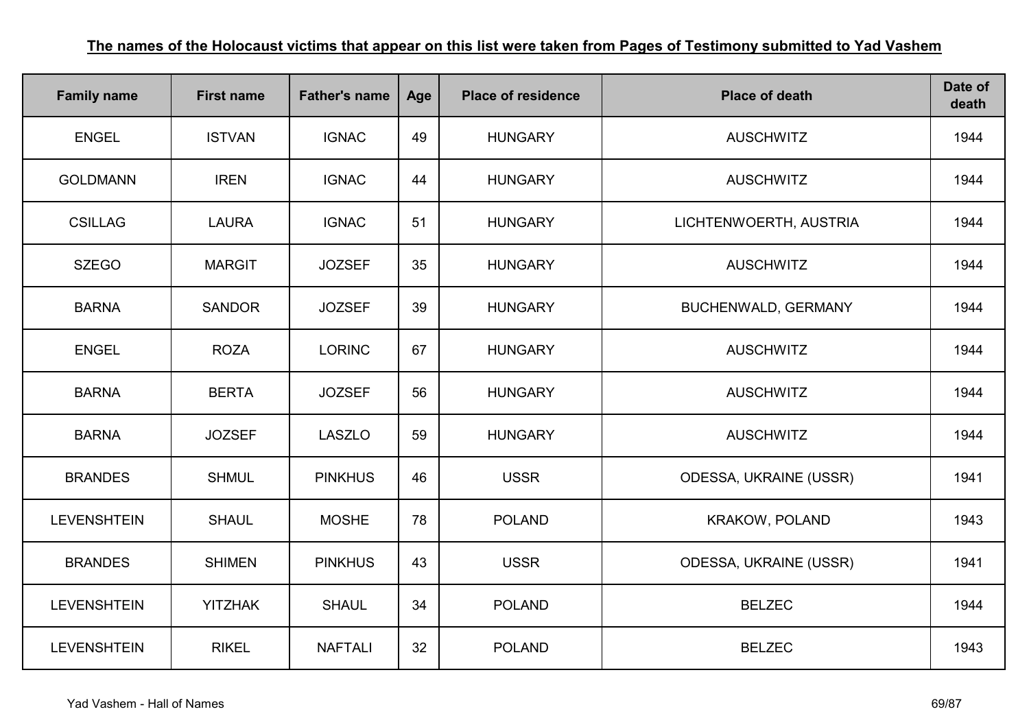**The names of the Holocaust victims that appear on this list were taken from Pages of Testimony submitted to Yad Vashem**

| Family name | First name | Father's name | Age | Place of residence | Place of death | Date of death |
|---|---|---|---|---|---|---|
| ENGEL | ISTVAN | IGNAC | 49 | HUNGARY | AUSCHWITZ | 1944 |
| GOLDMANN | IREN | IGNAC | 44 | HUNGARY | AUSCHWITZ | 1944 |
| CSILLAG | LAURA | IGNAC | 51 | HUNGARY | LICHTENWOERTH, AUSTRIA | 1944 |
| SZEGO | MARGIT | JOZSEF | 35 | HUNGARY | AUSCHWITZ | 1944 |
| BARNA | SANDOR | JOZSEF | 39 | HUNGARY | BUCHENWALD, GERMANY | 1944 |
| ENGEL | ROZA | LORINC | 67 | HUNGARY | AUSCHWITZ | 1944 |
| BARNA | BERTA | JOZSEF | 56 | HUNGARY | AUSCHWITZ | 1944 |
| BARNA | JOZSEF | LASZLO | 59 | HUNGARY | AUSCHWITZ | 1944 |
| BRANDES | SHMUL | PINKHUS | 46 | USSR | ODESSA, UKRAINE (USSR) | 1941 |
| LEVENSHTEIN | SHAUL | MOSHE | 78 | POLAND | KRAKOW, POLAND | 1943 |
| BRANDES | SHIMEN | PINKHUS | 43 | USSR | ODESSA, UKRAINE (USSR) | 1941 |
| LEVENSHTEIN | YITZHAK | SHAUL | 34 | POLAND | BELZEC | 1944 |
| LEVENSHTEIN | RIKEL | NAFTALI | 32 | POLAND | BELZEC | 1943 |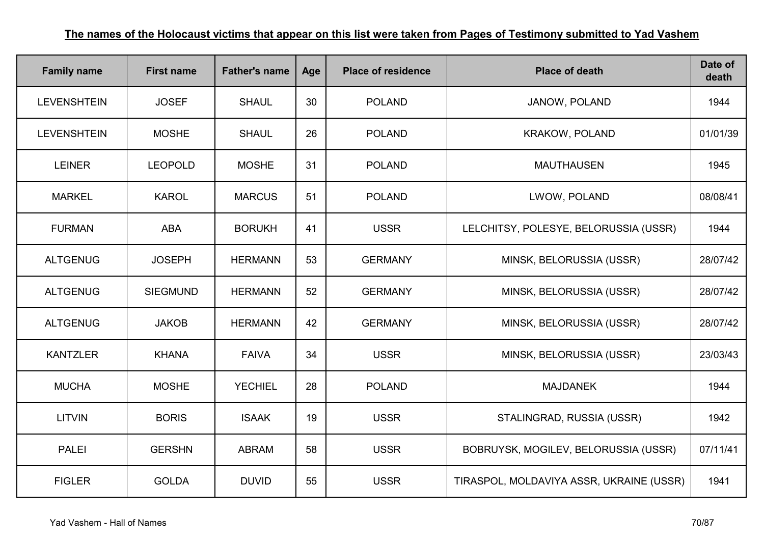**The names of the Holocaust victims that appear on this list were taken from Pages of Testimony submitted to Yad Vashem**

| Family name | First name | Father's name | Age | Place of residence | Place of death | Date of death |
|---|---|---|---|---|---|---|
| LEVENSHTEIN | JOSEF | SHAUL | 30 | POLAND | JANOW, POLAND | 1944 |
| LEVENSHTEIN | MOSHE | SHAUL | 26 | POLAND | KRAKOW, POLAND | 01/01/39 |
| LEINER | LEOPOLD | MOSHE | 31 | POLAND | MAUTHAUSEN | 1945 |
| MARKEL | KAROL | MARCUS | 51 | POLAND | LWOW, POLAND | 08/08/41 |
| FURMAN | ABA | BORUKH | 41 | USSR | LELCHITSY, POLESYE, BELORUSSIA (USSR) | 1944 |
| ALTGENUG | JOSEPH | HERMANN | 53 | GERMANY | MINSK, BELORUSSIA (USSR) | 28/07/42 |
| ALTGENUG | SIEGMUND | HERMANN | 52 | GERMANY | MINSK, BELORUSSIA (USSR) | 28/07/42 |
| ALTGENUG | JAKOB | HERMANN | 42 | GERMANY | MINSK, BELORUSSIA (USSR) | 28/07/42 |
| KANTZLER | KHANA | FAIVA | 34 | USSR | MINSK, BELORUSSIA (USSR) | 23/03/43 |
| MUCHA | MOSHE | YECHIEL | 28 | POLAND | MAJDANEK | 1944 |
| LITVIN | BORIS | ISAAK | 19 | USSR | STALINGRAD, RUSSIA (USSR) | 1942 |
| PALEI | GERSHN | ABRAM | 58 | USSR | BOBRUYSK, MOGILEV, BELORUSSIA (USSR) | 07/11/41 |
| FIGLER | GOLDA | DUVID | 55 | USSR | TIRASPOL, MOLDAVIYA ASSR, UKRAINE (USSR) | 1941 |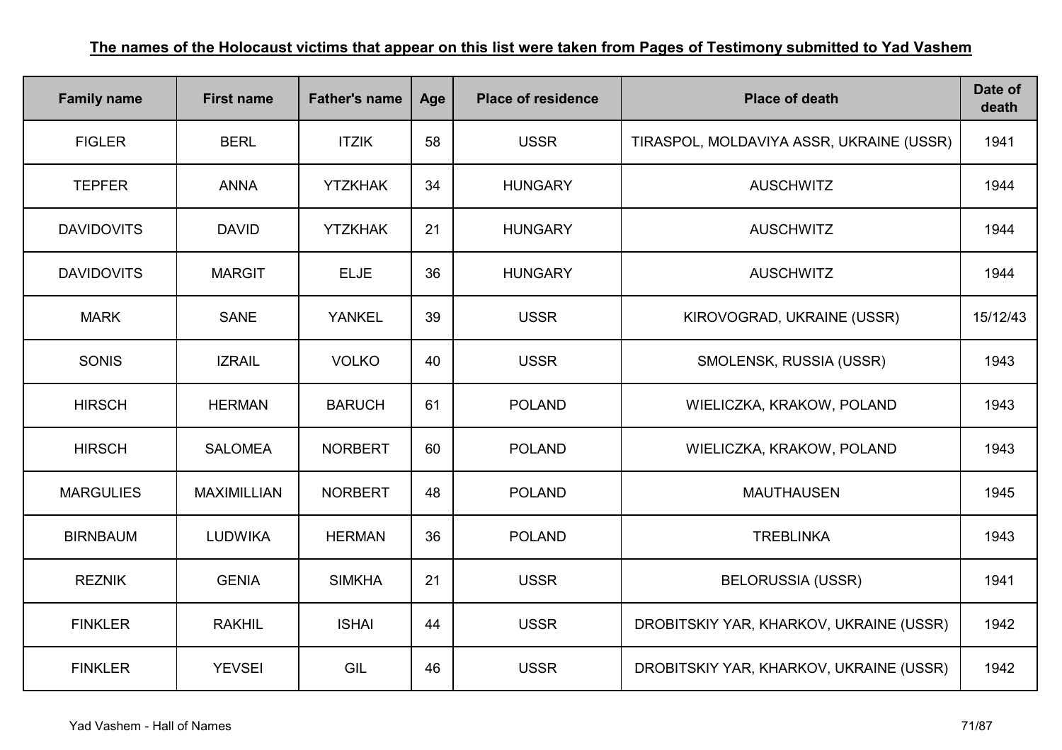**The names of the Holocaust victims that appear on this list were taken from Pages of Testimony submitted to Yad Vashem**

| Family name | First name | Father's name | Age | Place of residence | Place of death | Date of death |
|---|---|---|---|---|---|---|
| FIGLER | BERL | ITZIK | 58 | USSR | TIRASPOL, MOLDAVIYA ASSR, UKRAINE (USSR) | 1941 |
| TEPFER | ANNA | YTZKHAK | 34 | HUNGARY | AUSCHWITZ | 1944 |
| DAVIDOVITS | DAVID | YTZKHAK | 21 | HUNGARY | AUSCHWITZ | 1944 |
| DAVIDOVITS | MARGIT | ELJE | 36 | HUNGARY | AUSCHWITZ | 1944 |
| MARK | SANE | YANKEL | 39 | USSR | KIROVOGRAD, UKRAINE (USSR) | 15/12/43 |
| SONIS | IZRAIL | VOLKO | 40 | USSR | SMOLENSK, RUSSIA (USSR) | 1943 |
| HIRSCH | HERMAN | BARUCH | 61 | POLAND | WIELICZKA, KRAKOW, POLAND | 1943 |
| HIRSCH | SALOMEA | NORBERT | 60 | POLAND | WIELICZKA, KRAKOW, POLAND | 1943 |
| MARGULIES | MAXIMILLIAN | NORBERT | 48 | POLAND | MAUTHAUSEN | 1945 |
| BIRNBAUM | LUDWIKA | HERMAN | 36 | POLAND | TREBLINKA | 1943 |
| REZNIK | GENIA | SIMKHA | 21 | USSR | BELORUSSIA (USSR) | 1941 |
| FINKLER | RAKHIL | ISHAI | 44 | USSR | DROBITSKIY YAR, KHARKOV, UKRAINE (USSR) | 1942 |
| FINKLER | YEVSEI | GIL | 46 | USSR | DROBITSKIY YAR, KHARKOV, UKRAINE (USSR) | 1942 |

Yad Vashem - Hall of Names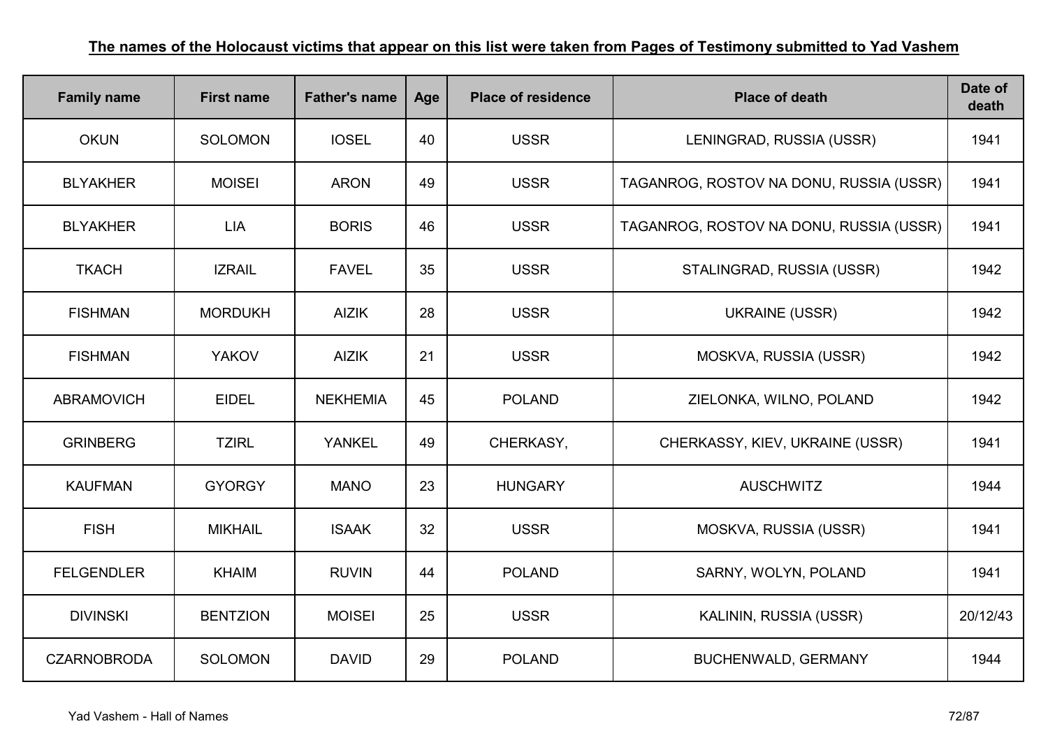**The names of the Holocaust victims that appear on this list were taken from Pages of Testimony submitted to Yad Vashem**

| Family name | First name | Father's name | Age | Place of residence | Place of death | Date of death |
|---|---|---|---|---|---|---|
| OKUN | SOLOMON | IOSEL | 40 | USSR | LENINGRAD, RUSSIA (USSR) | 1941 |
| BLYAKHER | MOISEI | ARON | 49 | USSR | TAGANROG, ROSTOV NA DONU, RUSSIA (USSR) | 1941 |
| BLYAKHER | LIA | BORIS | 46 | USSR | TAGANROG, ROSTOV NA DONU, RUSSIA (USSR) | 1941 |
| TKACH | IZRAIL | FAVEL | 35 | USSR | STALINGRAD, RUSSIA (USSR) | 1942 |
| FISHMAN | MORDUKH | AIZIK | 28 | USSR | UKRAINE (USSR) | 1942 |
| FISHMAN | YAKOV | AIZIK | 21 | USSR | MOSKVA, RUSSIA (USSR) | 1942 |
| ABRAMOVICH | EIDEL | NEKHEMIA | 45 | POLAND | ZIELONKA, WILNO, POLAND | 1942 |
| GRINBERG | TZIRL | YANKEL | 49 | CHERKASY, | CHERKASSY, KIEV, UKRAINE (USSR) | 1941 |
| KAUFMAN | GYORGY | MANO | 23 | HUNGARY | AUSCHWITZ | 1944 |
| FISH | MIKHAIL | ISAAK | 32 | USSR | MOSKVA, RUSSIA (USSR) | 1941 |
| FELGENDLER | KHAIM | RUVIN | 44 | POLAND | SARNY, WOLYN, POLAND | 1941 |
| DIVINSKI | BENTZION | MOISEI | 25 | USSR | KALININ, RUSSIA (USSR) | 20/12/43 |
| CZARNOBRODA | SOLOMON | DAVID | 29 | POLAND | BUCHENWALD, GERMANY | 1944 |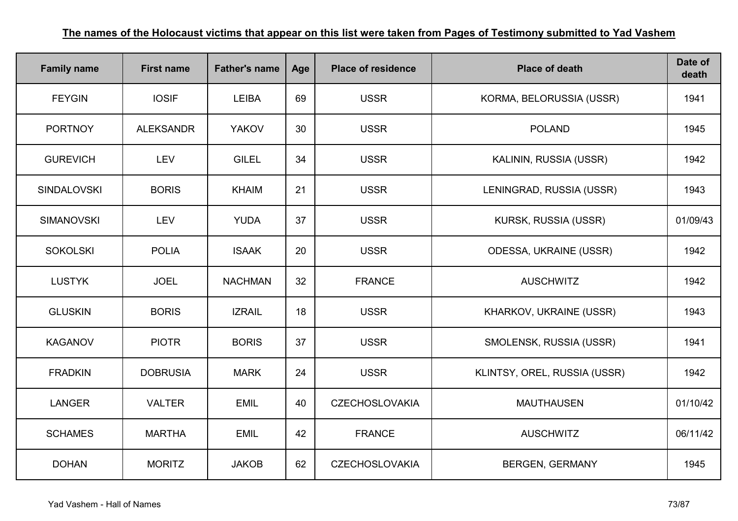**The names of the Holocaust victims that appear on this list were taken from Pages of Testimony submitted to Yad Vashem**

| Family name | First name | Father's name | Age | Place of residence | Place of death | Date of death |
|---|---|---|---|---|---|---|
| FEYGIN | IOSIF | LEIBA | 69 | USSR | KORMA, BELORUSSIA (USSR) | 1941 |
| PORTNOY | ALEKSANDR | YAKOV | 30 | USSR | POLAND | 1945 |
| GUREVICH | LEV | GILEL | 34 | USSR | KALININ, RUSSIA (USSR) | 1942 |
| SINDALOVSKI | BORIS | KHAIM | 21 | USSR | LENINGRAD, RUSSIA (USSR) | 1943 |
| SIMANOVSKI | LEV | YUDA | 37 | USSR | KURSK, RUSSIA (USSR) | 01/09/43 |
| SOKOLSKI | POLIA | ISAAK | 20 | USSR | ODESSA, UKRAINE (USSR) | 1942 |
| LUSTYK | JOEL | NACHMAN | 32 | FRANCE | AUSCHWITZ | 1942 |
| GLUSKIN | BORIS | IZRAIL | 18 | USSR | KHARKOV, UKRAINE (USSR) | 1943 |
| KAGANOV | PIOTR | BORIS | 37 | USSR | SMOLENSK, RUSSIA (USSR) | 1941 |
| FRADKIN | DOBRUSIA | MARK | 24 | USSR | KLINTSY, OREL, RUSSIA (USSR) | 1942 |
| LANGER | VALTER | EMIL | 40 | CZECHOSLOVAKIA | MAUTHAUSEN | 01/10/42 |
| SCHAMES | MARTHA | EMIL | 42 | FRANCE | AUSCHWITZ | 06/11/42 |
| DOHAN | MORITZ | JAKOB | 62 | CZECHOSLOVAKIA | BERGEN, GERMANY | 1945 |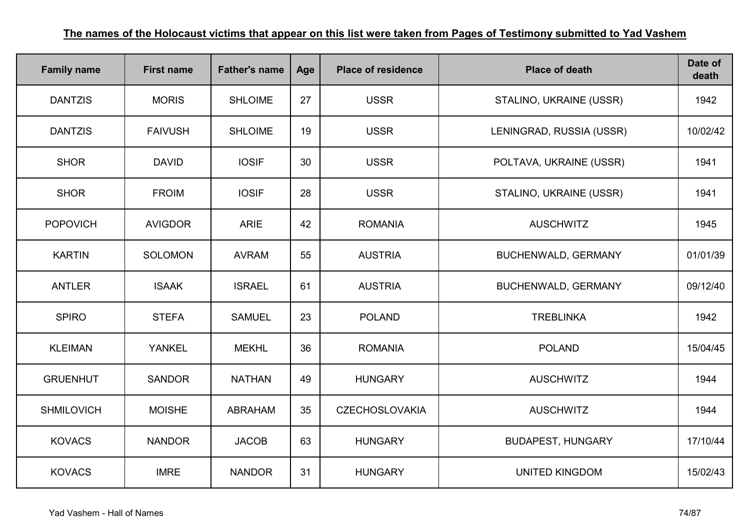**The names of the Holocaust victims that appear on this list were taken from Pages of Testimony submitted to Yad Vashem**

| Family name | First name | Father's name | Age | Place of residence | Place of death | Date of death |
|---|---|---|---|---|---|---|
| DANTZIS | MORIS | SHLOIME | 27 | USSR | STALINO, UKRAINE (USSR) | 1942 |
| DANTZIS | FAIVUSH | SHLOIME | 19 | USSR | LENINGRAD, RUSSIA (USSR) | 10/02/42 |
| SHOR | DAVID | IOSIF | 30 | USSR | POLTAVA, UKRAINE (USSR) | 1941 |
| SHOR | FROIM | IOSIF | 28 | USSR | STALINO, UKRAINE (USSR) | 1941 |
| POPOVICH | AVIGDOR | ARIE | 42 | ROMANIA | AUSCHWITZ | 1945 |
| KARTIN | SOLOMON | AVRAM | 55 | AUSTRIA | BUCHENWALD, GERMANY | 01/01/39 |
| ANTLER | ISAAK | ISRAEL | 61 | AUSTRIA | BUCHENWALD, GERMANY | 09/12/40 |
| SPIRO | STEFA | SAMUEL | 23 | POLAND | TREBLINKA | 1942 |
| KLEIMAN | YANKEL | MEKHL | 36 | ROMANIA | POLAND | 15/04/45 |
| GRUENHUT | SANDOR | NATHAN | 49 | HUNGARY | AUSCHWITZ | 1944 |
| SHMILOVICH | MOISHE | ABRAHAM | 35 | CZECHOSLOVAKIA | AUSCHWITZ | 1944 |
| KOVACS | NANDOR | JACOB | 63 | HUNGARY | BUDAPEST, HUNGARY | 17/10/44 |
| KOVACS | IMRE | NANDOR | 31 | HUNGARY | UNITED KINGDOM | 15/02/43 |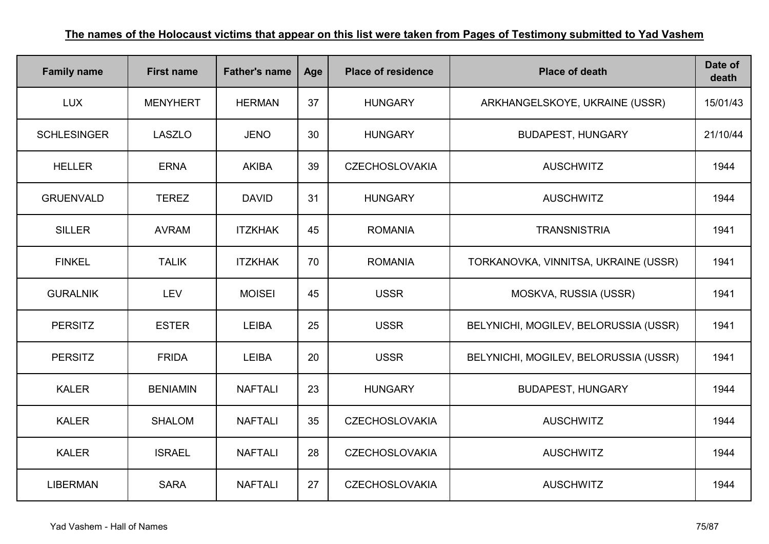**The names of the Holocaust victims that appear on this list were taken from Pages of Testimony submitted to Yad Vashem**

| Family name | First name | Father's name | Age | Place of residence | Place of death | Date of death |
|---|---|---|---|---|---|---|
| LUX | MENYHERT | HERMAN | 37 | HUNGARY | ARKHANGELSKOYE, UKRAINE (USSR) | 15/01/43 |
| SCHLESINGER | LASZLO | JENO | 30 | HUNGARY | BUDAPEST, HUNGARY | 21/10/44 |
| HELLER | ERNA | AKIBA | 39 | CZECHOSLOVAKIA | AUSCHWITZ | 1944 |
| GRUENVALD | TEREZ | DAVID | 31 | HUNGARY | AUSCHWITZ | 1944 |
| SILLER | AVRAM | ITZKHAK | 45 | ROMANIA | TRANSNISTRIA | 1941 |
| FINKEL | TALIK | ITZKHAK | 70 | ROMANIA | TORKANOVKA, VINNITSA, UKRAINE (USSR) | 1941 |
| GURALNIK | LEV | MOISEI | 45 | USSR | MOSKVA, RUSSIA (USSR) | 1941 |
| PERSITZ | ESTER | LEIBA | 25 | USSR | BELYNICHI, MOGILEV, BELORUSSIA (USSR) | 1941 |
| PERSITZ | FRIDA | LEIBA | 20 | USSR | BELYNICHI, MOGILEV, BELORUSSIA (USSR) | 1941 |
| KALER | BENIAMIN | NAFTALI | 23 | HUNGARY | BUDAPEST, HUNGARY | 1944 |
| KALER | SHALOM | NAFTALI | 35 | CZECHOSLOVAKIA | AUSCHWITZ | 1944 |
| KALER | ISRAEL | NAFTALI | 28 | CZECHOSLOVAKIA | AUSCHWITZ | 1944 |
| LIBERMAN | SARA | NAFTALI | 27 | CZECHOSLOVAKIA | AUSCHWITZ | 1944 |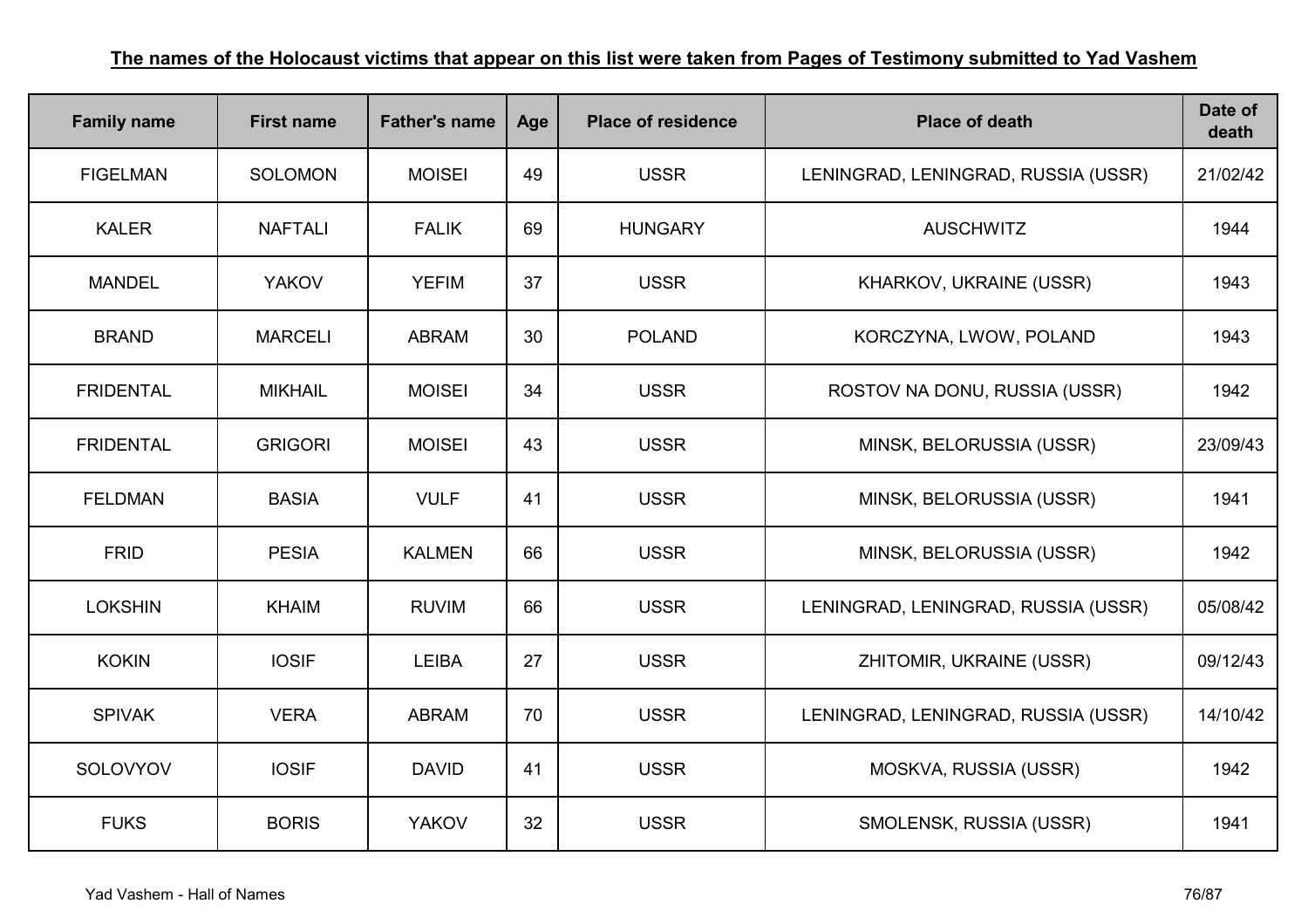**The names of the Holocaust victims that appear on this list were taken from Pages of Testimony submitted to Yad Vashem**

| Family name | First name | Father's name | Age | Place of residence | Place of death | Date of death |
|---|---|---|---|---|---|---|
| FIGELMAN | SOLOMON | MOISEI | 49 | USSR | LENINGRAD, LENINGRAD, RUSSIA (USSR) | 21/02/42 |
| KALER | NAFTALI | FALIK | 69 | HUNGARY | AUSCHWITZ | 1944 |
| MANDEL | YAKOV | YEFIM | 37 | USSR | KHARKOV, UKRAINE (USSR) | 1943 |
| BRAND | MARCELI | ABRAM | 30 | POLAND | KORCZYNA, LWOW, POLAND | 1943 |
| FRIDENTAL | MIKHAIL | MOISEI | 34 | USSR | ROSTOV NA DONU, RUSSIA (USSR) | 1942 |
| FRIDENTAL | GRIGORI | MOISEI | 43 | USSR | MINSK, BELORUSSIA (USSR) | 23/09/43 |
| FELDMAN | BASIA | VULF | 41 | USSR | MINSK, BELORUSSIA (USSR) | 1941 |
| FRID | PESIA | KALMEN | 66 | USSR | MINSK, BELORUSSIA (USSR) | 1942 |
| LOKSHIN | KHAIM | RUVIM | 66 | USSR | LENINGRAD, LENINGRAD, RUSSIA (USSR) | 05/08/42 |
| KOKIN | IOSIF | LEIBA | 27 | USSR | ZHITOMIR, UKRAINE (USSR) | 09/12/43 |
| SPIVAK | VERA | ABRAM | 70 | USSR | LENINGRAD, LENINGRAD, RUSSIA (USSR) | 14/10/42 |
| SOLOVYOV | IOSIF | DAVID | 41 | USSR | MOSKVA, RUSSIA (USSR) | 1942 |
| FUKS | BORIS | YAKOV | 32 | USSR | SMOLENSK, RUSSIA (USSR) | 1941 |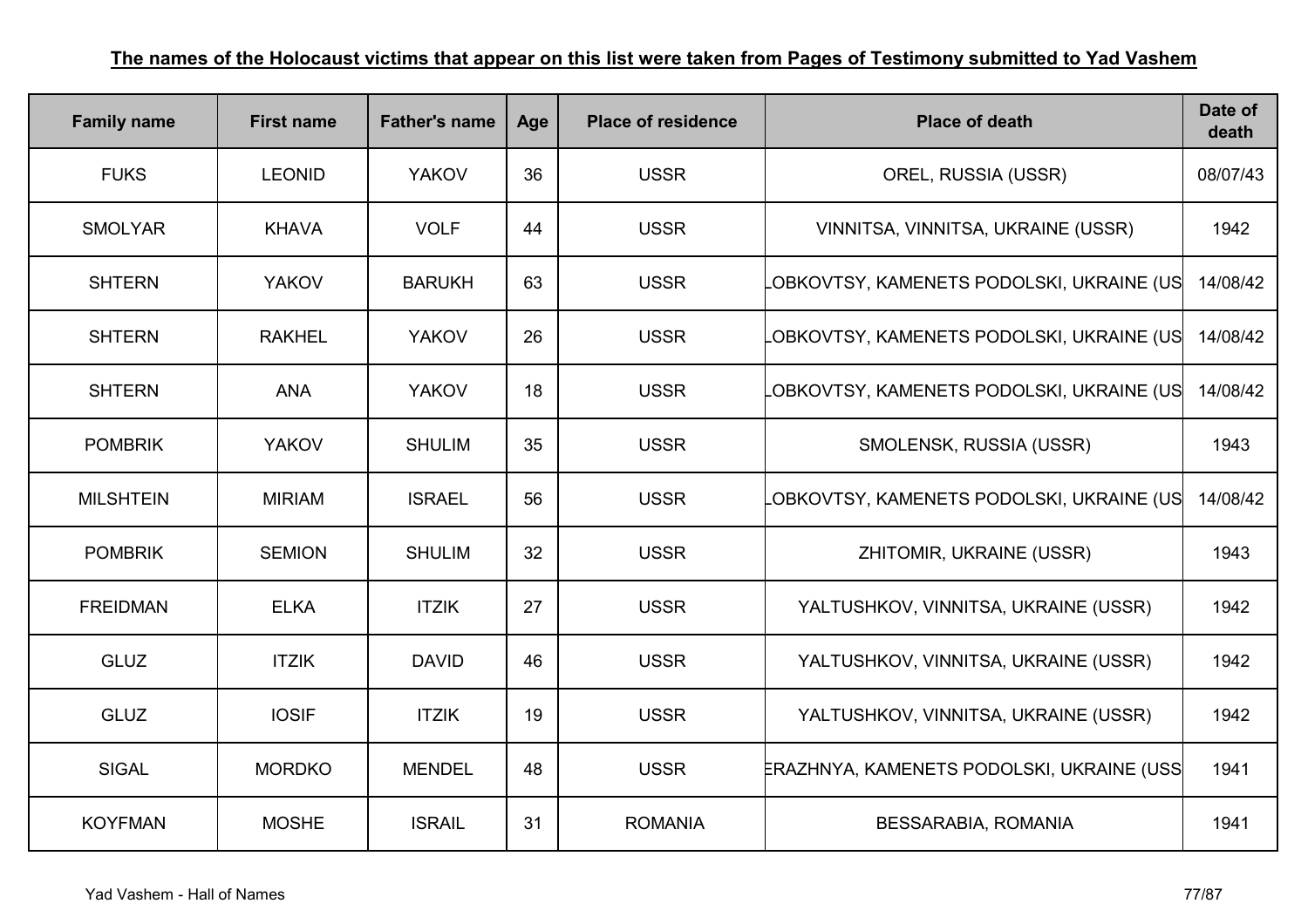**The names of the Holocaust victims that appear on this list were taken from Pages of Testimony submitted to Yad Vashem**

| Family name | First name | Father's name | Age | Place of residence | Place of death | Date of death |
|---|---|---|---|---|---|---|
| FUKS | LEONID | YAKOV | 36 | USSR | OREL, RUSSIA (USSR) | 08/07/43 |
| SMOLYAR | KHAVA | VOLF | 44 | USSR | VINNITSA, VINNITSA, UKRAINE (USSR) | 1942 |
| SHTERN | YAKOV | BARUKH | 63 | USSR | LOBKOVTSY, KAMENETS PODOLSKI, UKRAINE (US | 14/08/42 |
| SHTERN | RAKHEL | YAKOV | 26 | USSR | LOBKOVTSY, KAMENETS PODOLSKI, UKRAINE (US | 14/08/42 |
| SHTERN | ANA | YAKOV | 18 | USSR | LOBKOVTSY, KAMENETS PODOLSKI, UKRAINE (US | 14/08/42 |
| POMBRIK | YAKOV | SHULIM | 35 | USSR | SMOLENSK, RUSSIA (USSR) | 1943 |
| MILSHTEIN | MIRIAM | ISRAEL | 56 | USSR | LOBKOVTSY, KAMENETS PODOLSKI, UKRAINE (US | 14/08/42 |
| POMBRIK | SEMION | SHULIM | 32 | USSR | ZHITOMIR, UKRAINE (USSR) | 1943 |
| FREIDMAN | ELKA | ITZIK | 27 | USSR | YALTUSHKOV, VINNITSA, UKRAINE (USSR) | 1942 |
| GLUZ | ITZIK | DAVID | 46 | USSR | YALTUSHKOV, VINNITSA, UKRAINE (USSR) | 1942 |
| GLUZ | IOSIF | ITZIK | 19 | USSR | YALTUSHKOV, VINNITSA, UKRAINE (USSR) | 1942 |
| SIGAL | MORDKO | MENDEL | 48 | USSR | ERAZHNYA, KAMENETS PODOLSKI, UKRAINE (USS | 1941 |
| KOYFMAN | MOSHE | ISRAIL | 31 | ROMANIA | BESSARABIA, ROMANIA | 1941 |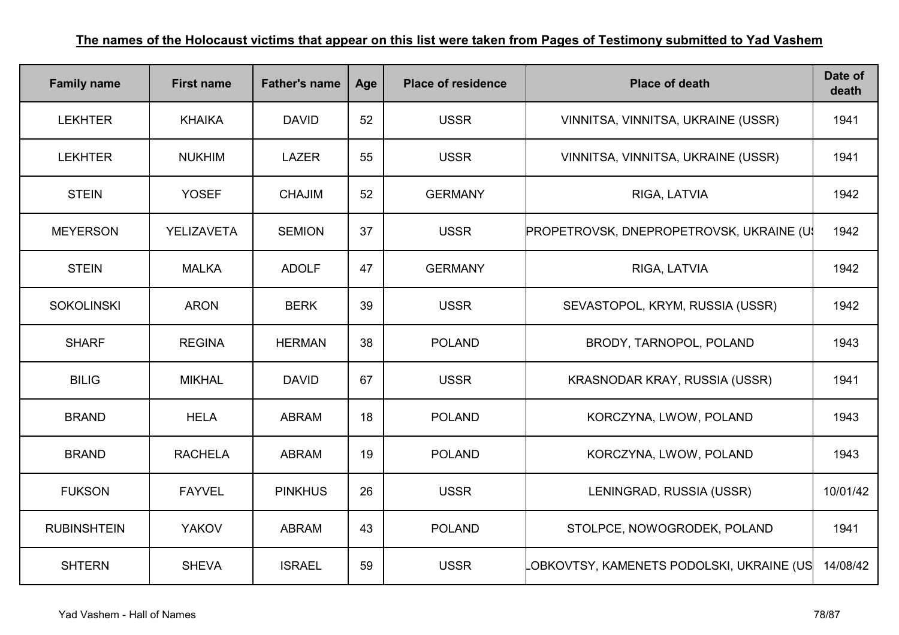**The names of the Holocaust victims that appear on this list were taken from Pages of Testimony submitted to Yad Vashem**

| Family name | First name | Father's name | Age | Place of residence | Place of death | Date of death |
|---|---|---|---|---|---|---|
| LEKHTER | KHAIKA | DAVID | 52 | USSR | VINNITSA, VINNITSA, UKRAINE (USSR) | 1941 |
| LEKHTER | NUKHIM | LAZER | 55 | USSR | VINNITSA, VINNITSA, UKRAINE (USSR) | 1941 |
| STEIN | YOSEF | CHAJIM | 52 | GERMANY | RIGA, LATVIA | 1942 |
| MEYERSON | YELIZAVETA | SEMION | 37 | USSR | PROPETROVSK, DNEPROPETROVSK, UKRAINE (U | 1942 |
| STEIN | MALKA | ADOLF | 47 | GERMANY | RIGA, LATVIA | 1942 |
| SOKOLINSKI | ARON | BERK | 39 | USSR | SEVASTOPOL, KRYM, RUSSIA (USSR) | 1942 |
| SHARF | REGINA | HERMAN | 38 | POLAND | BRODY, TARNOPOL, POLAND | 1943 |
| BILIG | MIKHAL | DAVID | 67 | USSR | KRASNODAR KRAY, RUSSIA (USSR) | 1941 |
| BRAND | HELA | ABRAM | 18 | POLAND | KORCZYNA, LWOW, POLAND | 1943 |
| BRAND | RACHELA | ABRAM | 19 | POLAND | KORCZYNA, LWOW, POLAND | 1943 |
| FUKSON | FAYVEL | PINKHUS | 26 | USSR | LENINGRAD, RUSSIA (USSR) | 10/01/42 |
| RUBINSHTEIN | YAKOV | ABRAM | 43 | POLAND | STOLPCE, NOWOGRODEK, POLAND | 1941 |
| SHTERN | SHEVA | ISRAEL | 59 | USSR | LOBKOVTSY, KAMENETS PODOLSKI, UKRAINE (US | 14/08/42 |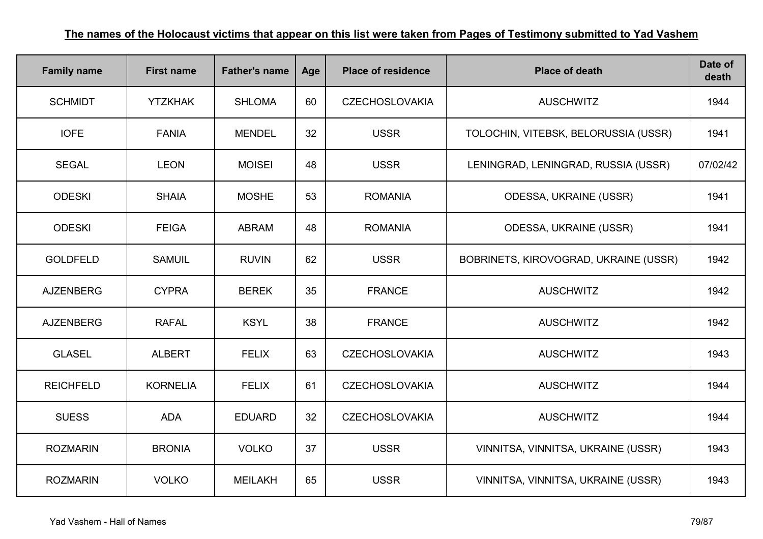**The names of the Holocaust victims that appear on this list were taken from Pages of Testimony submitted to Yad Vashem**

| Family name | First name | Father's name | Age | Place of residence | Place of death | Date of death |
|---|---|---|---|---|---|---|
| SCHMIDT | YTZKHAK | SHLOMA | 60 | CZECHOSLOVAKIA | AUSCHWITZ | 1944 |
| IOFE | FANIA | MENDEL | 32 | USSR | TOLOCHIN, VITEBSK, BELORUSSIA (USSR) | 1941 |
| SEGAL | LEON | MOISEI | 48 | USSR | LENINGRAD, LENINGRAD, RUSSIA (USSR) | 07/02/42 |
| ODESKI | SHAIA | MOSHE | 53 | ROMANIA | ODESSA, UKRAINE (USSR) | 1941 |
| ODESKI | FEIGA | ABRAM | 48 | ROMANIA | ODESSA, UKRAINE (USSR) | 1941 |
| GOLDFELD | SAMUIL | RUVIN | 62 | USSR | BOBRINETS, KIROVOGRAD, UKRAINE (USSR) | 1942 |
| AJZENBERG | CYPRA | BEREK | 35 | FRANCE | AUSCHWITZ | 1942 |
| AJZENBERG | RAFAL | KSYL | 38 | FRANCE | AUSCHWITZ | 1942 |
| GLASEL | ALBERT | FELIX | 63 | CZECHOSLOVAKIA | AUSCHWITZ | 1943 |
| REICHFELD | KORNELIA | FELIX | 61 | CZECHOSLOVAKIA | AUSCHWITZ | 1944 |
| SUESS | ADA | EDUARD | 32 | CZECHOSLOVAKIA | AUSCHWITZ | 1944 |
| ROZMARIN | BRONIA | VOLKO | 37 | USSR | VINNITSA, VINNITSA, UKRAINE (USSR) | 1943 |
| ROZMARIN | VOLKO | MEILAKH | 65 | USSR | VINNITSA, VINNITSA, UKRAINE (USSR) | 1943 |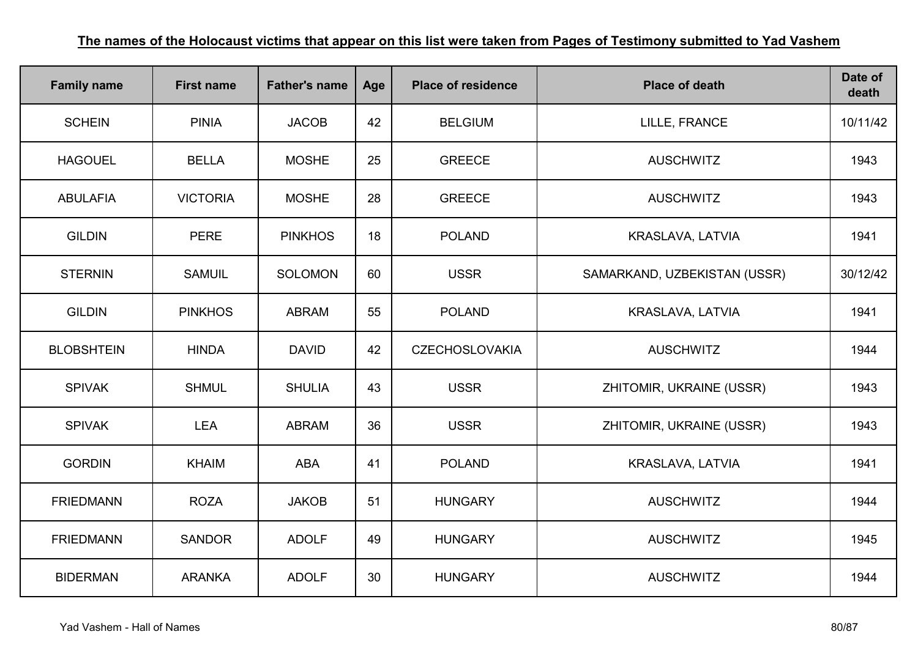**The names of the Holocaust victims that appear on this list were taken from Pages of Testimony submitted to Yad Vashem**

| Family name | First name | Father's name | Age | Place of residence | Place of death | Date of death |
|---|---|---|---|---|---|---|
| SCHEIN | PINIA | JACOB | 42 | BELGIUM | LILLE, FRANCE | 10/11/42 |
| HAGOUEL | BELLA | MOSHE | 25 | GREECE | AUSCHWITZ | 1943 |
| ABULAFIA | VICTORIA | MOSHE | 28 | GREECE | AUSCHWITZ | 1943 |
| GILDIN | PERE | PINKHOS | 18 | POLAND | KRASLAVA, LATVIA | 1941 |
| STERNIN | SAMUIL | SOLOMON | 60 | USSR | SAMARKAND, UZBEKISTAN (USSR) | 30/12/42 |
| GILDIN | PINKHOS | ABRAM | 55 | POLAND | KRASLAVA, LATVIA | 1941 |
| BLOBSHTEIN | HINDA | DAVID | 42 | CZECHOSLOVAKIA | AUSCHWITZ | 1944 |
| SPIVAK | SHMUL | SHULIA | 43 | USSR | ZHITOMIR, UKRAINE (USSR) | 1943 |
| SPIVAK | LEA | ABRAM | 36 | USSR | ZHITOMIR, UKRAINE (USSR) | 1943 |
| GORDIN | KHAIM | ABA | 41 | POLAND | KRASLAVA, LATVIA | 1941 |
| FRIEDMANN | ROZA | JAKOB | 51 | HUNGARY | AUSCHWITZ | 1944 |
| FRIEDMANN | SANDOR | ADOLF | 49 | HUNGARY | AUSCHWITZ | 1945 |
| BIDERMAN | ARANKA | ADOLF | 30 | HUNGARY | AUSCHWITZ | 1944 |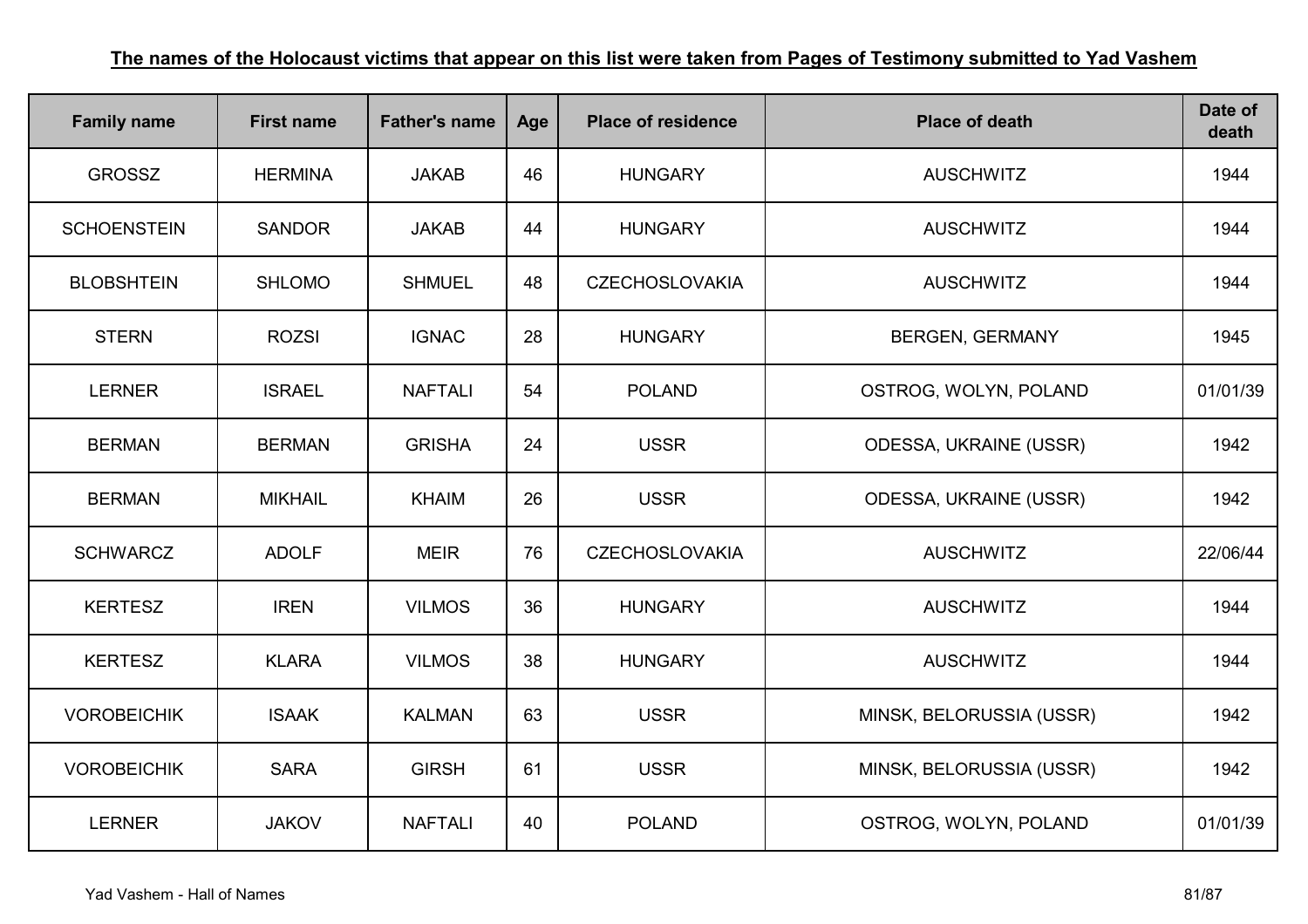**The names of the Holocaust victims that appear on this list were taken from Pages of Testimony submitted to Yad Vashem**

| Family name | First name | Father's name | Age | Place of residence | Place of death | Date of death |
|---|---|---|---|---|---|---|
| GROSSZ | HERMINA | JAKAB | 46 | HUNGARY | AUSCHWITZ | 1944 |
| SCHOENSTEIN | SANDOR | JAKAB | 44 | HUNGARY | AUSCHWITZ | 1944 |
| BLOBSHTEIN | SHLOMO | SHMUEL | 48 | CZECHOSLOVAKIA | AUSCHWITZ | 1944 |
| STERN | ROZSI | IGNAC | 28 | HUNGARY | BERGEN, GERMANY | 1945 |
| LERNER | ISRAEL | NAFTALI | 54 | POLAND | OSTROG, WOLYN, POLAND | 01/01/39 |
| BERMAN | BERMAN | GRISHA | 24 | USSR | ODESSA, UKRAINE (USSR) | 1942 |
| BERMAN | MIKHAIL | KHAIM | 26 | USSR | ODESSA, UKRAINE (USSR) | 1942 |
| SCHWARCZ | ADOLF | MEIR | 76 | CZECHOSLOVAKIA | AUSCHWITZ | 22/06/44 |
| KERTESZ | IREN | VILMOS | 36 | HUNGARY | AUSCHWITZ | 1944 |
| KERTESZ | KLARA | VILMOS | 38 | HUNGARY | AUSCHWITZ | 1944 |
| VOROBEICHIK | ISAAK | KALMAN | 63 | USSR | MINSK, BELORUSSIA (USSR) | 1942 |
| VOROBEICHIK | SARA | GIRSH | 61 | USSR | MINSK, BELORUSSIA (USSR) | 1942 |
| LERNER | JAKOV | NAFTALI | 40 | POLAND | OSTROG, WOLYN, POLAND | 01/01/39 |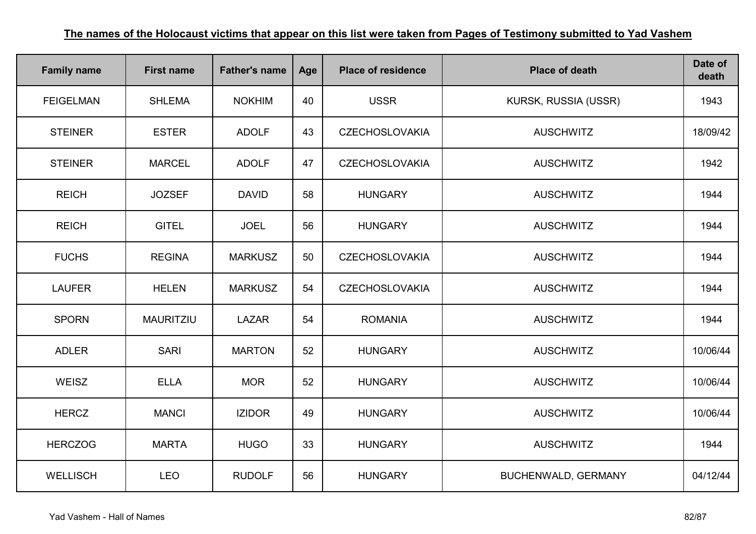**The names of the Holocaust victims that appear on this list were taken from Pages of Testimony submitted to Yad Vashem**

| Family name | First name | Father's name | Age | Place of residence | Place of death | Date of death |
|---|---|---|---|---|---|---|
| FEIGELMAN | SHLEMA | NOKHIM | 40 | USSR | KURSK, RUSSIA (USSR) | 1943 |
| STEINER | ESTER | ADOLF | 43 | CZECHOSLOVAKIA | AUSCHWITZ | 18/09/42 |
| STEINER | MARCEL | ADOLF | 47 | CZECHOSLOVAKIA | AUSCHWITZ | 1942 |
| REICH | JOZSEF | DAVID | 58 | HUNGARY | AUSCHWITZ | 1944 |
| REICH | GITEL | JOEL | 56 | HUNGARY | AUSCHWITZ | 1944 |
| FUCHS | REGINA | MARKUSZ | 50 | CZECHOSLOVAKIA | AUSCHWITZ | 1944 |
| LAUFER | HELEN | MARKUSZ | 54 | CZECHOSLOVAKIA | AUSCHWITZ | 1944 |
| SPORN | MAURITZIU | LAZAR | 54 | ROMANIA | AUSCHWITZ | 1944 |
| ADLER | SARI | MARTON | 52 | HUNGARY | AUSCHWITZ | 10/06/44 |
| WEISZ | ELLA | MOR | 52 | HUNGARY | AUSCHWITZ | 10/06/44 |
| HERCZ | MANCI | IZIDOR | 49 | HUNGARY | AUSCHWITZ | 10/06/44 |
| HERCZOG | MARTA | HUGO | 33 | HUNGARY | AUSCHWITZ | 1944 |
| WELLISCH | LEO | RUDOLF | 56 | HUNGARY | BUCHENWALD, GERMANY | 04/12/44 |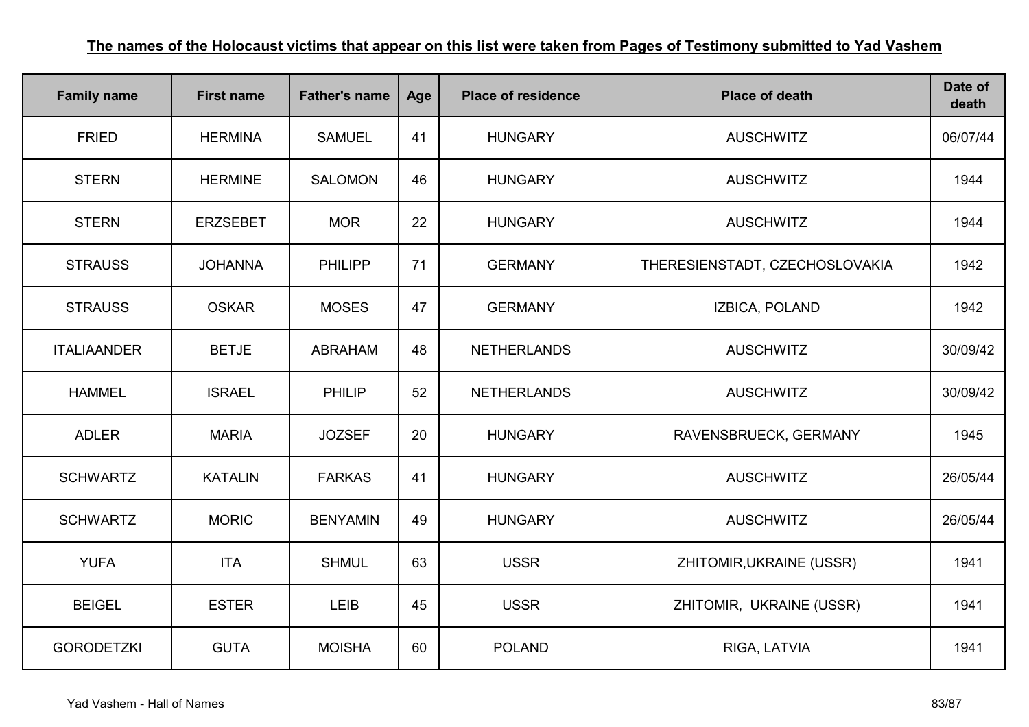**The names of the Holocaust victims that appear on this list were taken from Pages of Testimony submitted to Yad Vashem**

| Family name | First name | Father's name | Age | Place of residence | Place of death | Date of death |
|---|---|---|---|---|---|---|
| FRIED | HERMINA | SAMUEL | 41 | HUNGARY | AUSCHWITZ | 06/07/44 |
| STERN | HERMINE | SALOMON | 46 | HUNGARY | AUSCHWITZ | 1944 |
| STERN | ERZSEBET | MOR | 22 | HUNGARY | AUSCHWITZ | 1944 |
| STRAUSS | JOHANNA | PHILIPP | 71 | GERMANY | THERESIENSTADT, CZECHOSLOVAKIA | 1942 |
| STRAUSS | OSKAR | MOSES | 47 | GERMANY | IZBICA, POLAND | 1942 |
| ITALIAANDER | BETJE | ABRAHAM | 48 | NETHERLANDS | AUSCHWITZ | 30/09/42 |
| HAMMEL | ISRAEL | PHILIP | 52 | NETHERLANDS | AUSCHWITZ | 30/09/42 |
| ADLER | MARIA | JOZSEF | 20 | HUNGARY | RAVENSBRUECK, GERMANY | 1945 |
| SCHWARTZ | KATALIN | FARKAS | 41 | HUNGARY | AUSCHWITZ | 26/05/44 |
| SCHWARTZ | MORIC | BENYAMIN | 49 | HUNGARY | AUSCHWITZ | 26/05/44 |
| YUFA | ITA | SHMUL | 63 | USSR | ZHITOMIR,UKRAINE (USSR) | 1941 |
| BEIGEL | ESTER | LEIB | 45 | USSR | ZHITOMIR, UKRAINE (USSR) | 1941 |
| GORODETZKI | GUTA | MOISHA | 60 | POLAND | RIGA, LATVIA | 1941 |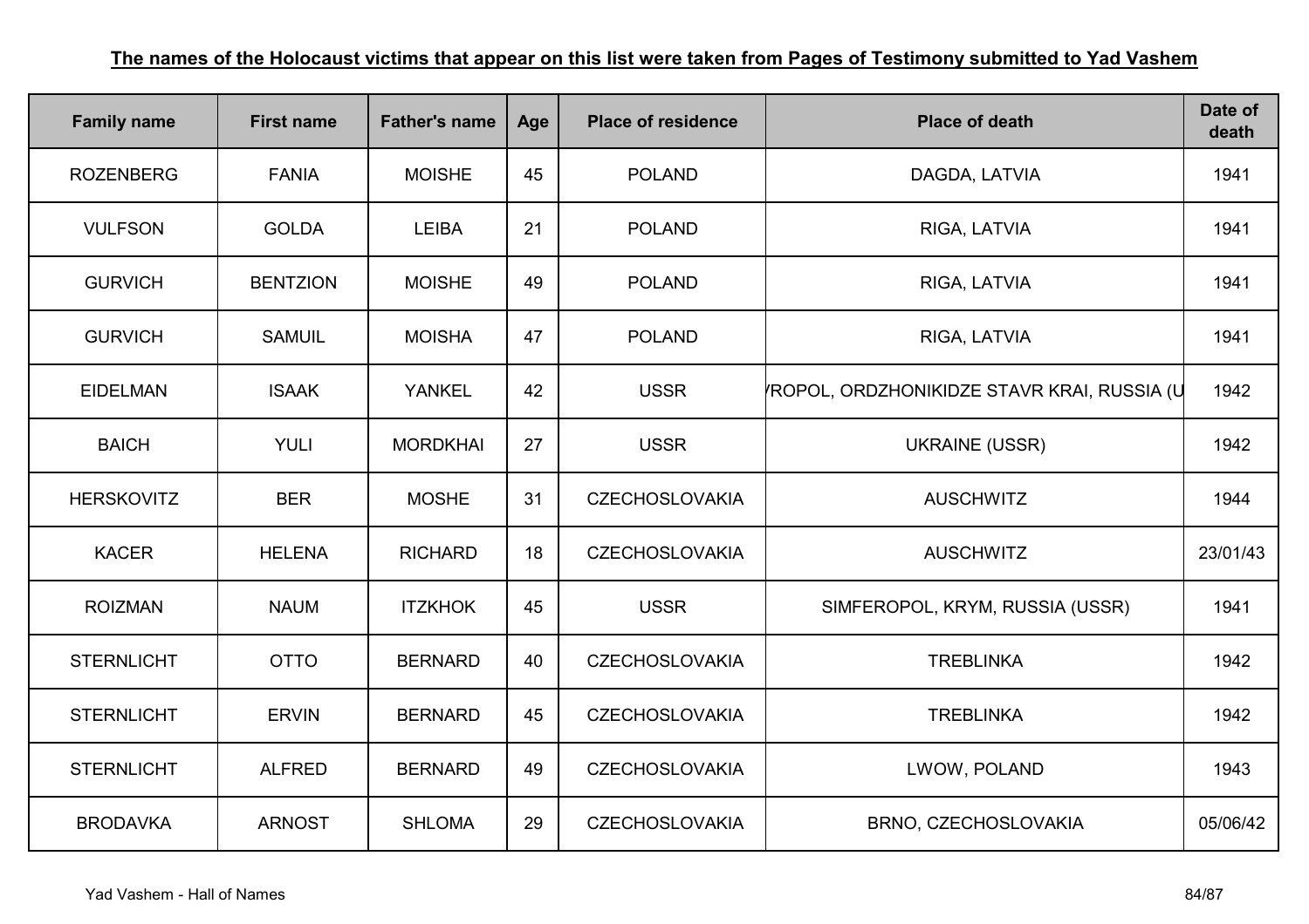**The names of the Holocaust victims that appear on this list were taken from Pages of Testimony submitted to Yad Vashem**

| Family name | First name | Father's name | Age | Place of residence | Place of death | Date of death |
|---|---|---|---|---|---|---|
| ROZENBERG | FANIA | MOISHE | 45 | POLAND | DAGDA, LATVIA | 1941 |
| VULFSON | GOLDA | LEIBA | 21 | POLAND | RIGA, LATVIA | 1941 |
| GURVICH | BENTZION | MOISHE | 49 | POLAND | RIGA, LATVIA | 1941 |
| GURVICH | SAMUIL | MOISHA | 47 | POLAND | RIGA, LATVIA | 1941 |
| EIDELMAN | ISAAK | YANKEL | 42 | USSR | /ROPOL, ORDZHONIKIDZE STAVR KRAI, RUSSIA (U | 1942 |
| BAICH | YULI | MORDKHAI | 27 | USSR | UKRAINE (USSR) | 1942 |
| HERSKOVITZ | BER | MOSHE | 31 | CZECHOSLOVAKIA | AUSCHWITZ | 1944 |
| KACER | HELENA | RICHARD | 18 | CZECHOSLOVAKIA | AUSCHWITZ | 23/01/43 |
| ROIZMAN | NAUM | ITZKHOK | 45 | USSR | SIMFEROPOL, KRYM, RUSSIA (USSR) | 1941 |
| STERNLICHT | OTTO | BERNARD | 40 | CZECHOSLOVAKIA | TREBLINKA | 1942 |
| STERNLICHT | ERVIN | BERNARD | 45 | CZECHOSLOVAKIA | TREBLINKA | 1942 |
| STERNLICHT | ALFRED | BERNARD | 49 | CZECHOSLOVAKIA | LWOW, POLAND | 1943 |
| BRODAVKA | ARNOST | SHLOMA | 29 | CZECHOSLOVAKIA | BRNO, CZECHOSLOVAKIA | 05/06/42 |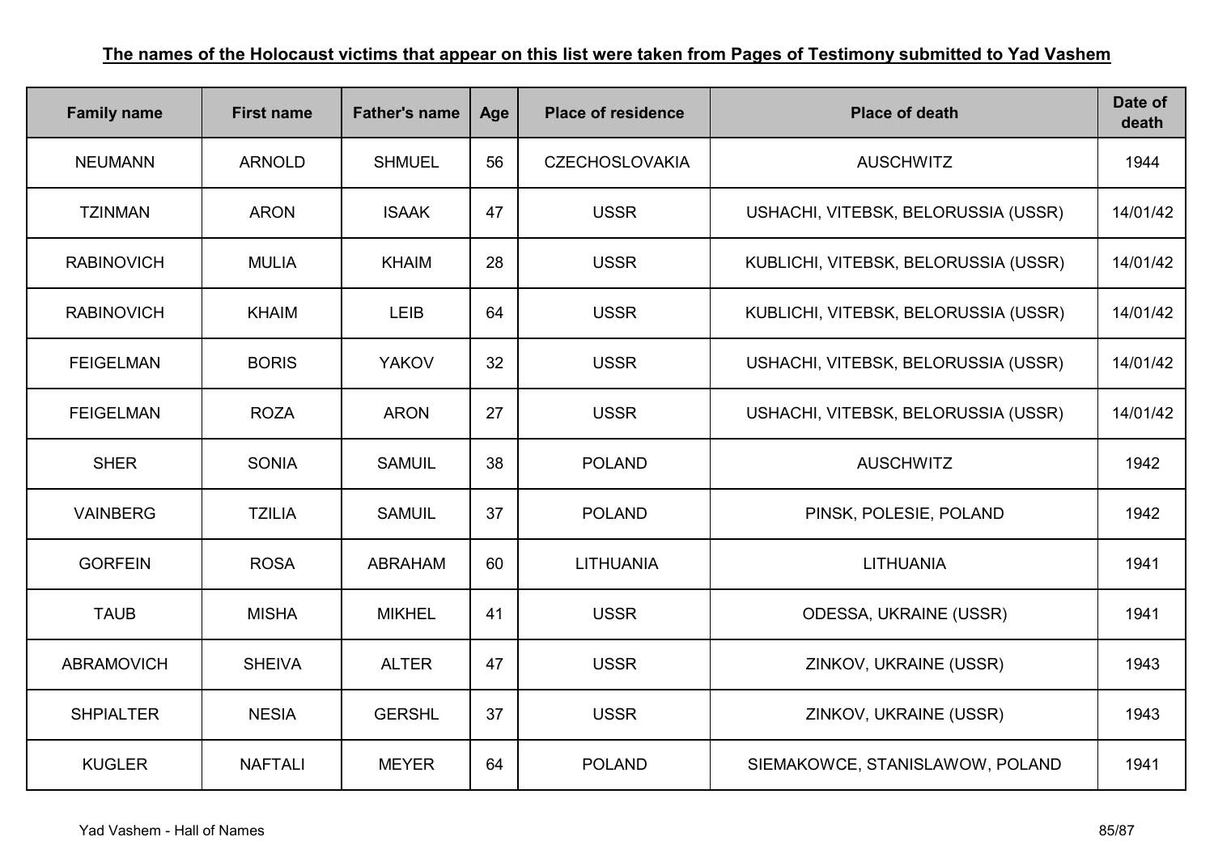**The names of the Holocaust victims that appear on this list were taken from Pages of Testimony submitted to Yad Vashem**

| Family name | First name | Father's name | Age | Place of residence | Place of death | Date of death |
|---|---|---|---|---|---|---|
| NEUMANN | ARNOLD | SHMUEL | 56 | CZECHOSLOVAKIA | AUSCHWITZ | 1944 |
| TZINMAN | ARON | ISAAK | 47 | USSR | USHACHI, VITEBSK, BELORUSSIA (USSR) | 14/01/42 |
| RABINOVICH | MULIA | KHAIM | 28 | USSR | KUBLICHI, VITEBSK, BELORUSSIA (USSR) | 14/01/42 |
| RABINOVICH | KHAIM | LEIB | 64 | USSR | KUBLICHI, VITEBSK, BELORUSSIA (USSR) | 14/01/42 |
| FEIGELMAN | BORIS | YAKOV | 32 | USSR | USHACHI, VITEBSK, BELORUSSIA (USSR) | 14/01/42 |
| FEIGELMAN | ROZA | ARON | 27 | USSR | USHACHI, VITEBSK, BELORUSSIA (USSR) | 14/01/42 |
| SHER | SONIA | SAMUIL | 38 | POLAND | AUSCHWITZ | 1942 |
| VAINBERG | TZILIA | SAMUIL | 37 | POLAND | PINSK, POLESIE, POLAND | 1942 |
| GORFEIN | ROSA | ABRAHAM | 60 | LITHUANIA | LITHUANIA | 1941 |
| TAUB | MISHA | MIKHEL | 41 | USSR | ODESSA, UKRAINE (USSR) | 1941 |
| ABRAMOVICH | SHEIVA | ALTER | 47 | USSR | ZINKOV, UKRAINE (USSR) | 1943 |
| SHPIALTER | NESIA | GERSHL | 37 | USSR | ZINKOV, UKRAINE (USSR) | 1943 |
| KUGLER | NAFTALI | MEYER | 64 | POLAND | SIEMAKOWCE, STANISLAWOW, POLAND | 1941 |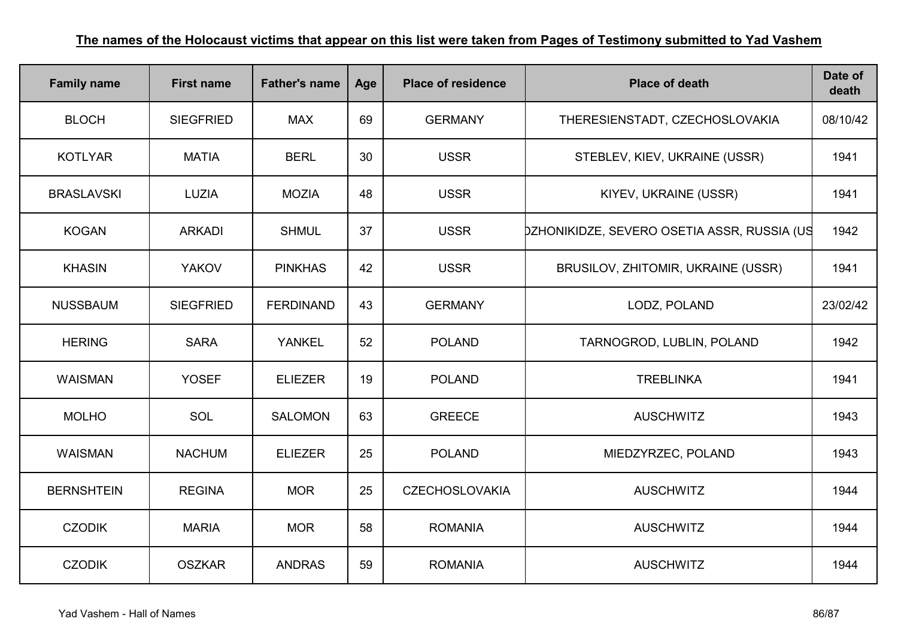**The names of the Holocaust victims that appear on this list were taken from Pages of Testimony submitted to Yad Vashem**

| Family name | First name | Father's name | Age | Place of residence | Place of death | Date of death |
|---|---|---|---|---|---|---|
| BLOCH | SIEGFRIED | MAX | 69 | GERMANY | THERESIENSTADT, CZECHOSLOVAKIA | 08/10/42 |
| KOTLYAR | MATIA | BERL | 30 | USSR | STEBLEV, KIEV, UKRAINE (USSR) | 1941 |
| BRASLAVSKI | LUZIA | MOZIA | 48 | USSR | KIYEV, UKRAINE (USSR) | 1941 |
| KOGAN | ARKADI | SHMUL | 37 | USSR | DZHONIKIDZE, SEVERO OSETIA ASSR, RUSSIA (US | 1942 |
| KHASIN | YAKOV | PINKHAS | 42 | USSR | BRUSILOV, ZHITOMIR, UKRAINE (USSR) | 1941 |
| NUSSBAUM | SIEGFRIED | FERDINAND | 43 | GERMANY | LODZ, POLAND | 23/02/42 |
| HERING | SARA | YANKEL | 52 | POLAND | TARNOGROD, LUBLIN, POLAND | 1942 |
| WAISMAN | YOSEF | ELIEZER | 19 | POLAND | TREBLINKA | 1941 |
| MOLHO | SOL | SALOMON | 63 | GREECE | AUSCHWITZ | 1943 |
| WAISMAN | NACHUM | ELIEZER | 25 | POLAND | MIEDZYRZEC, POLAND | 1943 |
| BERNSHTEIN | REGINA | MOR | 25 | CZECHOSLOVAKIA | AUSCHWITZ | 1944 |
| CZODIK | MARIA | MOR | 58 | ROMANIA | AUSCHWITZ | 1944 |
| CZODIK | OSZKAR | ANDRAS | 59 | ROMANIA | AUSCHWITZ | 1944 |

Yad Vashem - Hall of Names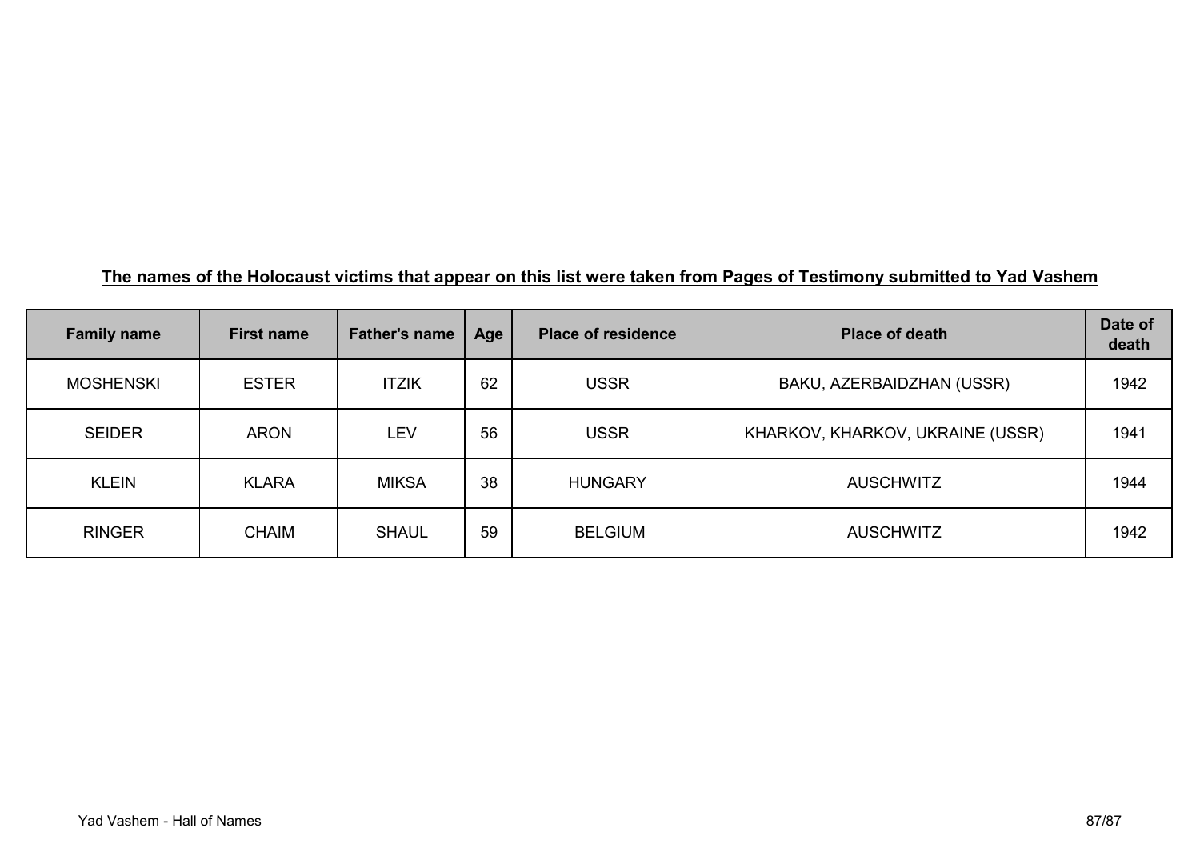**The names of the Holocaust victims that appear on this list were taken from Pages of Testimony submitted to Yad Vashem**

| Family name | First name | Father's name | Age | Place of residence | Place of death | Date of death |
|---|---|---|---|---|---|---|
| MOSHENSKI | ESTER | ITZIK | 62 | USSR | BAKU, AZERBAIDZHAN (USSR) | 1942 |
| SEIDER | ARON | LEV | 56 | USSR | KHARKOV, KHARKOV, UKRAINE (USSR) | 1941 |
| KLEIN | KLARA | MIKSA | 38 | HUNGARY | AUSCHWITZ | 1944 |
| RINGER | CHAIM | SHAUL | 59 | BELGIUM | AUSCHWITZ | 1942 |